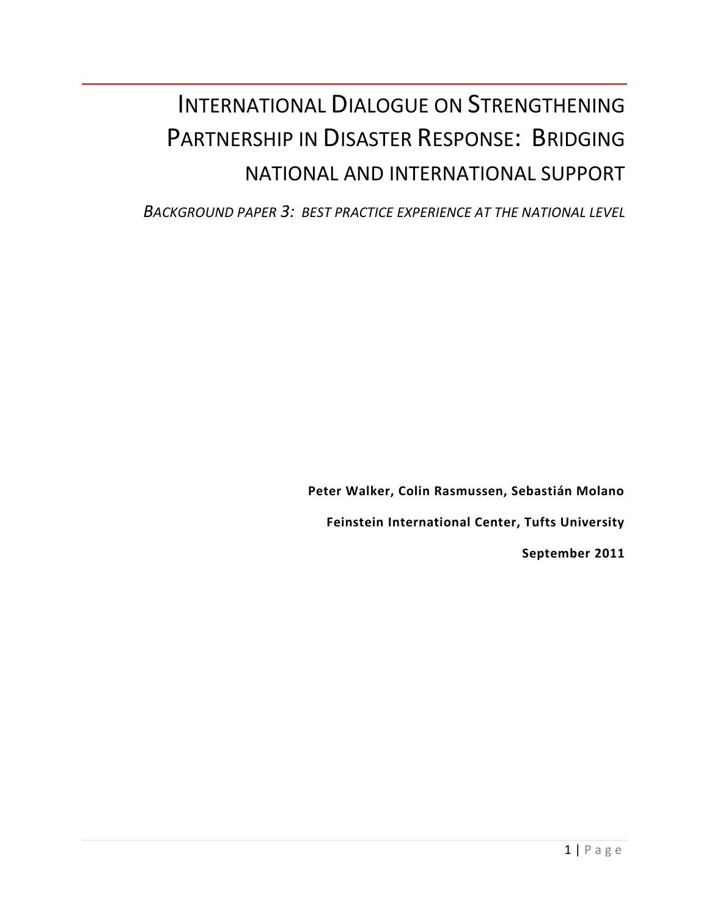# International Dialogue on Strengthening Partnership in Disaster Response: Bridging National and International Support

*Background Paper 3: Best Practice Experience at the National Level*

**Peter Walker, Colin Rasmussen, Sebastián Molano**

**Feinstein International Center, Tufts University**

**September 2011**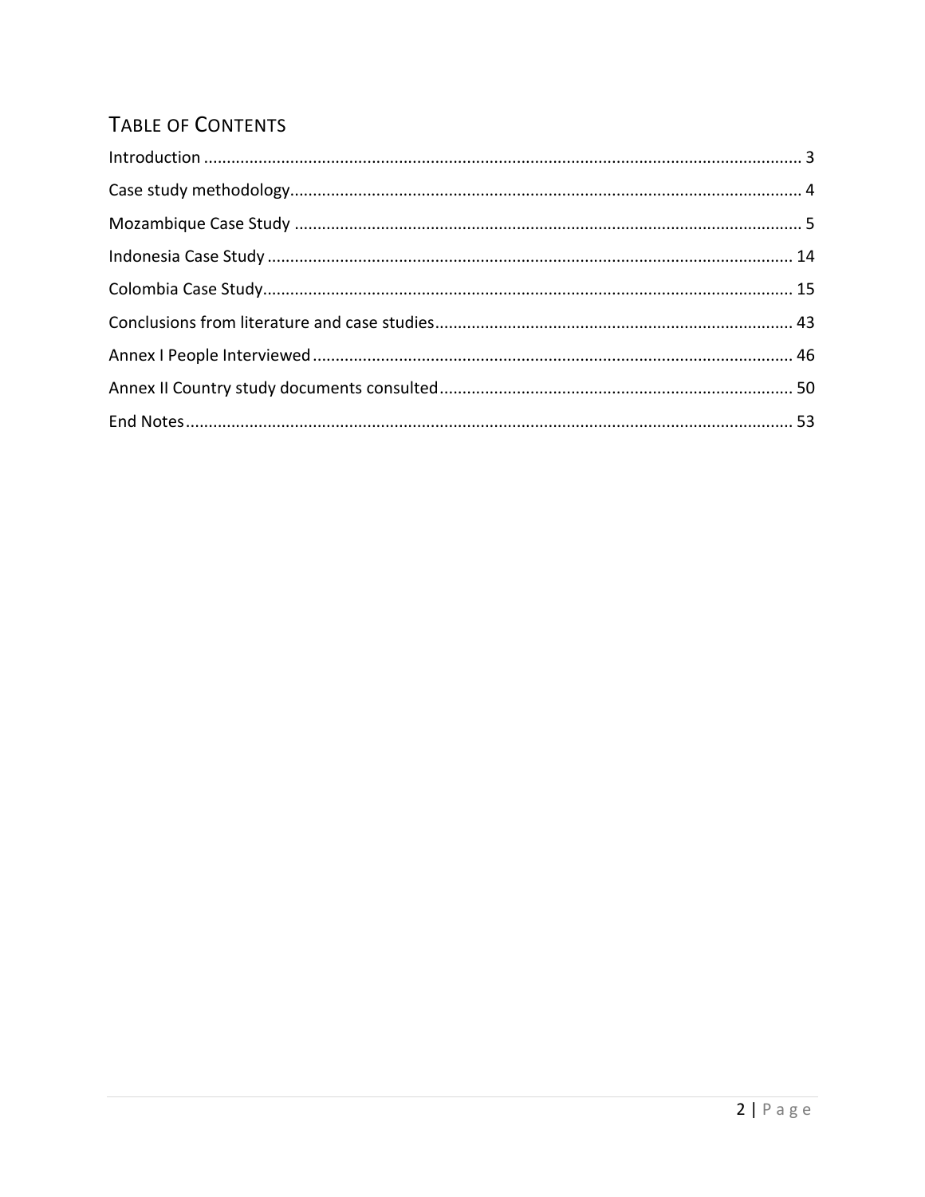## Table of Contents

Introduction ..... 3

Case study methodology ..... 4

Mozambique Case Study ..... 5

Indonesia Case Study ..... 14

Colombia Case Study ..... 15

Conclusions from literature and case studies ..... 43

Annex I People Interviewed ..... 46

Annex II Country study documents consulted ..... 50

End Notes ..... 53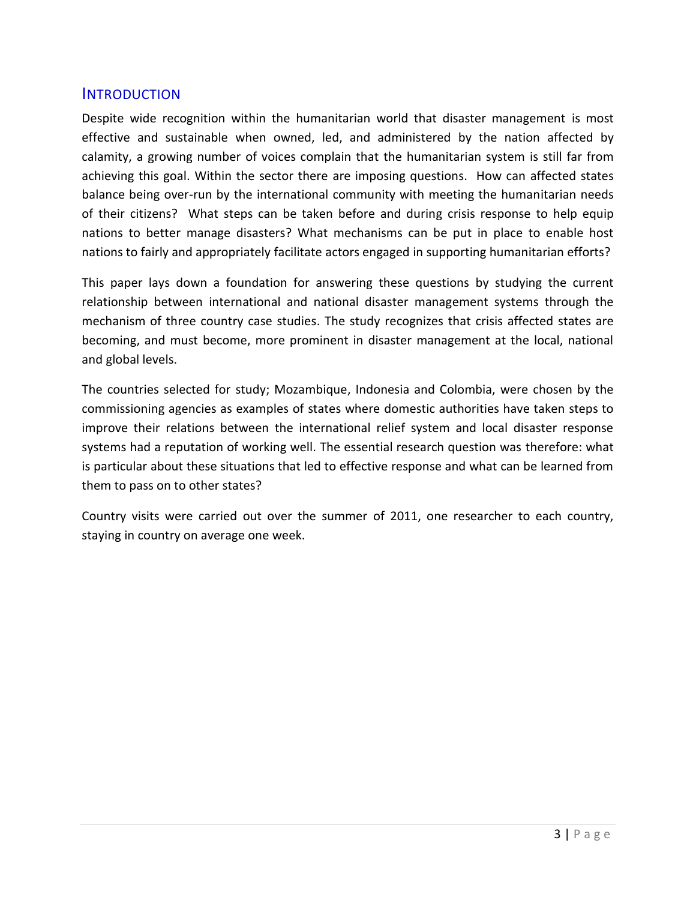## Introduction

Despite wide recognition within the humanitarian world that disaster management is most effective and sustainable when owned, led, and administered by the nation affected by calamity, a growing number of voices complain that the humanitarian system is still far from achieving this goal. Within the sector there are imposing questions. How can affected states balance being over-run by the international community with meeting the humanitarian needs of their citizens? What steps can be taken before and during crisis response to help equip nations to better manage disasters? What mechanisms can be put in place to enable host nations to fairly and appropriately facilitate actors engaged in supporting humanitarian efforts?

This paper lays down a foundation for answering these questions by studying the current relationship between international and national disaster management systems through the mechanism of three country case studies. The study recognizes that crisis affected states are becoming, and must become, more prominent in disaster management at the local, national and global levels.

The countries selected for study; Mozambique, Indonesia and Colombia, were chosen by the commissioning agencies as examples of states where domestic authorities have taken steps to improve their relations between the international relief system and local disaster response systems had a reputation of working well. The essential research question was therefore: what is particular about these situations that led to effective response and what can be learned from them to pass on to other states?

Country visits were carried out over the summer of 2011, one researcher to each country, staying in country on average one week.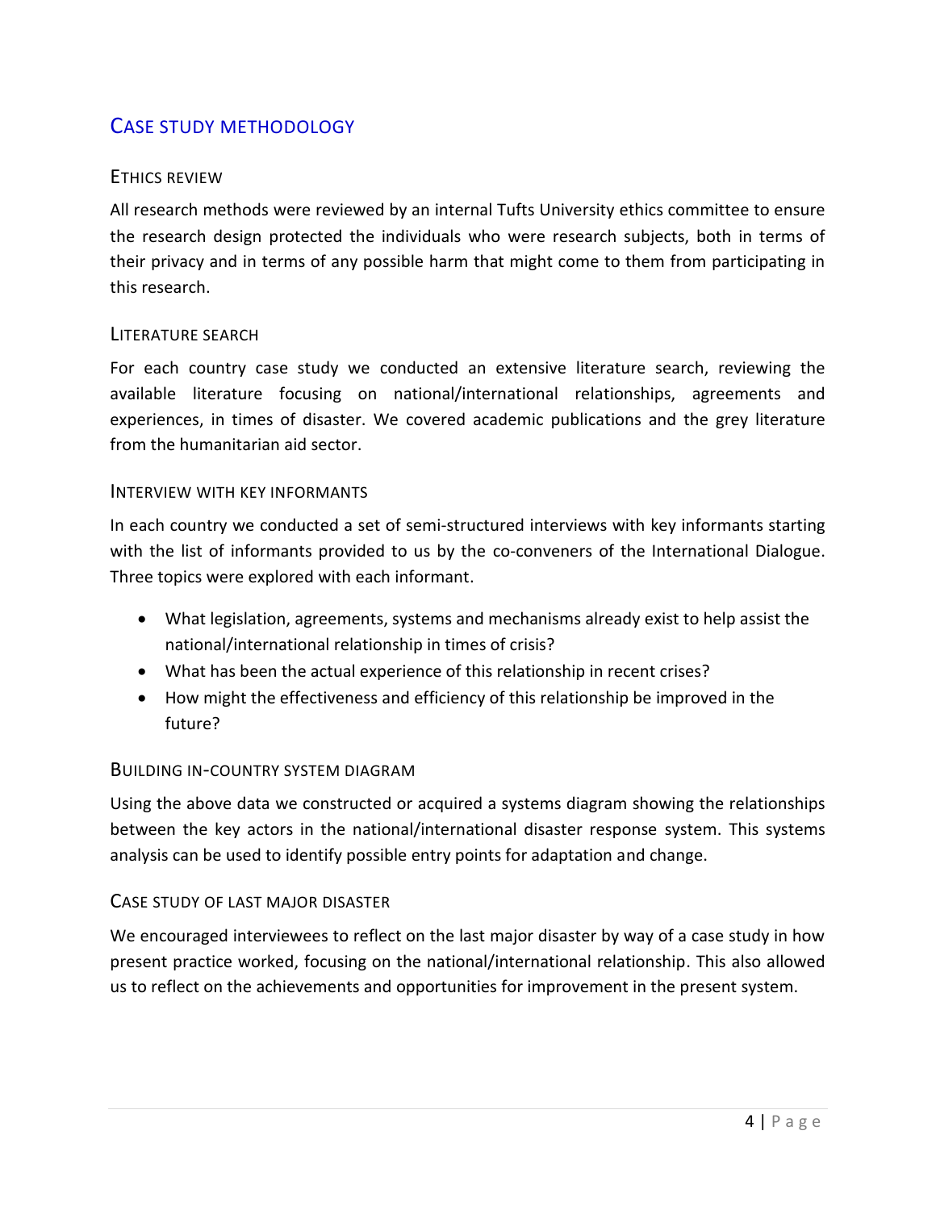## Case Study Methodology

### Ethics Review

All research methods were reviewed by an internal Tufts University ethics committee to ensure the research design protected the individuals who were research subjects, both in terms of their privacy and in terms of any possible harm that might come to them from participating in this research.

### Literature Search

For each country case study we conducted an extensive literature search, reviewing the available literature focusing on national/international relationships, agreements and experiences, in times of disaster. We covered academic publications and the grey literature from the humanitarian aid sector.

### Interview with Key Informants

In each country we conducted a set of semi-structured interviews with key informants starting with the list of informants provided to us by the co-conveners of the International Dialogue. Three topics were explored with each informant.

- What legislation, agreements, systems and mechanisms already exist to help assist the national/international relationship in times of crisis?
- What has been the actual experience of this relationship in recent crises?
- How might the effectiveness and efficiency of this relationship be improved in the future?

### Building In-Country System Diagram

Using the above data we constructed or acquired a systems diagram showing the relationships between the key actors in the national/international disaster response system. This systems analysis can be used to identify possible entry points for adaptation and change.

### Case Study of Last Major Disaster

We encouraged interviewees to reflect on the last major disaster by way of a case study in how present practice worked, focusing on the national/international relationship. This also allowed us to reflect on the achievements and opportunities for improvement in the present system.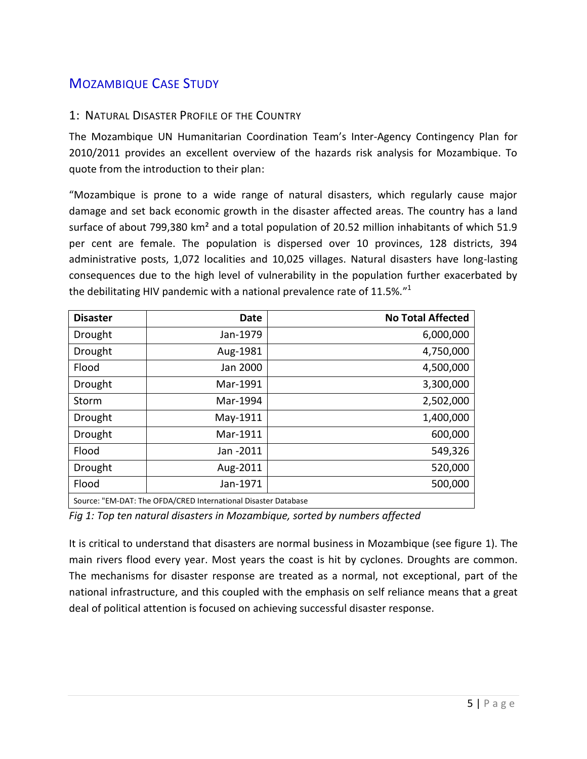# MOZAMBIQUE CASE STUDY

## 1: NATURAL DISASTER PROFILE OF THE COUNTRY

The Mozambique UN Humanitarian Coordination Team's Inter-Agency Contingency Plan for 2010/2011 provides an excellent overview of the hazards risk analysis for Mozambique. To quote from the introduction to their plan:

"Mozambique is prone to a wide range of natural disasters, which regularly cause major damage and set back economic growth in the disaster affected areas. The country has a land surface of about 799,380 km² and a total population of 20.52 million inhabitants of which 51.9 per cent are female. The population is dispersed over 10 provinces, 128 districts, 394 administrative posts, 1,072 localities and 10,025 villages. Natural disasters have long-lasting consequences due to the high level of vulnerability in the population further exacerbated by the debilitating HIV pandemic with a national prevalence rate of 11.5%."[1]

| Disaster | Date | No Total Affected |
|---|---:|---:|
| Drought | Jan-1979 | 6,000,000 |
| Drought | Aug-1981 | 4,750,000 |
| Flood | Jan 2000 | 4,500,000 |
| Drought | Mar-1991 | 3,300,000 |
| Storm | Mar-1994 | 2,502,000 |
| Drought | May-1911 | 1,400,000 |
| Drought | Mar-1911 | 600,000 |
| Flood | Jan -2011 | 549,326 |
| Drought | Aug-2011 | 520,000 |
| Flood | Jan-1971 | 500,000 |
| Source: "EM-DAT: The OFDA/CRED International Disaster Database | | |

*Fig 1: Top ten natural disasters in Mozambique, sorted by numbers affected*

It is critical to understand that disasters are normal business in Mozambique (see figure 1). The main rivers flood every year. Most years the coast is hit by cyclones. Droughts are common. The mechanisms for disaster response are treated as a normal, not exceptional, part of the national infrastructure, and this coupled with the emphasis on self reliance means that a great deal of political attention is focused on achieving successful disaster response.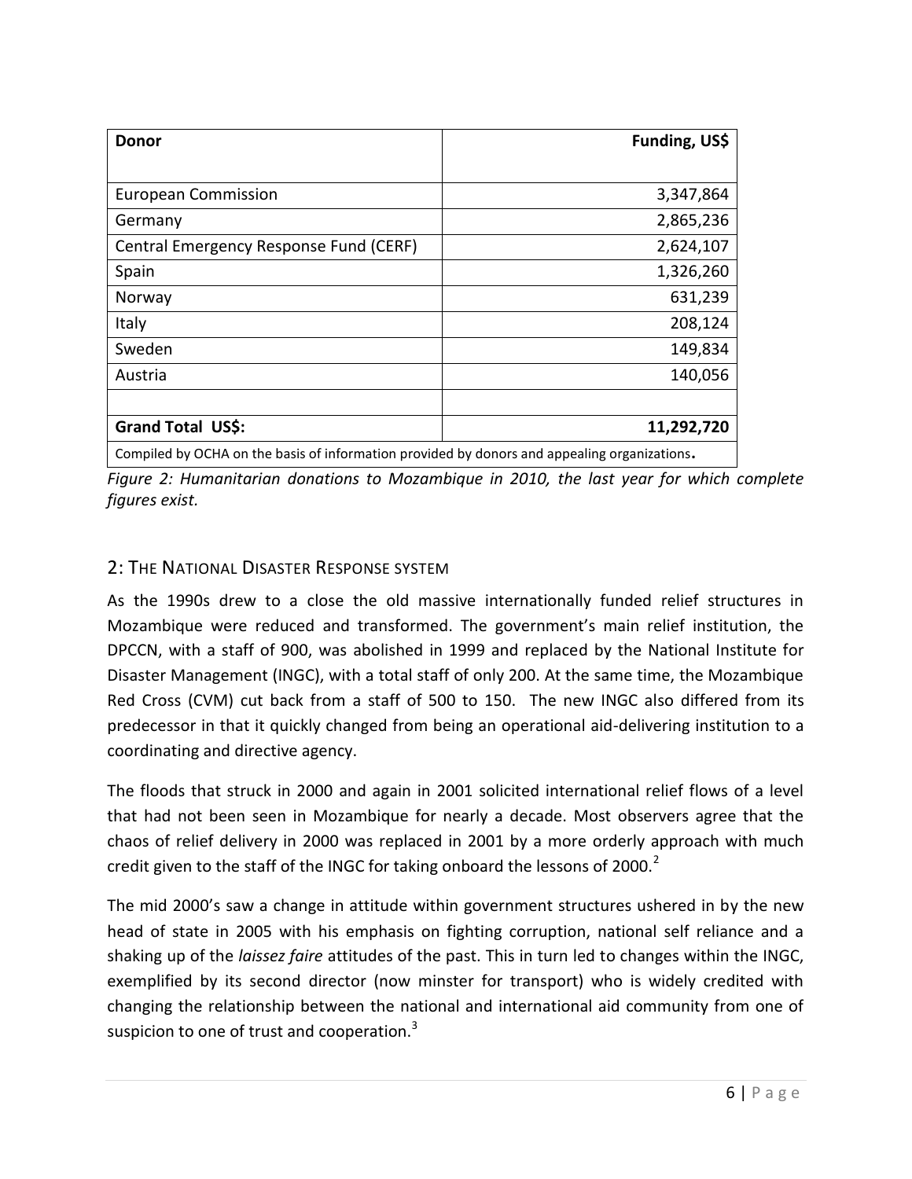| Donor | Funding, US$ |
| --- | ---: |
| European Commission | 3,347,864 |
| Germany | 2,865,236 |
| Central Emergency Response Fund (CERF) | 2,624,107 |
| Spain | 1,326,260 |
| Norway | 631,239 |
| Italy | 208,124 |
| Sweden | 149,834 |
| Austria | 140,056 |
| | |
| **Grand Total US$:** | **11,292,720** |
| Compiled by OCHA on the basis of information provided by donors and appealing organizations**.** | |

*Figure 2: Humanitarian donations to Mozambique in 2010, the last year for which complete figures exist.*

## 2: The National Disaster Response system

As the 1990s drew to a close the old massive internationally funded relief structures in Mozambique were reduced and transformed. The government's main relief institution, the DPCCN, with a staff of 900, was abolished in 1999 and replaced by the National Institute for Disaster Management (INGC), with a total staff of only 200. At the same time, the Mozambique Red Cross (CVM) cut back from a staff of 500 to 150. The new INGC also differed from its predecessor in that it quickly changed from being an operational aid-delivering institution to a coordinating and directive agency.

The floods that struck in 2000 and again in 2001 solicited international relief flows of a level that had not been seen in Mozambique for nearly a decade. Most observers agree that the chaos of relief delivery in 2000 was replaced in 2001 by a more orderly approach with much credit given to the staff of the INGC for taking onboard the lessons of 2000.[2]

The mid 2000's saw a change in attitude within government structures ushered in by the new head of state in 2005 with his emphasis on fighting corruption, national self reliance and a shaking up of the *laissez faire* attitudes of the past. This in turn led to changes within the INGC, exemplified by its second director (now minster for transport) who is widely credited with changing the relationship between the national and international aid community from one of suspicion to one of trust and cooperation.[3]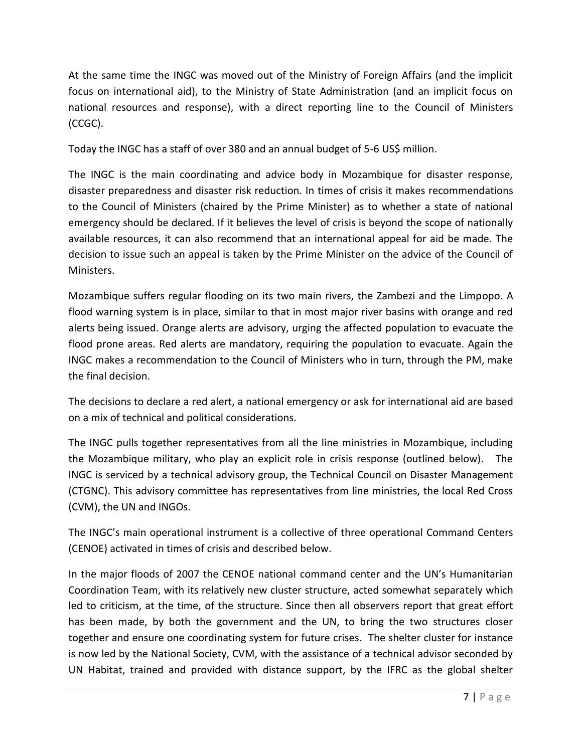At the same time the INGC was moved out of the Ministry of Foreign Affairs (and the implicit focus on international aid), to the Ministry of State Administration (and an implicit focus on national resources and response), with a direct reporting line to the Council of Ministers (CCGC).

Today the INGC has a staff of over 380 and an annual budget of 5-6 US$ million.

The INGC is the main coordinating and advice body in Mozambique for disaster response, disaster preparedness and disaster risk reduction. In times of crisis it makes recommendations to the Council of Ministers (chaired by the Prime Minister) as to whether a state of national emergency should be declared. If it believes the level of crisis is beyond the scope of nationally available resources, it can also recommend that an international appeal for aid be made. The decision to issue such an appeal is taken by the Prime Minister on the advice of the Council of Ministers.

Mozambique suffers regular flooding on its two main rivers, the Zambezi and the Limpopo. A flood warning system is in place, similar to that in most major river basins with orange and red alerts being issued. Orange alerts are advisory, urging the affected population to evacuate the flood prone areas. Red alerts are mandatory, requiring the population to evacuate. Again the INGC makes a recommendation to the Council of Ministers who in turn, through the PM, make the final decision.

The decisions to declare a red alert, a national emergency or ask for international aid are based on a mix of technical and political considerations.

The INGC pulls together representatives from all the line ministries in Mozambique, including the Mozambique military, who play an explicit role in crisis response (outlined below). The INGC is serviced by a technical advisory group, the Technical Council on Disaster Management (CTGNC). This advisory committee has representatives from line ministries, the local Red Cross (CVM), the UN and INGOs.

The INGC's main operational instrument is a collective of three operational Command Centers (CENOE) activated in times of crisis and described below.

In the major floods of 2007 the CENOE national command center and the UN's Humanitarian Coordination Team, with its relatively new cluster structure, acted somewhat separately which led to criticism, at the time, of the structure. Since then all observers report that great effort has been made, by both the government and the UN, to bring the two structures closer together and ensure one coordinating system for future crises. The shelter cluster for instance is now led by the National Society, CVM, with the assistance of a technical advisor seconded by UN Habitat, trained and provided with distance support, by the IFRC as the global shelter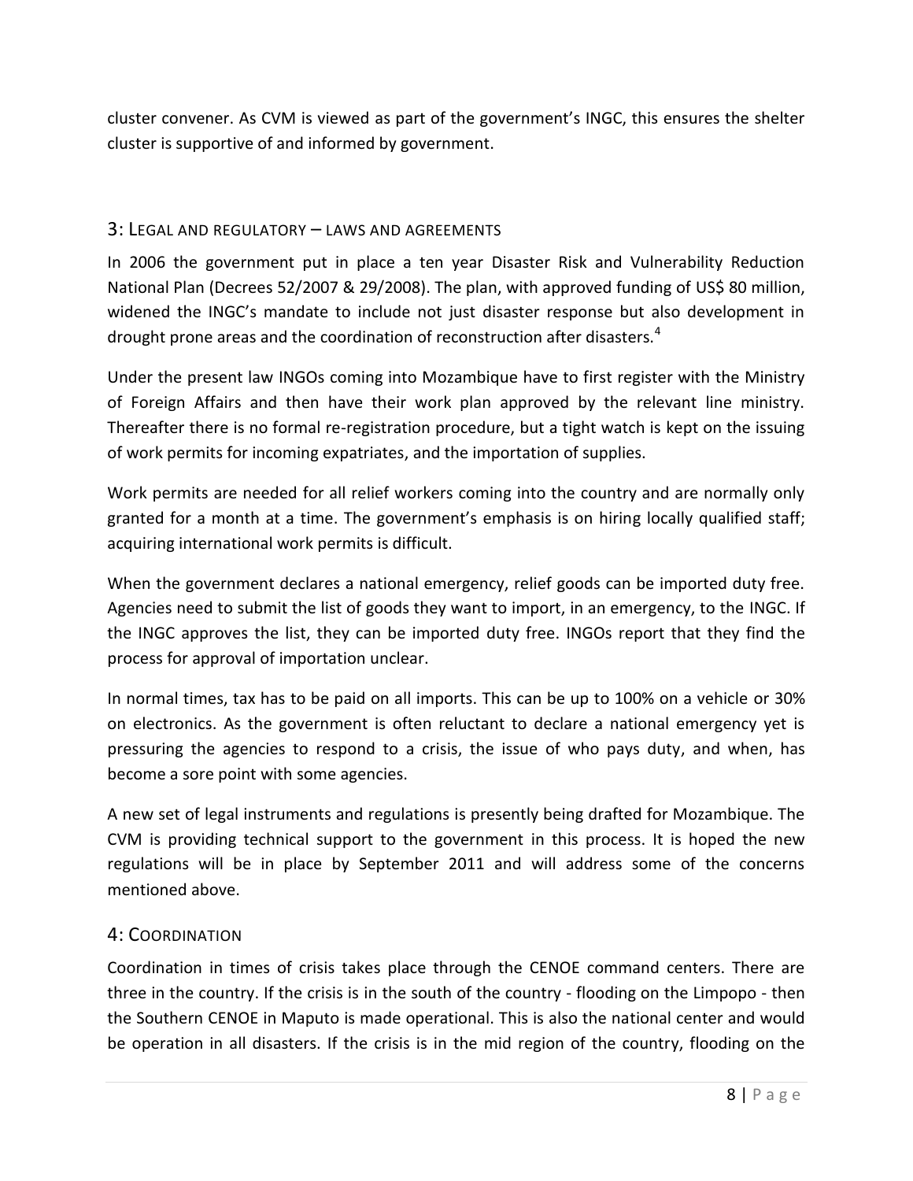cluster convener. As CVM is viewed as part of the government's INGC, this ensures the shelter cluster is supportive of and informed by government.

## 3: Legal and regulatory – laws and agreements

In 2006 the government put in place a ten year Disaster Risk and Vulnerability Reduction National Plan (Decrees 52/2007 & 29/2008). The plan, with approved funding of US$ 80 million, widened the INGC's mandate to include not just disaster response but also development in drought prone areas and the coordination of reconstruction after disasters.[4]

Under the present law INGOs coming into Mozambique have to first register with the Ministry of Foreign Affairs and then have their work plan approved by the relevant line ministry. Thereafter there is no formal re-registration procedure, but a tight watch is kept on the issuing of work permits for incoming expatriates, and the importation of supplies.

Work permits are needed for all relief workers coming into the country and are normally only granted for a month at a time. The government's emphasis is on hiring locally qualified staff; acquiring international work permits is difficult.

When the government declares a national emergency, relief goods can be imported duty free. Agencies need to submit the list of goods they want to import, in an emergency, to the INGC. If the INGC approves the list, they can be imported duty free. INGOs report that they find the process for approval of importation unclear.

In normal times, tax has to be paid on all imports. This can be up to 100% on a vehicle or 30% on electronics. As the government is often reluctant to declare a national emergency yet is pressuring the agencies to respond to a crisis, the issue of who pays duty, and when, has become a sore point with some agencies.

A new set of legal instruments and regulations is presently being drafted for Mozambique. The CVM is providing technical support to the government in this process. It is hoped the new regulations will be in place by September 2011 and will address some of the concerns mentioned above.

## 4: Coordination

Coordination in times of crisis takes place through the CENOE command centers. There are three in the country. If the crisis is in the south of the country - flooding on the Limpopo - then the Southern CENOE in Maputo is made operational. This is also the national center and would be operation in all disasters. If the crisis is in the mid region of the country, flooding on the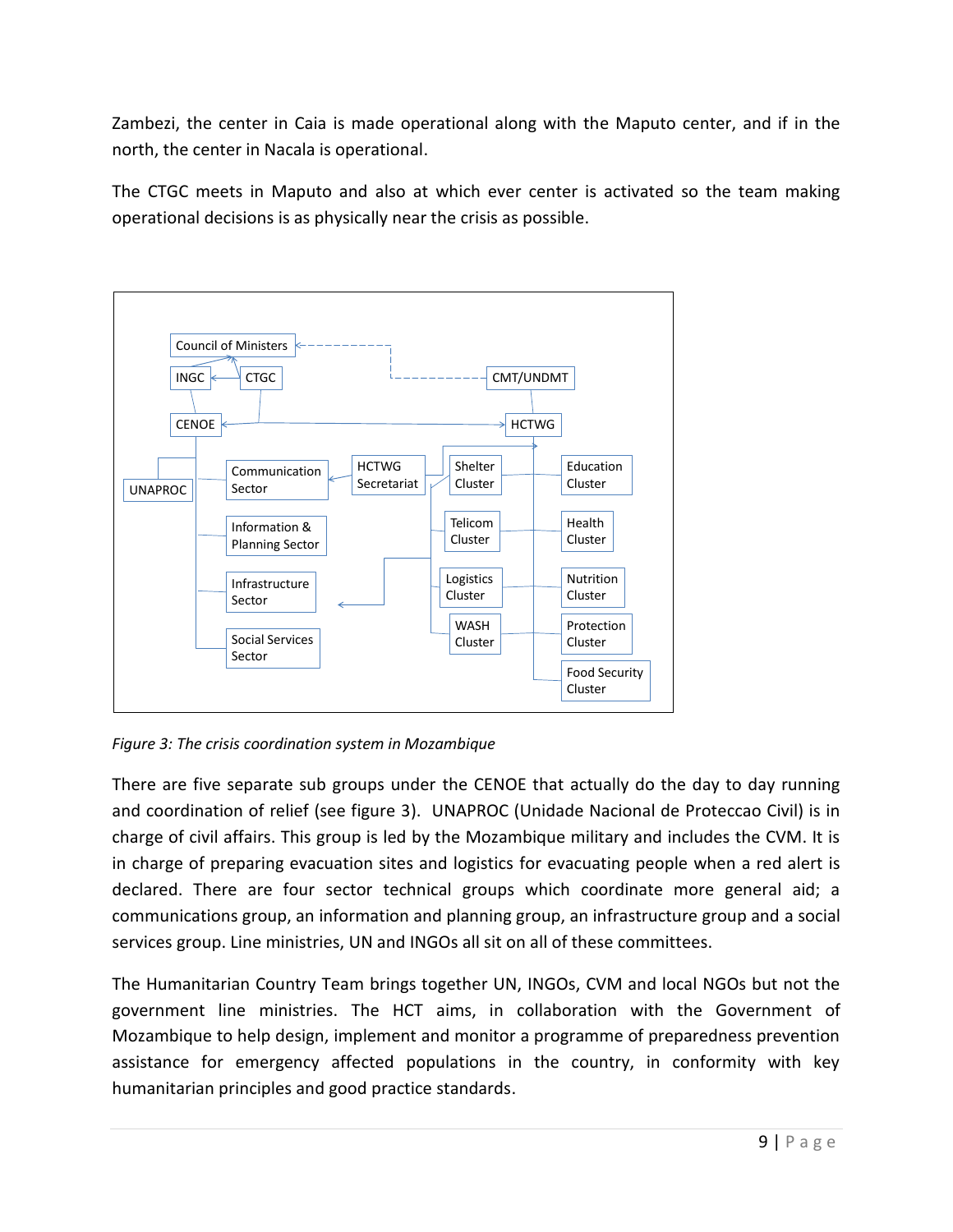Zambezi, the center in Caia is made operational along with the Maputo center, and if in the north, the center in Nacala is operational.

The CTGC meets in Maputo and also at which ever center is activated so the team making operational decisions is as physically near the crisis as possible.

Council of Ministers

INGC

CTGC

CMT/UNDMT

CENOE

HCTWG

UNAPROC

Communication Sector

HCTWG Secretariat

Shelter Cluster

Education Cluster

Information & Planning Sector

Telicom Cluster

Health Cluster

Infrastructure Sector

Logistics Cluster

Nutrition Cluster

Social Services Sector

WASH Cluster

Protection Cluster

Food Security Cluster

*Figure 3: The crisis coordination system in Mozambique*

There are five separate sub groups under the CENOE that actually do the day to day running and coordination of relief (see figure 3). UNAPROC (Unidade Nacional de Proteccao Civil) is in charge of civil affairs. This group is led by the Mozambique military and includes the CVM. It is in charge of preparing evacuation sites and logistics for evacuating people when a red alert is declared. There are four sector technical groups which coordinate more general aid; a communications group, an information and planning group, an infrastructure group and a social services group. Line ministries, UN and INGOs all sit on all of these committees.

The Humanitarian Country Team brings together UN, INGOs, CVM and local NGOs but not the government line ministries. The HCT aims, in collaboration with the Government of Mozambique to help design, implement and monitor a programme of preparedness prevention assistance for emergency affected populations in the country, in conformity with key humanitarian principles and good practice standards.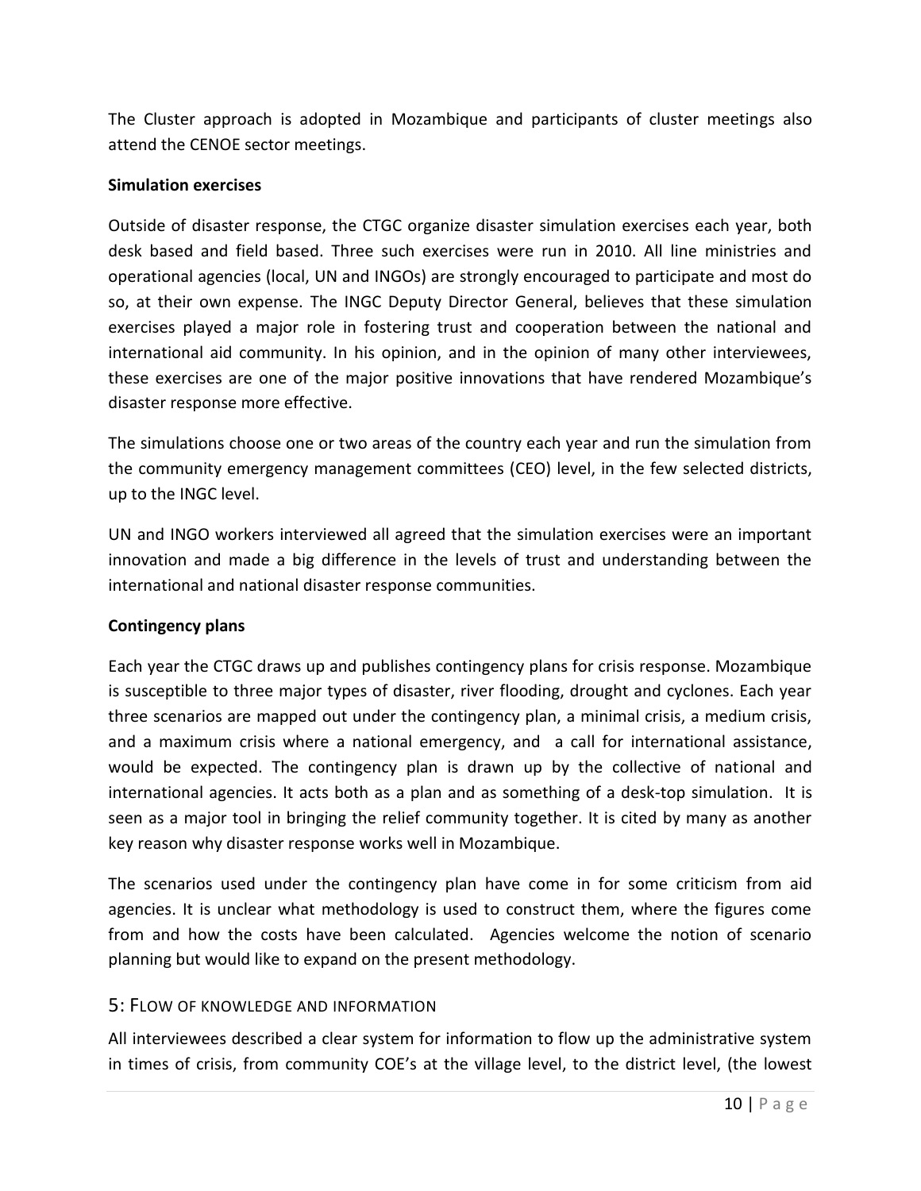The Cluster approach is adopted in Mozambique and participants of cluster meetings also attend the CENOE sector meetings.

**Simulation exercises**

Outside of disaster response, the CTGC organize disaster simulation exercises each year, both desk based and field based. Three such exercises were run in 2010. All line ministries and operational agencies (local, UN and INGOs) are strongly encouraged to participate and most do so, at their own expense. The INGC Deputy Director General, believes that these simulation exercises played a major role in fostering trust and cooperation between the national and international aid community. In his opinion, and in the opinion of many other interviewees, these exercises are one of the major positive innovations that have rendered Mozambique's disaster response more effective.

The simulations choose one or two areas of the country each year and run the simulation from the community emergency management committees (CEO) level, in the few selected districts, up to the INGC level.

UN and INGO workers interviewed all agreed that the simulation exercises were an important innovation and made a big difference in the levels of trust and understanding between the international and national disaster response communities.

**Contingency plans**

Each year the CTGC draws up and publishes contingency plans for crisis response. Mozambique is susceptible to three major types of disaster, river flooding, drought and cyclones. Each year three scenarios are mapped out under the contingency plan, a minimal crisis, a medium crisis, and a maximum crisis where a national emergency, and a call for international assistance, would be expected. The contingency plan is drawn up by the collective of national and international agencies. It acts both as a plan and as something of a desk-top simulation. It is seen as a major tool in bringing the relief community together. It is cited by many as another key reason why disaster response works well in Mozambique.

The scenarios used under the contingency plan have come in for some criticism from aid agencies. It is unclear what methodology is used to construct them, where the figures come from and how the costs have been calculated. Agencies welcome the notion of scenario planning but would like to expand on the present methodology.

## 5: Flow of knowledge and information

All interviewees described a clear system for information to flow up the administrative system in times of crisis, from community COE's at the village level, to the district level, (the lowest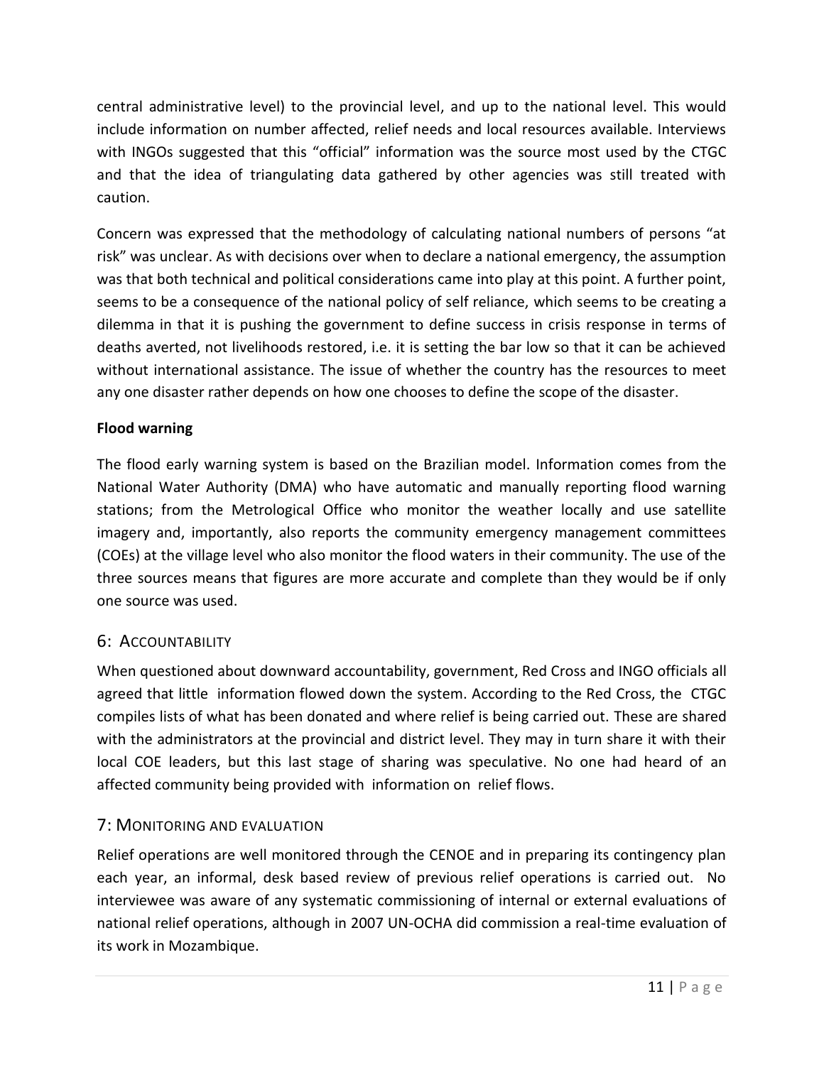central administrative level) to the provincial level, and up to the national level. This would include information on number affected, relief needs and local resources available. Interviews with INGOs suggested that this "official" information was the source most used by the CTGC and that the idea of triangulating data gathered by other agencies was still treated with caution.

Concern was expressed that the methodology of calculating national numbers of persons "at risk" was unclear. As with decisions over when to declare a national emergency, the assumption was that both technical and political considerations came into play at this point. A further point, seems to be a consequence of the national policy of self reliance, which seems to be creating a dilemma in that it is pushing the government to define success in crisis response in terms of deaths averted, not livelihoods restored, i.e. it is setting the bar low so that it can be achieved without international assistance. The issue of whether the country has the resources to meet any one disaster rather depends on how one chooses to define the scope of the disaster.

**Flood warning**

The flood early warning system is based on the Brazilian model. Information comes from the National Water Authority (DMA) who have automatic and manually reporting flood warning stations; from the Metrological Office who monitor the weather locally and use satellite imagery and, importantly, also reports the community emergency management committees (COEs) at the village level who also monitor the flood waters in their community. The use of the three sources means that figures are more accurate and complete than they would be if only one source was used.

## 6: Accountability

When questioned about downward accountability, government, Red Cross and INGO officials all agreed that little information flowed down the system. According to the Red Cross, the CTGC compiles lists of what has been donated and where relief is being carried out. These are shared with the administrators at the provincial and district level. They may in turn share it with their local COE leaders, but this last stage of sharing was speculative. No one had heard of an affected community being provided with information on relief flows.

## 7: Monitoring and evaluation

Relief operations are well monitored through the CENOE and in preparing its contingency plan each year, an informal, desk based review of previous relief operations is carried out. No interviewee was aware of any systematic commissioning of internal or external evaluations of national relief operations, although in 2007 UN-OCHA did commission a real-time evaluation of its work in Mozambique.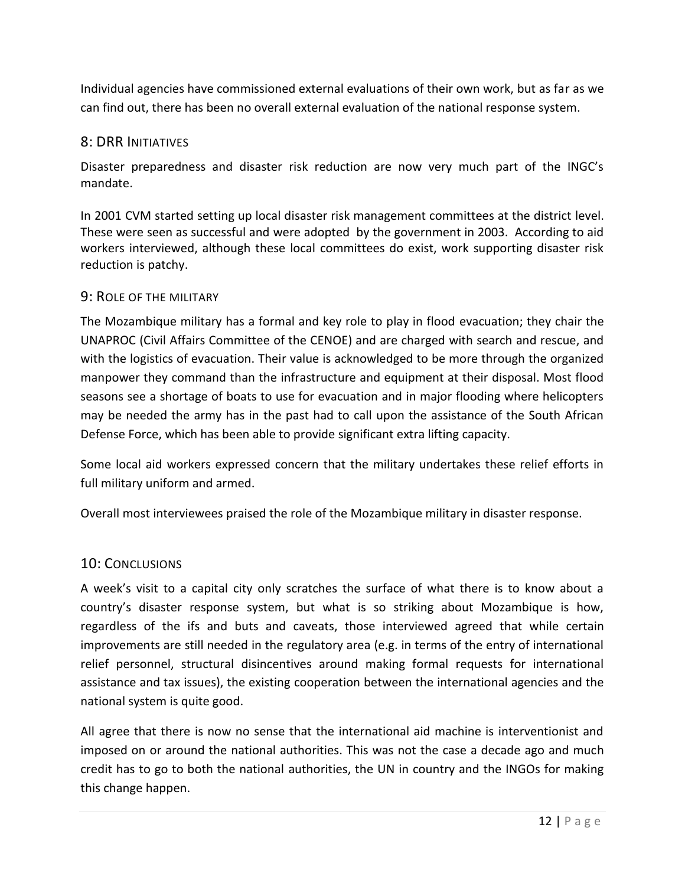Individual agencies have commissioned external evaluations of their own work, but as far as we can find out, there has been no overall external evaluation of the national response system.

## 8: DRR Initiatives

Disaster preparedness and disaster risk reduction are now very much part of the INGC's mandate.

In 2001 CVM started setting up local disaster risk management committees at the district level. These were seen as successful and were adopted by the government in 2003. According to aid workers interviewed, although these local committees do exist, work supporting disaster risk reduction is patchy.

## 9: Role of the military

The Mozambique military has a formal and key role to play in flood evacuation; they chair the UNAPROC (Civil Affairs Committee of the CENOE) and are charged with search and rescue, and with the logistics of evacuation. Their value is acknowledged to be more through the organized manpower they command than the infrastructure and equipment at their disposal. Most flood seasons see a shortage of boats to use for evacuation and in major flooding where helicopters may be needed the army has in the past had to call upon the assistance of the South African Defense Force, which has been able to provide significant extra lifting capacity.

Some local aid workers expressed concern that the military undertakes these relief efforts in full military uniform and armed.

Overall most interviewees praised the role of the Mozambique military in disaster response.

## 10: Conclusions

A week's visit to a capital city only scratches the surface of what there is to know about a country's disaster response system, but what is so striking about Mozambique is how, regardless of the ifs and buts and caveats, those interviewed agreed that while certain improvements are still needed in the regulatory area (e.g. in terms of the entry of international relief personnel, structural disincentives around making formal requests for international assistance and tax issues), the existing cooperation between the international agencies and the national system is quite good.

All agree that there is now no sense that the international aid machine is interventionist and imposed on or around the national authorities. This was not the case a decade ago and much credit has to go to both the national authorities, the UN in country and the INGOs for making this change happen.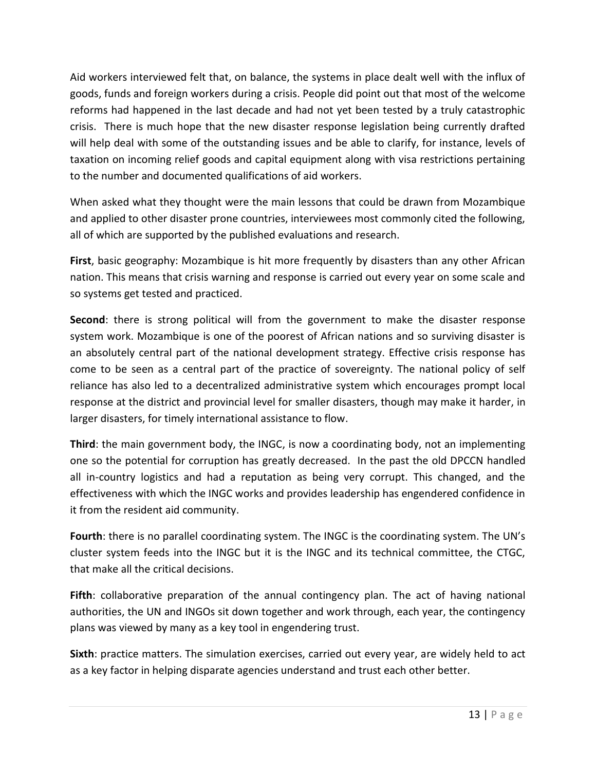Aid workers interviewed felt that, on balance, the systems in place dealt well with the influx of goods, funds and foreign workers during a crisis. People did point out that most of the welcome reforms had happened in the last decade and had not yet been tested by a truly catastrophic crisis. There is much hope that the new disaster response legislation being currently drafted will help deal with some of the outstanding issues and be able to clarify, for instance, levels of taxation on incoming relief goods and capital equipment along with visa restrictions pertaining to the number and documented qualifications of aid workers.

When asked what they thought were the main lessons that could be drawn from Mozambique and applied to other disaster prone countries, interviewees most commonly cited the following, all of which are supported by the published evaluations and research.

**First**, basic geography: Mozambique is hit more frequently by disasters than any other African nation. This means that crisis warning and response is carried out every year on some scale and so systems get tested and practiced.

**Second**: there is strong political will from the government to make the disaster response system work. Mozambique is one of the poorest of African nations and so surviving disaster is an absolutely central part of the national development strategy. Effective crisis response has come to be seen as a central part of the practice of sovereignty. The national policy of self reliance has also led to a decentralized administrative system which encourages prompt local response at the district and provincial level for smaller disasters, though may make it harder, in larger disasters, for timely international assistance to flow.

**Third**: the main government body, the INGC, is now a coordinating body, not an implementing one so the potential for corruption has greatly decreased. In the past the old DPCCN handled all in-country logistics and had a reputation as being very corrupt. This changed, and the effectiveness with which the INGC works and provides leadership has engendered confidence in it from the resident aid community.

**Fourth**: there is no parallel coordinating system. The INGC is the coordinating system. The UN's cluster system feeds into the INGC but it is the INGC and its technical committee, the CTGC, that make all the critical decisions.

**Fifth**: collaborative preparation of the annual contingency plan. The act of having national authorities, the UN and INGOs sit down together and work through, each year, the contingency plans was viewed by many as a key tool in engendering trust.

**Sixth**: practice matters. The simulation exercises, carried out every year, are widely held to act as a key factor in helping disparate agencies understand and trust each other better.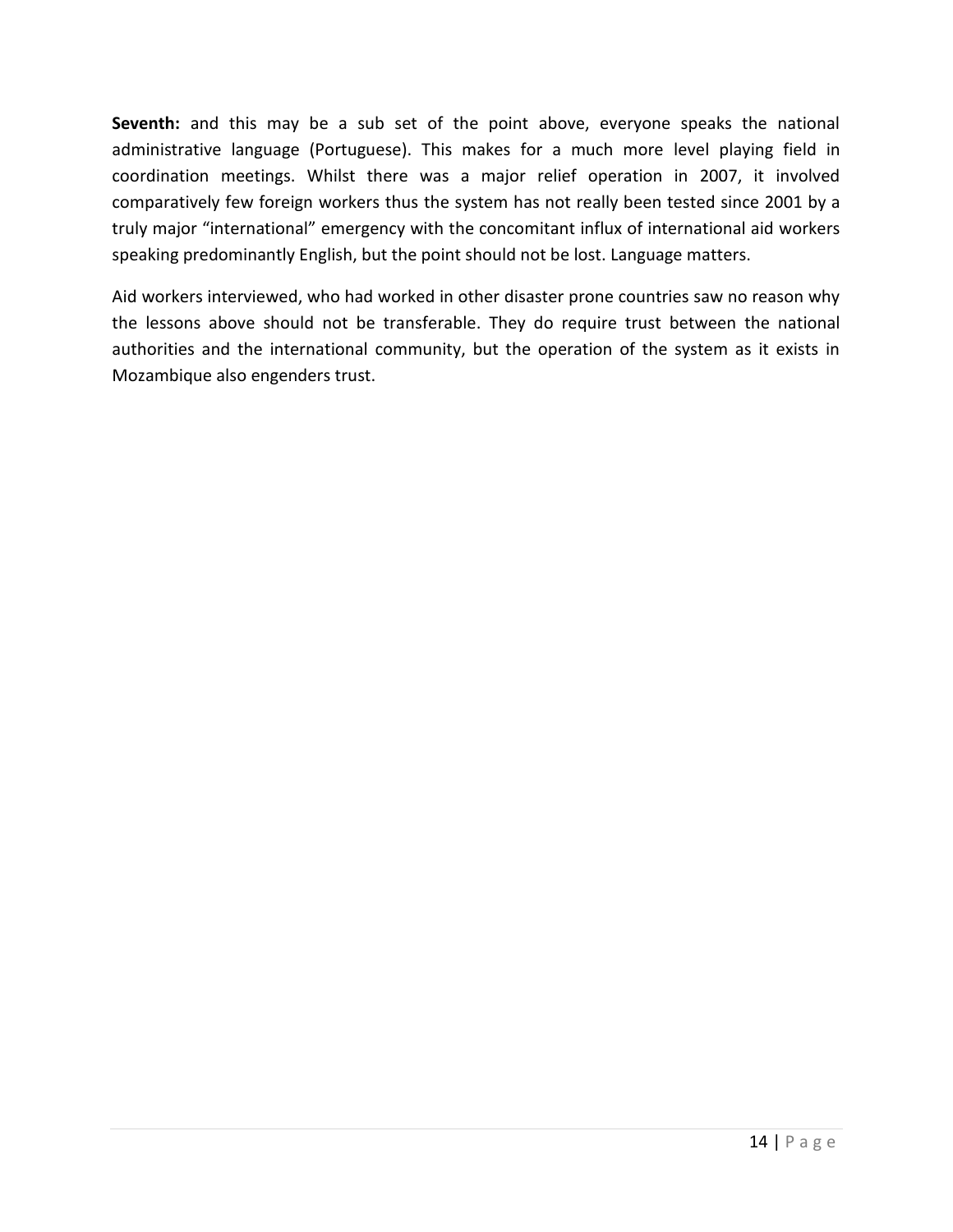**Seventh:** and this may be a sub set of the point above, everyone speaks the national administrative language (Portuguese). This makes for a much more level playing field in coordination meetings. Whilst there was a major relief operation in 2007, it involved comparatively few foreign workers thus the system has not really been tested since 2001 by a truly major "international" emergency with the concomitant influx of international aid workers speaking predominantly English, but the point should not be lost. Language matters.

Aid workers interviewed, who had worked in other disaster prone countries saw no reason why the lessons above should not be transferable. They do require trust between the national authorities and the international community, but the operation of the system as it exists in Mozambique also engenders trust.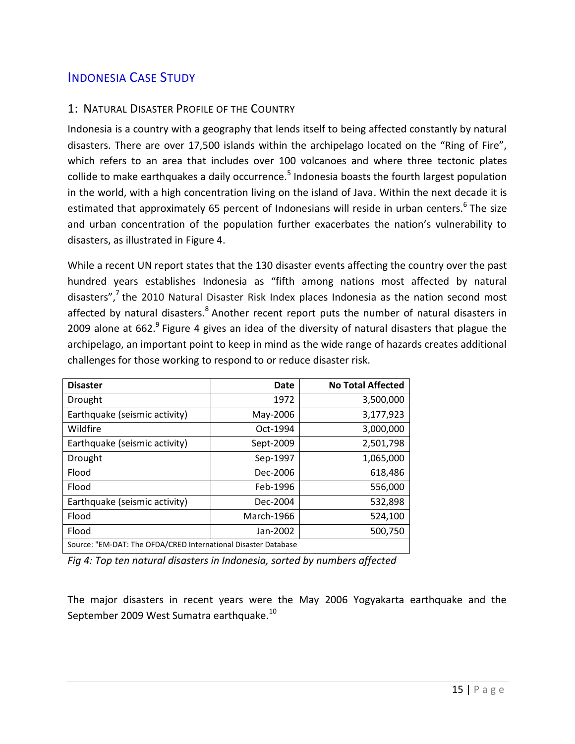# Indonesia Case Study

## 1: Natural Disaster Profile of the Country

Indonesia is a country with a geography that lends itself to being affected constantly by natural disasters. There are over 17,500 islands within the archipelago located on the "Ring of Fire", which refers to an area that includes over 100 volcanoes and where three tectonic plates collide to make earthquakes a daily occurrence.[5] Indonesia boasts the fourth largest population in the world, with a high concentration living on the island of Java. Within the next decade it is estimated that approximately 65 percent of Indonesians will reside in urban centers.[6] The size and urban concentration of the population further exacerbates the nation's vulnerability to disasters, as illustrated in Figure 4.

While a recent UN report states that the 130 disaster events affecting the country over the past hundred years establishes Indonesia as "fifth among nations most affected by natural disasters",[7] the 2010 Natural Disaster Risk Index places Indonesia as the nation second most affected by natural disasters.[8] Another recent report puts the number of natural disasters in 2009 alone at 662.[9] Figure 4 gives an idea of the diversity of natural disasters that plague the archipelago, an important point to keep in mind as the wide range of hazards creates additional challenges for those working to respond to or reduce disaster risk.

| Disaster | Date | No Total Affected |
|---|---:|---:|
| Drought | 1972 | 3,500,000 |
| Earthquake (seismic activity) | May-2006 | 3,177,923 |
| Wildfire | Oct-1994 | 3,000,000 |
| Earthquake (seismic activity) | Sept-2009 | 2,501,798 |
| Drought | Sep-1997 | 1,065,000 |
| Flood | Dec-2006 | 618,486 |
| Flood | Feb-1996 | 556,000 |
| Earthquake (seismic activity) | Dec-2004 | 532,898 |
| Flood | March-1966 | 524,100 |
| Flood | Jan-2002 | 500,750 |
| Source: "EM-DAT: The OFDA/CRED International Disaster Database | | |

*Fig 4: Top ten natural disasters in Indonesia, sorted by numbers affected*

The major disasters in recent years were the May 2006 Yogyakarta earthquake and the September 2009 West Sumatra earthquake.[10]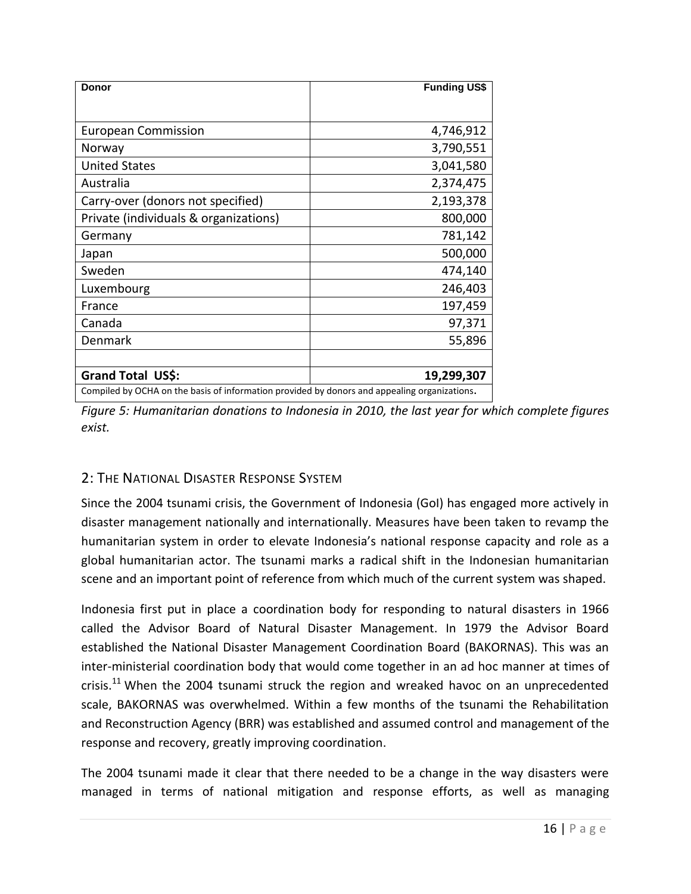| Donor | Funding US$ |
|---|---:|
| European Commission | 4,746,912 |
| Norway | 3,790,551 |
| United States | 3,041,580 |
| Australia | 2,374,475 |
| Carry-over (donors not specified) | 2,193,378 |
| Private (individuals & organizations) | 800,000 |
| Germany | 781,142 |
| Japan | 500,000 |
| Sweden | 474,140 |
| Luxembourg | 246,403 |
| France | 197,459 |
| Canada | 97,371 |
| Denmark | 55,896 |
| | |
| **Grand Total US$:** | **19,299,307** |
| Compiled by OCHA on the basis of information provided by donors and appealing organizations. | |

*Figure 5: Humanitarian donations to Indonesia in 2010, the last year for which complete figures exist.*

## 2: The National Disaster Response System

Since the 2004 tsunami crisis, the Government of Indonesia (GoI) has engaged more actively in disaster management nationally and internationally. Measures have been taken to revamp the humanitarian system in order to elevate Indonesia's national response capacity and role as a global humanitarian actor. The tsunami marks a radical shift in the Indonesian humanitarian scene and an important point of reference from which much of the current system was shaped.

Indonesia first put in place a coordination body for responding to natural disasters in 1966 called the Advisor Board of Natural Disaster Management. In 1979 the Advisor Board established the National Disaster Management Coordination Board (BAKORNAS). This was an inter-ministerial coordination body that would come together in an ad hoc manner at times of crisis.[11] When the 2004 tsunami struck the region and wreaked havoc on an unprecedented scale, BAKORNAS was overwhelmed. Within a few months of the tsunami the Rehabilitation and Reconstruction Agency (BRR) was established and assumed control and management of the response and recovery, greatly improving coordination.

The 2004 tsunami made it clear that there needed to be a change in the way disasters were managed in terms of national mitigation and response efforts, as well as managing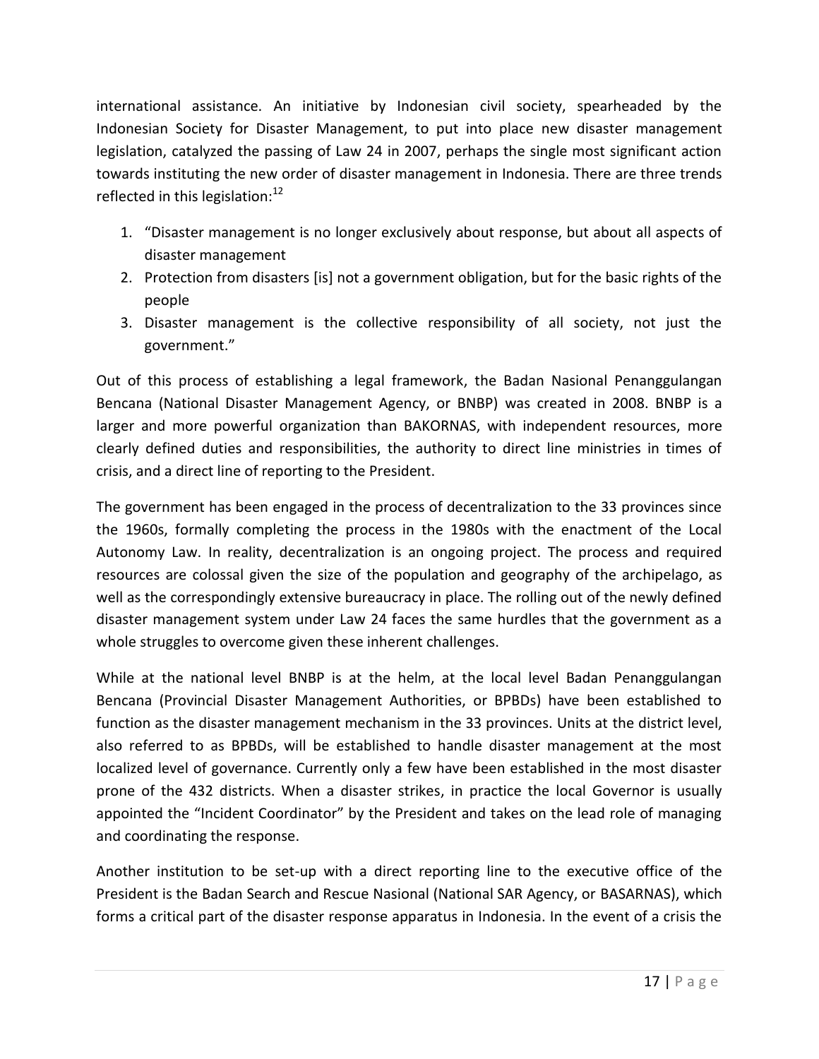international assistance. An initiative by Indonesian civil society, spearheaded by the Indonesian Society for Disaster Management, to put into place new disaster management legislation, catalyzed the passing of Law 24 in 2007, perhaps the single most significant action towards instituting the new order of disaster management in Indonesia. There are three trends reflected in this legislation:[12]

1. "Disaster management is no longer exclusively about response, but about all aspects of disaster management
2. Protection from disasters [is] not a government obligation, but for the basic rights of the people
3. Disaster management is the collective responsibility of all society, not just the government."

Out of this process of establishing a legal framework, the Badan Nasional Penanggulangan Bencana (National Disaster Management Agency, or BNBP) was created in 2008. BNBP is a larger and more powerful organization than BAKORNAS, with independent resources, more clearly defined duties and responsibilities, the authority to direct line ministries in times of crisis, and a direct line of reporting to the President.

The government has been engaged in the process of decentralization to the 33 provinces since the 1960s, formally completing the process in the 1980s with the enactment of the Local Autonomy Law. In reality, decentralization is an ongoing project. The process and required resources are colossal given the size of the population and geography of the archipelago, as well as the correspondingly extensive bureaucracy in place. The rolling out of the newly defined disaster management system under Law 24 faces the same hurdles that the government as a whole struggles to overcome given these inherent challenges.

While at the national level BNBP is at the helm, at the local level Badan Penanggulangan Bencana (Provincial Disaster Management Authorities, or BPBDs) have been established to function as the disaster management mechanism in the 33 provinces. Units at the district level, also referred to as BPBDs, will be established to handle disaster management at the most localized level of governance. Currently only a few have been established in the most disaster prone of the 432 districts. When a disaster strikes, in practice the local Governor is usually appointed the "Incident Coordinator" by the President and takes on the lead role of managing and coordinating the response.

Another institution to be set-up with a direct reporting line to the executive office of the President is the Badan Search and Rescue Nasional (National SAR Agency, or BASARNAS), which forms a critical part of the disaster response apparatus in Indonesia. In the event of a crisis the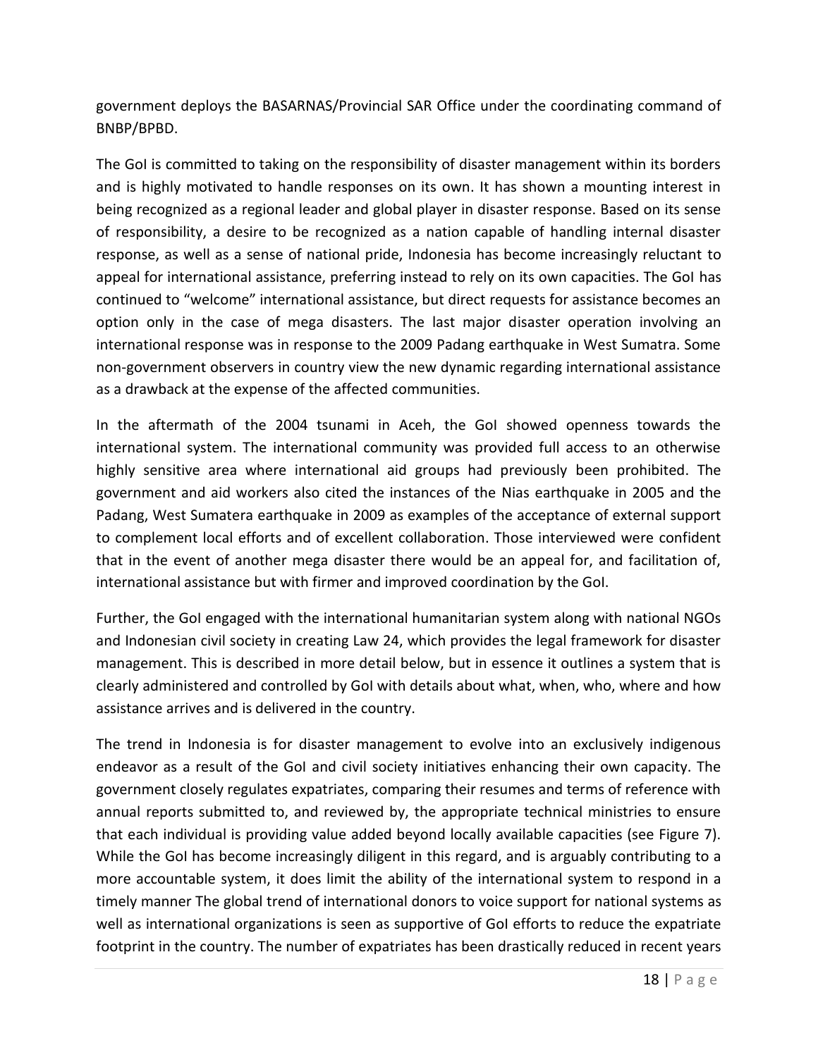government deploys the BASARNAS/Provincial SAR Office under the coordinating command of BNBP/BPBD.

The GoI is committed to taking on the responsibility of disaster management within its borders and is highly motivated to handle responses on its own. It has shown a mounting interest in being recognized as a regional leader and global player in disaster response. Based on its sense of responsibility, a desire to be recognized as a nation capable of handling internal disaster response, as well as a sense of national pride, Indonesia has become increasingly reluctant to appeal for international assistance, preferring instead to rely on its own capacities. The GoI has continued to "welcome" international assistance, but direct requests for assistance becomes an option only in the case of mega disasters. The last major disaster operation involving an international response was in response to the 2009 Padang earthquake in West Sumatra. Some non-government observers in country view the new dynamic regarding international assistance as a drawback at the expense of the affected communities.

In the aftermath of the 2004 tsunami in Aceh, the GoI showed openness towards the international system. The international community was provided full access to an otherwise highly sensitive area where international aid groups had previously been prohibited. The government and aid workers also cited the instances of the Nias earthquake in 2005 and the Padang, West Sumatera earthquake in 2009 as examples of the acceptance of external support to complement local efforts and of excellent collaboration. Those interviewed were confident that in the event of another mega disaster there would be an appeal for, and facilitation of, international assistance but with firmer and improved coordination by the GoI.

Further, the GoI engaged with the international humanitarian system along with national NGOs and Indonesian civil society in creating Law 24, which provides the legal framework for disaster management. This is described in more detail below, but in essence it outlines a system that is clearly administered and controlled by GoI with details about what, when, who, where and how assistance arrives and is delivered in the country.

The trend in Indonesia is for disaster management to evolve into an exclusively indigenous endeavor as a result of the GoI and civil society initiatives enhancing their own capacity. The government closely regulates expatriates, comparing their resumes and terms of reference with annual reports submitted to, and reviewed by, the appropriate technical ministries to ensure that each individual is providing value added beyond locally available capacities (see Figure 7). While the GoI has become increasingly diligent in this regard, and is arguably contributing to a more accountable system, it does limit the ability of the international system to respond in a timely manner The global trend of international donors to voice support for national systems as well as international organizations is seen as supportive of GoI efforts to reduce the expatriate footprint in the country. The number of expatriates has been drastically reduced in recent years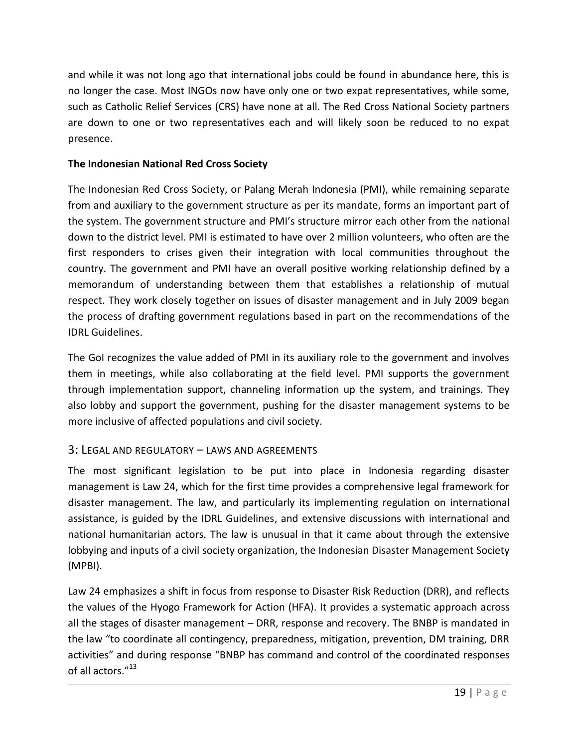and while it was not long ago that international jobs could be found in abundance here, this is no longer the case. Most INGOs now have only one or two expat representatives, while some, such as Catholic Relief Services (CRS) have none at all. The Red Cross National Society partners are down to one or two representatives each and will likely soon be reduced to no expat presence.

**The Indonesian National Red Cross Society**

The Indonesian Red Cross Society, or Palang Merah Indonesia (PMI), while remaining separate from and auxiliary to the government structure as per its mandate, forms an important part of the system. The government structure and PMI's structure mirror each other from the national down to the district level. PMI is estimated to have over 2 million volunteers, who often are the first responders to crises given their integration with local communities throughout the country. The government and PMI have an overall positive working relationship defined by a memorandum of understanding between them that establishes a relationship of mutual respect. They work closely together on issues of disaster management and in July 2009 began the process of drafting government regulations based in part on the recommendations of the IDRL Guidelines.

The GoI recognizes the value added of PMI in its auxiliary role to the government and involves them in meetings, while also collaborating at the field level. PMI supports the government through implementation support, channeling information up the system, and trainings. They also lobby and support the government, pushing for the disaster management systems to be more inclusive of affected populations and civil society.

## 3: Legal and regulatory – laws and agreements

The most significant legislation to be put into place in Indonesia regarding disaster management is Law 24, which for the first time provides a comprehensive legal framework for disaster management. The law, and particularly its implementing regulation on international assistance, is guided by the IDRL Guidelines, and extensive discussions with international and national humanitarian actors. The law is unusual in that it came about through the extensive lobbying and inputs of a civil society organization, the Indonesian Disaster Management Society (MPBI).

Law 24 emphasizes a shift in focus from response to Disaster Risk Reduction (DRR), and reflects the values of the Hyogo Framework for Action (HFA). It provides a systematic approach across all the stages of disaster management – DRR, response and recovery. The BNBP is mandated in the law "to coordinate all contingency, preparedness, mitigation, prevention, DM training, DRR activities" and during response "BNBP has command and control of the coordinated responses of all actors."[13]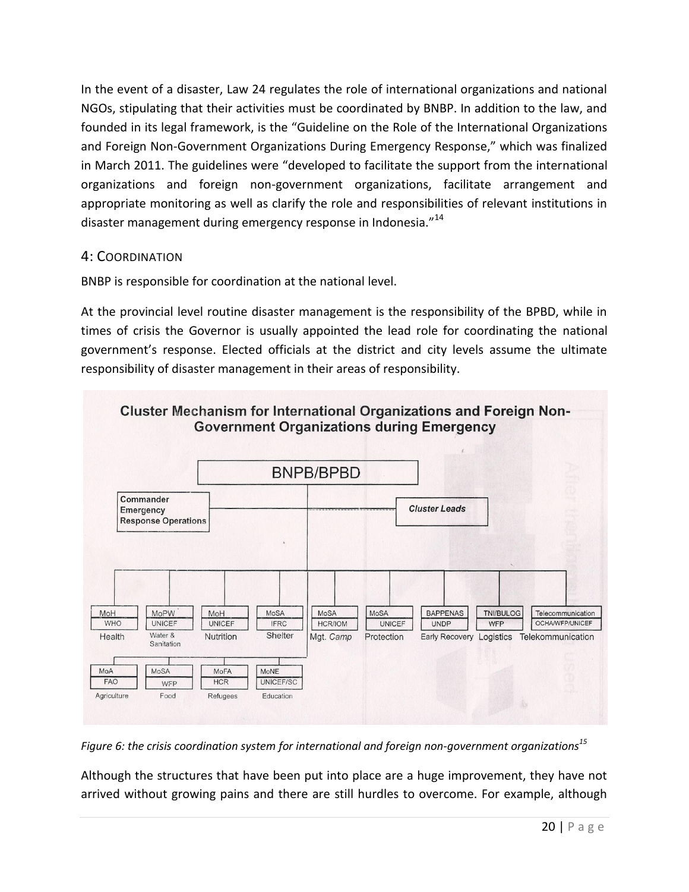In the event of a disaster, Law 24 regulates the role of international organizations and national NGOs, stipulating that their activities must be coordinated by BNBP. In addition to the law, and founded in its legal framework, is the "Guideline on the Role of the International Organizations and Foreign Non-Government Organizations During Emergency Response," which was finalized in March 2011. The guidelines were "developed to facilitate the support from the international organizations and foreign non-government organizations, facilitate arrangement and appropriate monitoring as well as clarify the role and responsibilities of relevant institutions in disaster management during emergency response in Indonesia."[14]

## 4: Coordination

BNBP is responsible for coordination at the national level.

At the provincial level routine disaster management is the responsibility of the BPBD, while in times of crisis the Governor is usually appointed the lead role for coordinating the national government's response. Elected officials at the district and city levels assume the ultimate responsibility of disaster management in their areas of responsibility.

**Cluster Mechanism for International Organizations and Foreign Non-Government Organizations during Emergency**

BNPB/BPBD — Commander Emergency Response Operations — *Cluster Leads*

| Cluster | Government Lead | International Lead |
|---|---|---|
| Health | MoH | WHO |
| Water & Sanitation | MoPW | UNICEF |
| Nutrition | MoH | UNICEF |
| Shelter | MoSA | IFRC |
| Mgt. *Camp* | MoSA | HCR/IOM |
| Protection | MoSA | UNICEF |
| Early Recovery | BAPPENAS | UNDP |
| Logistics | TNI/BULOG | WFP |
| Telekommunication | Telecommunication | OCHA/WFP/UNICEF |
| Agriculture | MoA | FAO |
| Food | MoSA | WFP |
| Refugees | MoFA | HCR |
| Education | MoNE | UNICEF/SC |

*Figure 6: the crisis coordination system for international and foreign non-government organizations*[15]

Although the structures that have been put into place are a huge improvement, they have not arrived without growing pains and there are still hurdles to overcome. For example, although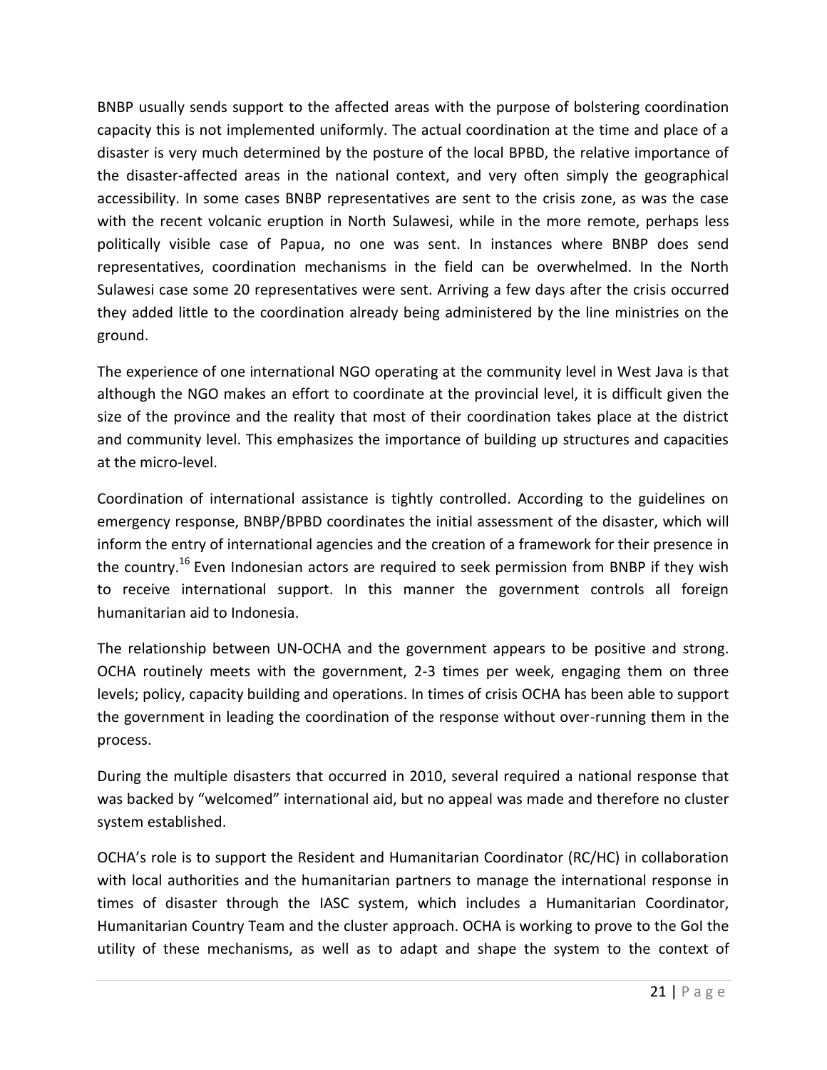BNBP usually sends support to the affected areas with the purpose of bolstering coordination capacity this is not implemented uniformly. The actual coordination at the time and place of a disaster is very much determined by the posture of the local BPBD, the relative importance of the disaster-affected areas in the national context, and very often simply the geographical accessibility. In some cases BNBP representatives are sent to the crisis zone, as was the case with the recent volcanic eruption in North Sulawesi, while in the more remote, perhaps less politically visible case of Papua, no one was sent. In instances where BNBP does send representatives, coordination mechanisms in the field can be overwhelmed. In the North Sulawesi case some 20 representatives were sent. Arriving a few days after the crisis occurred they added little to the coordination already being administered by the line ministries on the ground.

The experience of one international NGO operating at the community level in West Java is that although the NGO makes an effort to coordinate at the provincial level, it is difficult given the size of the province and the reality that most of their coordination takes place at the district and community level. This emphasizes the importance of building up structures and capacities at the micro-level.

Coordination of international assistance is tightly controlled. According to the guidelines on emergency response, BNBP/BPBD coordinates the initial assessment of the disaster, which will inform the entry of international agencies and the creation of a framework for their presence in the country.[16] Even Indonesian actors are required to seek permission from BNBP if they wish to receive international support. In this manner the government controls all foreign humanitarian aid to Indonesia.

The relationship between UN-OCHA and the government appears to be positive and strong. OCHA routinely meets with the government, 2-3 times per week, engaging them on three levels; policy, capacity building and operations. In times of crisis OCHA has been able to support the government in leading the coordination of the response without over-running them in the process.

During the multiple disasters that occurred in 2010, several required a national response that was backed by "welcomed" international aid, but no appeal was made and therefore no cluster system established.

OCHA's role is to support the Resident and Humanitarian Coordinator (RC/HC) in collaboration with local authorities and the humanitarian partners to manage the international response in times of disaster through the IASC system, which includes a Humanitarian Coordinator, Humanitarian Country Team and the cluster approach. OCHA is working to prove to the GoI the utility of these mechanisms, as well as to adapt and shape the system to the context of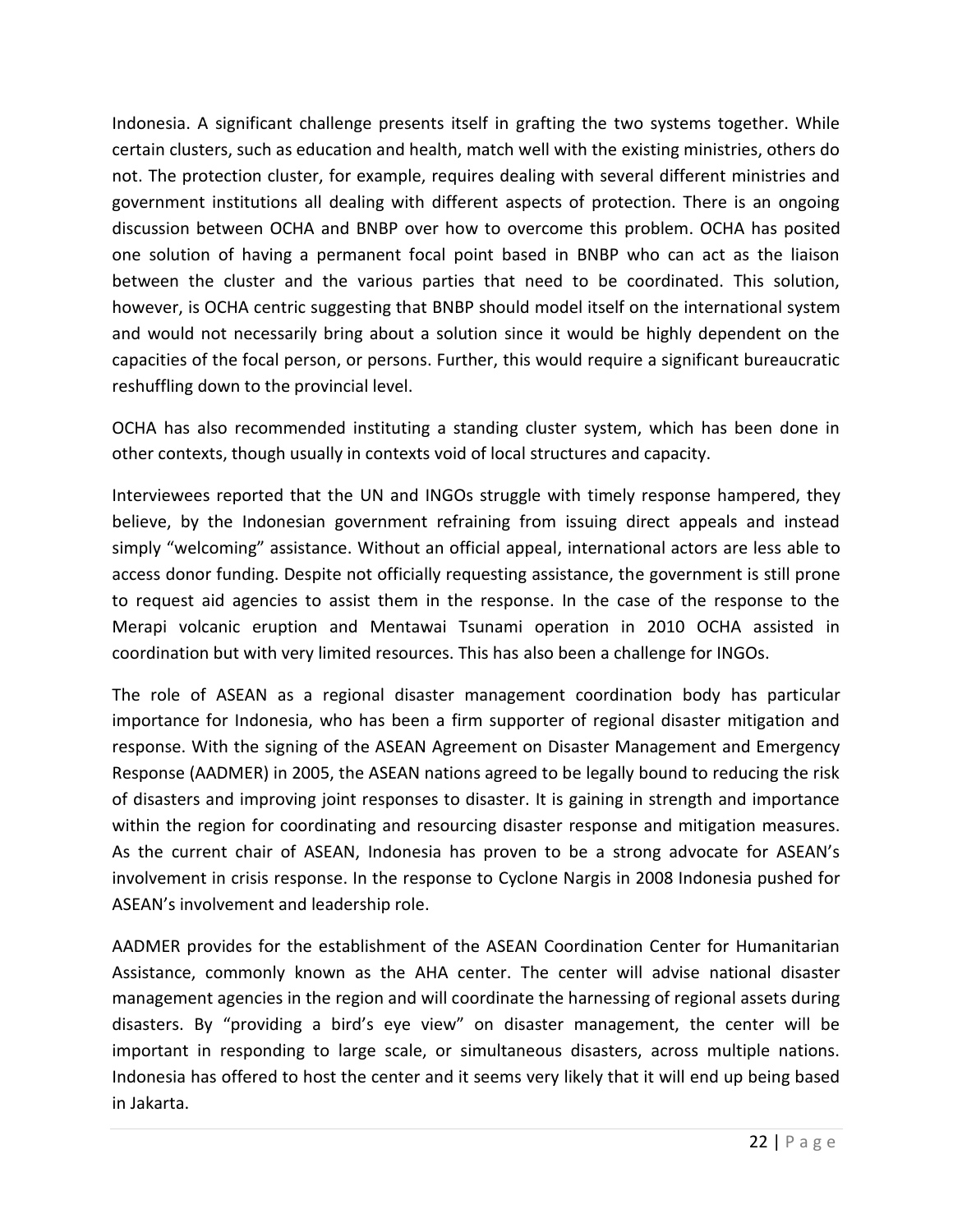Indonesia. A significant challenge presents itself in grafting the two systems together. While certain clusters, such as education and health, match well with the existing ministries, others do not. The protection cluster, for example, requires dealing with several different ministries and government institutions all dealing with different aspects of protection. There is an ongoing discussion between OCHA and BNBP over how to overcome this problem. OCHA has posited one solution of having a permanent focal point based in BNBP who can act as the liaison between the cluster and the various parties that need to be coordinated. This solution, however, is OCHA centric suggesting that BNBP should model itself on the international system and would not necessarily bring about a solution since it would be highly dependent on the capacities of the focal person, or persons. Further, this would require a significant bureaucratic reshuffling down to the provincial level.

OCHA has also recommended instituting a standing cluster system, which has been done in other contexts, though usually in contexts void of local structures and capacity.

Interviewees reported that the UN and INGOs struggle with timely response hampered, they believe, by the Indonesian government refraining from issuing direct appeals and instead simply "welcoming" assistance. Without an official appeal, international actors are less able to access donor funding. Despite not officially requesting assistance, the government is still prone to request aid agencies to assist them in the response. In the case of the response to the Merapi volcanic eruption and Mentawai Tsunami operation in 2010 OCHA assisted in coordination but with very limited resources. This has also been a challenge for INGOs.

The role of ASEAN as a regional disaster management coordination body has particular importance for Indonesia, who has been a firm supporter of regional disaster mitigation and response. With the signing of the ASEAN Agreement on Disaster Management and Emergency Response (AADMER) in 2005, the ASEAN nations agreed to be legally bound to reducing the risk of disasters and improving joint responses to disaster. It is gaining in strength and importance within the region for coordinating and resourcing disaster response and mitigation measures. As the current chair of ASEAN, Indonesia has proven to be a strong advocate for ASEAN's involvement in crisis response. In the response to Cyclone Nargis in 2008 Indonesia pushed for ASEAN's involvement and leadership role.

AADMER provides for the establishment of the ASEAN Coordination Center for Humanitarian Assistance, commonly known as the AHA center. The center will advise national disaster management agencies in the region and will coordinate the harnessing of regional assets during disasters. By "providing a bird's eye view" on disaster management, the center will be important in responding to large scale, or simultaneous disasters, across multiple nations. Indonesia has offered to host the center and it seems very likely that it will end up being based in Jakarta.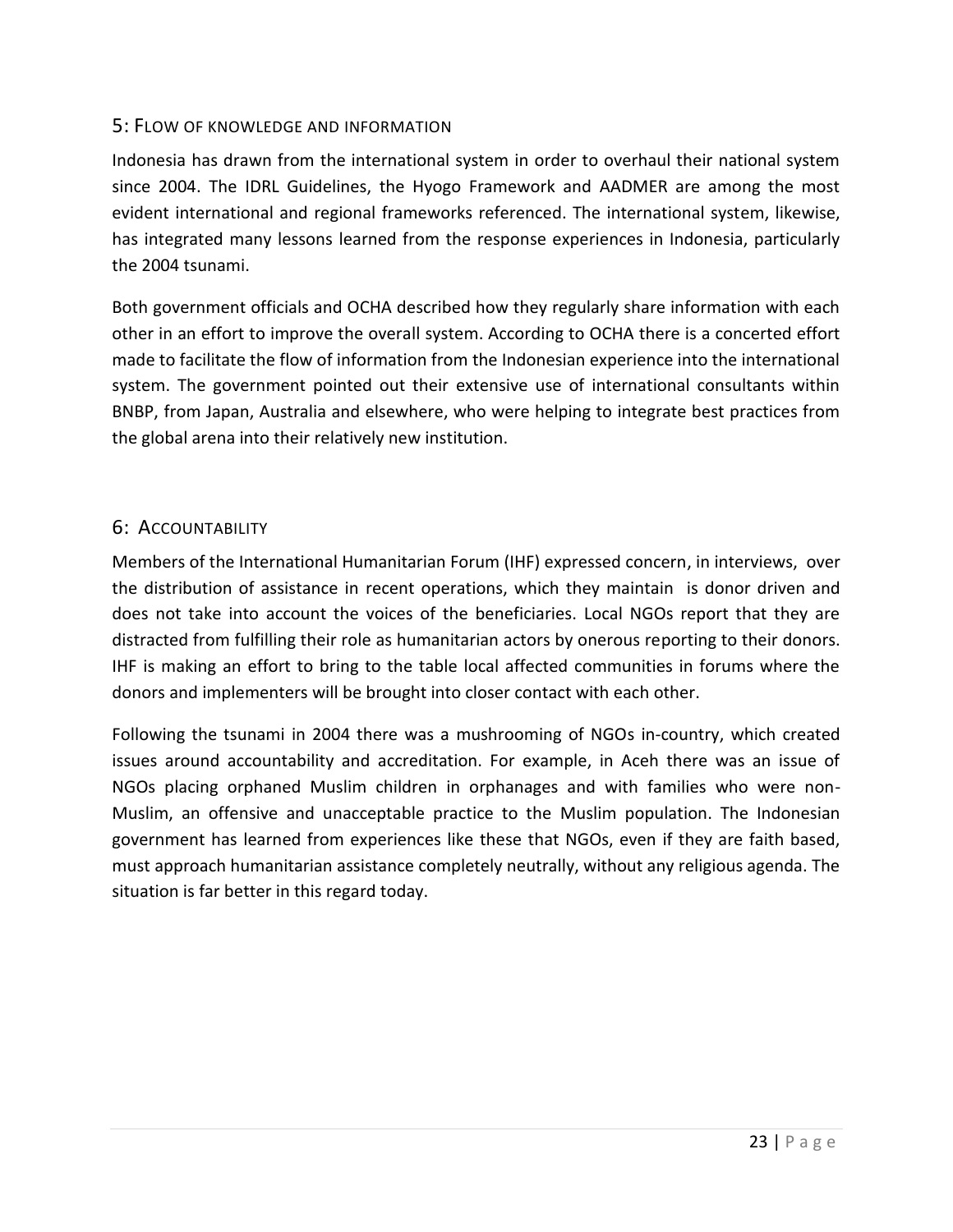## 5: Flow of knowledge and information

Indonesia has drawn from the international system in order to overhaul their national system since 2004. The IDRL Guidelines, the Hyogo Framework and AADMER are among the most evident international and regional frameworks referenced. The international system, likewise, has integrated many lessons learned from the response experiences in Indonesia, particularly the 2004 tsunami.

Both government officials and OCHA described how they regularly share information with each other in an effort to improve the overall system. According to OCHA there is a concerted effort made to facilitate the flow of information from the Indonesian experience into the international system. The government pointed out their extensive use of international consultants within BNBP, from Japan, Australia and elsewhere, who were helping to integrate best practices from the global arena into their relatively new institution.

## 6: Accountability

Members of the International Humanitarian Forum (IHF) expressed concern, in interviews, over the distribution of assistance in recent operations, which they maintain is donor driven and does not take into account the voices of the beneficiaries. Local NGOs report that they are distracted from fulfilling their role as humanitarian actors by onerous reporting to their donors. IHF is making an effort to bring to the table local affected communities in forums where the donors and implementers will be brought into closer contact with each other.

Following the tsunami in 2004 there was a mushrooming of NGOs in-country, which created issues around accountability and accreditation. For example, in Aceh there was an issue of NGOs placing orphaned Muslim children in orphanages and with families who were non-Muslim, an offensive and unacceptable practice to the Muslim population. The Indonesian government has learned from experiences like these that NGOs, even if they are faith based, must approach humanitarian assistance completely neutrally, without any religious agenda. The situation is far better in this regard today.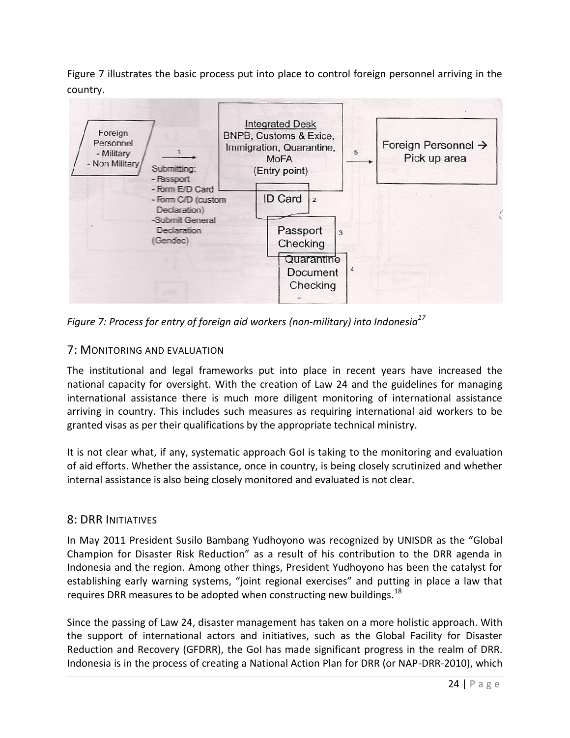Figure 7 illustrates the basic process put into place to control foreign personnel arriving in the country.

Foreign Personnel
- Military
- Non Military

1

Submitting:
- Passport
- Form E/D Card
- Form C/D (custom Declaration)
- Submit General Declaration (Gendec)

Integrated Desk
BNPB, Customs & Exice, Immigration, Quarantine, MoFA
(Entry point)

ID Card 2

Passport Checking 3

Quarantine Document Checking 4

5

Foreign Personnel → Pick up area

*Figure 7: Process for entry of foreign aid workers (non-military) into Indonesia*[17]

## 7: Monitoring and Evaluation

The institutional and legal frameworks put into place in recent years have increased the national capacity for oversight. With the creation of Law 24 and the guidelines for managing international assistance there is much more diligent monitoring of international assistance arriving in country. This includes such measures as requiring international aid workers to be granted visas as per their qualifications by the appropriate technical ministry.

It is not clear what, if any, systematic approach GoI is taking to the monitoring and evaluation of aid efforts. Whether the assistance, once in country, is being closely scrutinized and whether internal assistance is also being closely monitored and evaluated is not clear.

## 8: DRR Initiatives

In May 2011 President Susilo Bambang Yudhoyono was recognized by UNISDR as the "Global Champion for Disaster Risk Reduction" as a result of his contribution to the DRR agenda in Indonesia and the region. Among other things, President Yudhoyono has been the catalyst for establishing early warning systems, "joint regional exercises" and putting in place a law that requires DRR measures to be adopted when constructing new buildings.[18]

Since the passing of Law 24, disaster management has taken on a more holistic approach. With the support of international actors and initiatives, such as the Global Facility for Disaster Reduction and Recovery (GFDRR), the GoI has made significant progress in the realm of DRR. Indonesia is in the process of creating a National Action Plan for DRR (or NAP-DRR-2010), which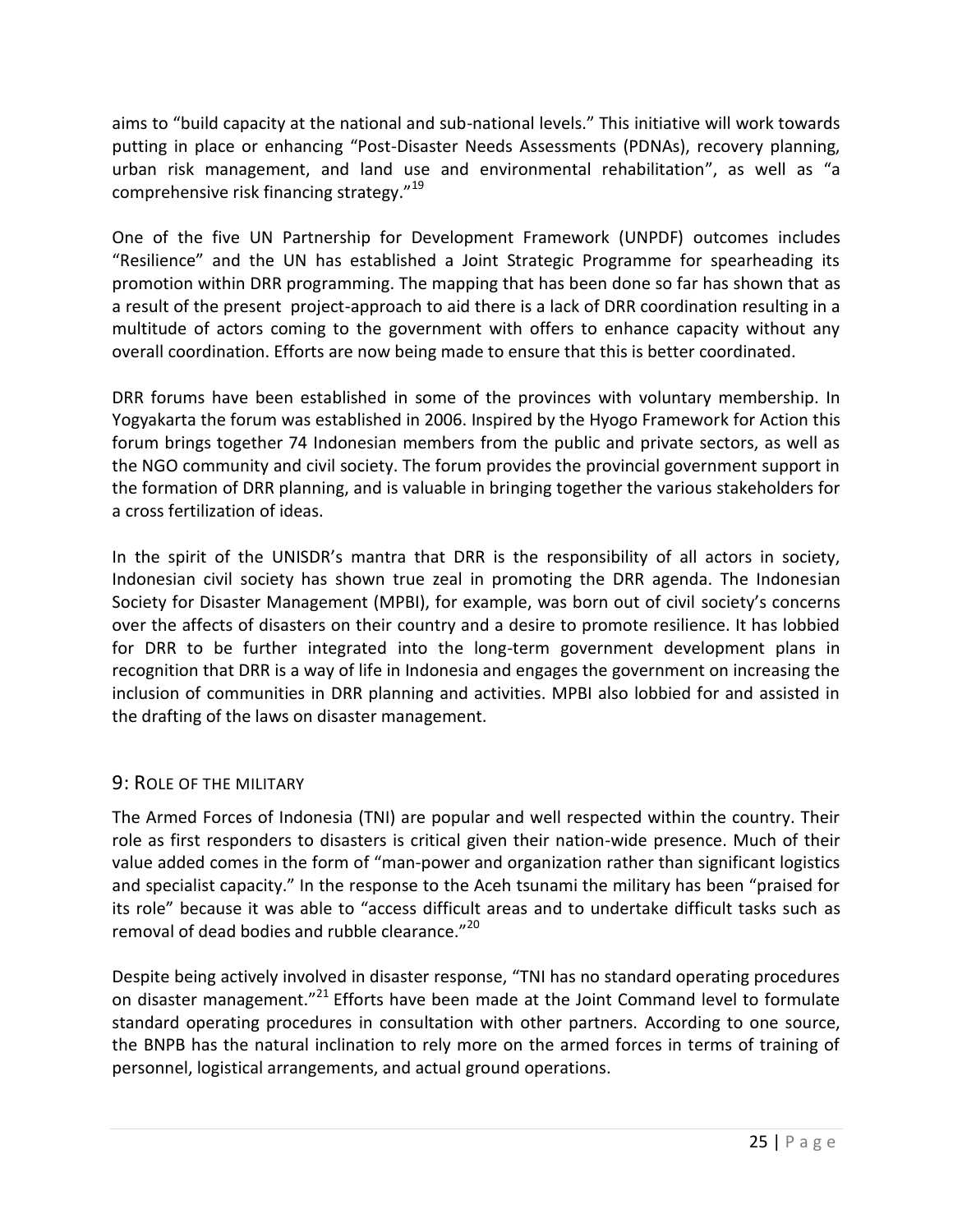aims to "build capacity at the national and sub-national levels." This initiative will work towards putting in place or enhancing "Post-Disaster Needs Assessments (PDNAs), recovery planning, urban risk management, and land use and environmental rehabilitation", as well as "a comprehensive risk financing strategy."[19]

One of the five UN Partnership for Development Framework (UNPDF) outcomes includes "Resilience" and the UN has established a Joint Strategic Programme for spearheading its promotion within DRR programming. The mapping that has been done so far has shown that as a result of the present project-approach to aid there is a lack of DRR coordination resulting in a multitude of actors coming to the government with offers to enhance capacity without any overall coordination. Efforts are now being made to ensure that this is better coordinated.

DRR forums have been established in some of the provinces with voluntary membership. In Yogyakarta the forum was established in 2006. Inspired by the Hyogo Framework for Action this forum brings together 74 Indonesian members from the public and private sectors, as well as the NGO community and civil society. The forum provides the provincial government support in the formation of DRR planning, and is valuable in bringing together the various stakeholders for a cross fertilization of ideas.

In the spirit of the UNISDR's mantra that DRR is the responsibility of all actors in society, Indonesian civil society has shown true zeal in promoting the DRR agenda. The Indonesian Society for Disaster Management (MPBI), for example, was born out of civil society's concerns over the affects of disasters on their country and a desire to promote resilience. It has lobbied for DRR to be further integrated into the long-term government development plans in recognition that DRR is a way of life in Indonesia and engages the government on increasing the inclusion of communities in DRR planning and activities. MPBI also lobbied for and assisted in the drafting of the laws on disaster management.

## 9: ROLE OF THE MILITARY

The Armed Forces of Indonesia (TNI) are popular and well respected within the country. Their role as first responders to disasters is critical given their nation-wide presence. Much of their value added comes in the form of "man-power and organization rather than significant logistics and specialist capacity." In the response to the Aceh tsunami the military has been "praised for its role" because it was able to "access difficult areas and to undertake difficult tasks such as removal of dead bodies and rubble clearance."[20]

Despite being actively involved in disaster response, "TNI has no standard operating procedures on disaster management."[21] Efforts have been made at the Joint Command level to formulate standard operating procedures in consultation with other partners. According to one source, the BNPB has the natural inclination to rely more on the armed forces in terms of training of personnel, logistical arrangements, and actual ground operations.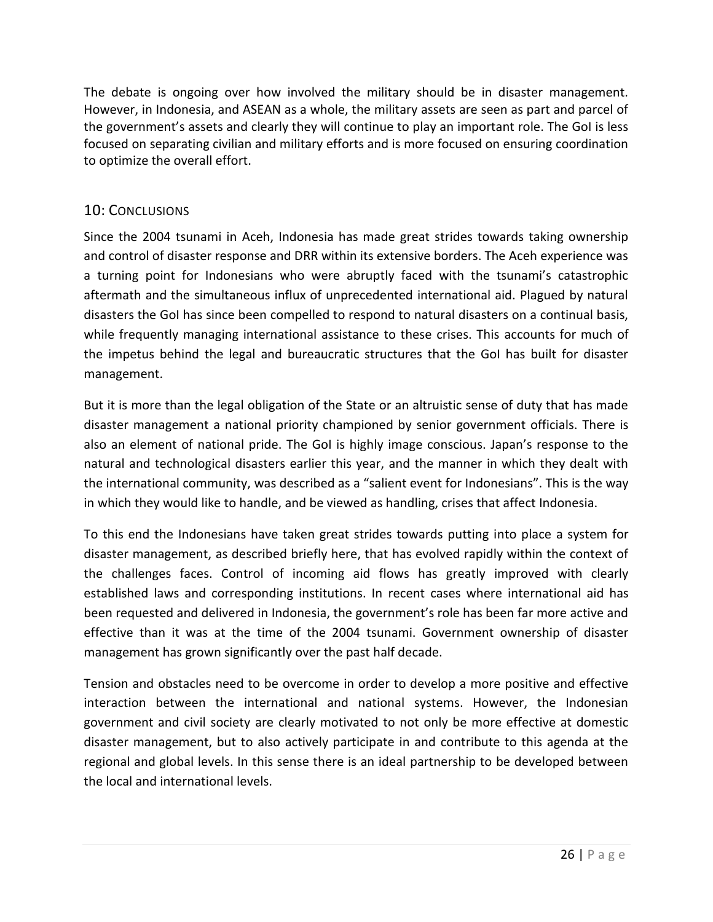The debate is ongoing over how involved the military should be in disaster management. However, in Indonesia, and ASEAN as a whole, the military assets are seen as part and parcel of the government's assets and clearly they will continue to play an important role. The GoI is less focused on separating civilian and military efforts and is more focused on ensuring coordination to optimize the overall effort.

## 10: Conclusions

Since the 2004 tsunami in Aceh, Indonesia has made great strides towards taking ownership and control of disaster response and DRR within its extensive borders. The Aceh experience was a turning point for Indonesians who were abruptly faced with the tsunami's catastrophic aftermath and the simultaneous influx of unprecedented international aid. Plagued by natural disasters the GoI has since been compelled to respond to natural disasters on a continual basis, while frequently managing international assistance to these crises. This accounts for much of the impetus behind the legal and bureaucratic structures that the GoI has built for disaster management.

But it is more than the legal obligation of the State or an altruistic sense of duty that has made disaster management a national priority championed by senior government officials. There is also an element of national pride. The GoI is highly image conscious. Japan's response to the natural and technological disasters earlier this year, and the manner in which they dealt with the international community, was described as a "salient event for Indonesians". This is the way in which they would like to handle, and be viewed as handling, crises that affect Indonesia.

To this end the Indonesians have taken great strides towards putting into place a system for disaster management, as described briefly here, that has evolved rapidly within the context of the challenges faces. Control of incoming aid flows has greatly improved with clearly established laws and corresponding institutions. In recent cases where international aid has been requested and delivered in Indonesia, the government's role has been far more active and effective than it was at the time of the 2004 tsunami. Government ownership of disaster management has grown significantly over the past half decade.

Tension and obstacles need to be overcome in order to develop a more positive and effective interaction between the international and national systems. However, the Indonesian government and civil society are clearly motivated to not only be more effective at domestic disaster management, but to also actively participate in and contribute to this agenda at the regional and global levels. In this sense there is an ideal partnership to be developed between the local and international levels.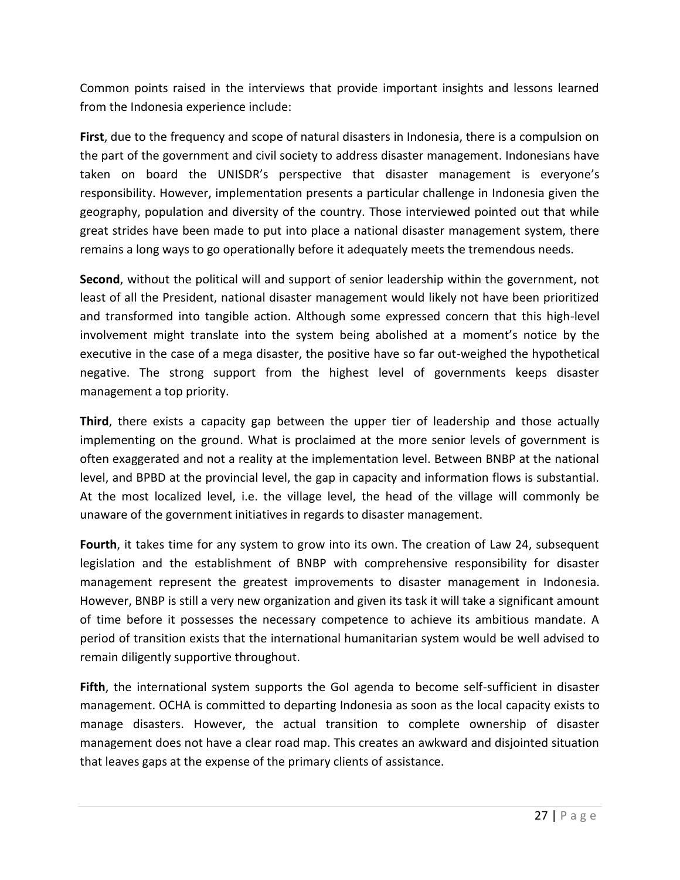Common points raised in the interviews that provide important insights and lessons learned from the Indonesia experience include:

**First**, due to the frequency and scope of natural disasters in Indonesia, there is a compulsion on the part of the government and civil society to address disaster management. Indonesians have taken on board the UNISDR's perspective that disaster management is everyone's responsibility. However, implementation presents a particular challenge in Indonesia given the geography, population and diversity of the country. Those interviewed pointed out that while great strides have been made to put into place a national disaster management system, there remains a long ways to go operationally before it adequately meets the tremendous needs.

**Second**, without the political will and support of senior leadership within the government, not least of all the President, national disaster management would likely not have been prioritized and transformed into tangible action. Although some expressed concern that this high-level involvement might translate into the system being abolished at a moment's notice by the executive in the case of a mega disaster, the positive have so far out-weighed the hypothetical negative. The strong support from the highest level of governments keeps disaster management a top priority.

**Third**, there exists a capacity gap between the upper tier of leadership and those actually implementing on the ground. What is proclaimed at the more senior levels of government is often exaggerated and not a reality at the implementation level. Between BNBP at the national level, and BPBD at the provincial level, the gap in capacity and information flows is substantial. At the most localized level, i.e. the village level, the head of the village will commonly be unaware of the government initiatives in regards to disaster management.

**Fourth**, it takes time for any system to grow into its own. The creation of Law 24, subsequent legislation and the establishment of BNBP with comprehensive responsibility for disaster management represent the greatest improvements to disaster management in Indonesia. However, BNBP is still a very new organization and given its task it will take a significant amount of time before it possesses the necessary competence to achieve its ambitious mandate. A period of transition exists that the international humanitarian system would be well advised to remain diligently supportive throughout.

**Fifth**, the international system supports the GoI agenda to become self-sufficient in disaster management. OCHA is committed to departing Indonesia as soon as the local capacity exists to manage disasters. However, the actual transition to complete ownership of disaster management does not have a clear road map. This creates an awkward and disjointed situation that leaves gaps at the expense of the primary clients of assistance.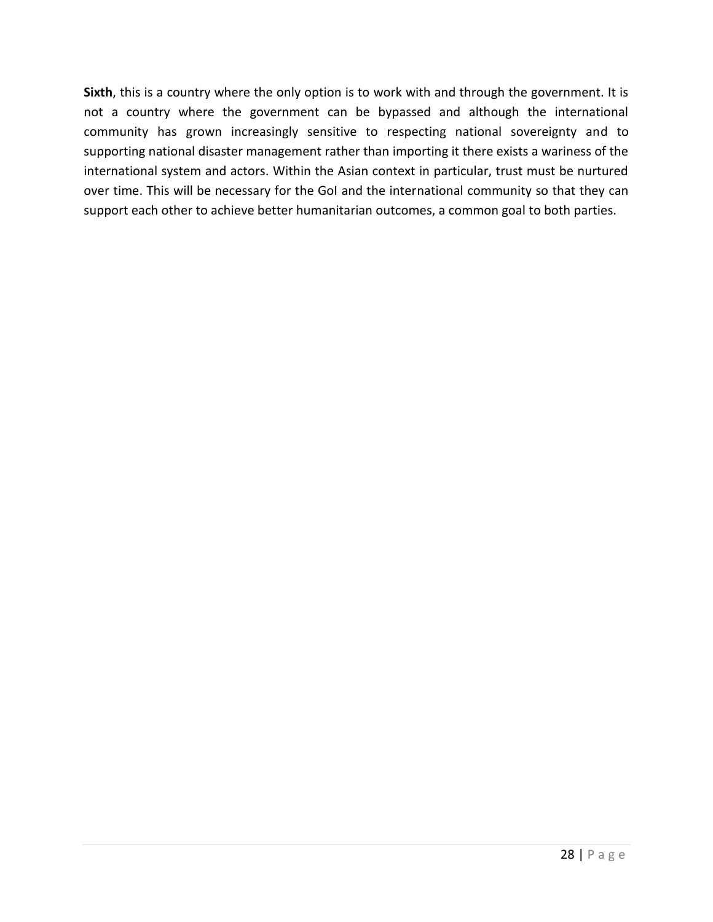**Sixth**, this is a country where the only option is to work with and through the government. It is not a country where the government can be bypassed and although the international community has grown increasingly sensitive to respecting national sovereignty and to supporting national disaster management rather than importing it there exists a wariness of the international system and actors. Within the Asian context in particular, trust must be nurtured over time. This will be necessary for the GoI and the international community so that they can support each other to achieve better humanitarian outcomes, a common goal to both parties.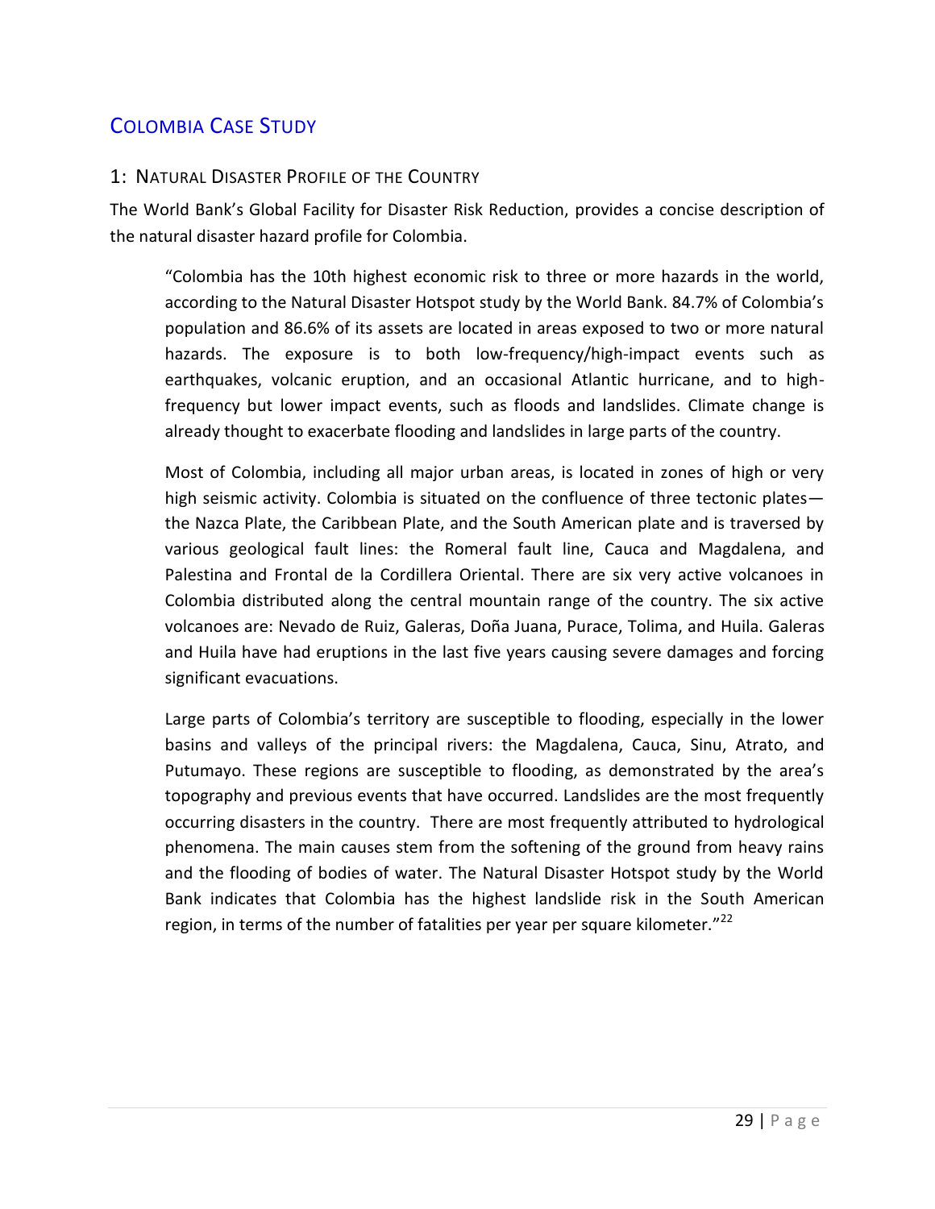## Colombia Case Study

### 1: Natural Disaster Profile of the Country

The World Bank's Global Facility for Disaster Risk Reduction, provides a concise description of the natural disaster hazard profile for Colombia.

> "Colombia has the 10th highest economic risk to three or more hazards in the world, according to the Natural Disaster Hotspot study by the World Bank. 84.7% of Colombia's population and 86.6% of its assets are located in areas exposed to two or more natural hazards. The exposure is to both low-frequency/high-impact events such as earthquakes, volcanic eruption, and an occasional Atlantic hurricane, and to high-frequency but lower impact events, such as floods and landslides. Climate change is already thought to exacerbate flooding and landslides in large parts of the country.
>
> Most of Colombia, including all major urban areas, is located in zones of high or very high seismic activity. Colombia is situated on the confluence of three tectonic plates—the Nazca Plate, the Caribbean Plate, and the South American plate and is traversed by various geological fault lines: the Romeral fault line, Cauca and Magdalena, and Palestina and Frontal de la Cordillera Oriental. There are six very active volcanoes in Colombia distributed along the central mountain range of the country. The six active volcanoes are: Nevado de Ruiz, Galeras, Doña Juana, Purace, Tolima, and Huila. Galeras and Huila have had eruptions in the last five years causing severe damages and forcing significant evacuations.
>
> Large parts of Colombia's territory are susceptible to flooding, especially in the lower basins and valleys of the principal rivers: the Magdalena, Cauca, Sinu, Atrato, and Putumayo. These regions are susceptible to flooding, as demonstrated by the area's topography and previous events that have occurred. Landslides are the most frequently occurring disasters in the country. There are most frequently attributed to hydrological phenomena. The main causes stem from the softening of the ground from heavy rains and the flooding of bodies of water. The Natural Disaster Hotspot study by the World Bank indicates that Colombia has the highest landslide risk in the South American region, in terms of the number of fatalities per year per square kilometer."[22]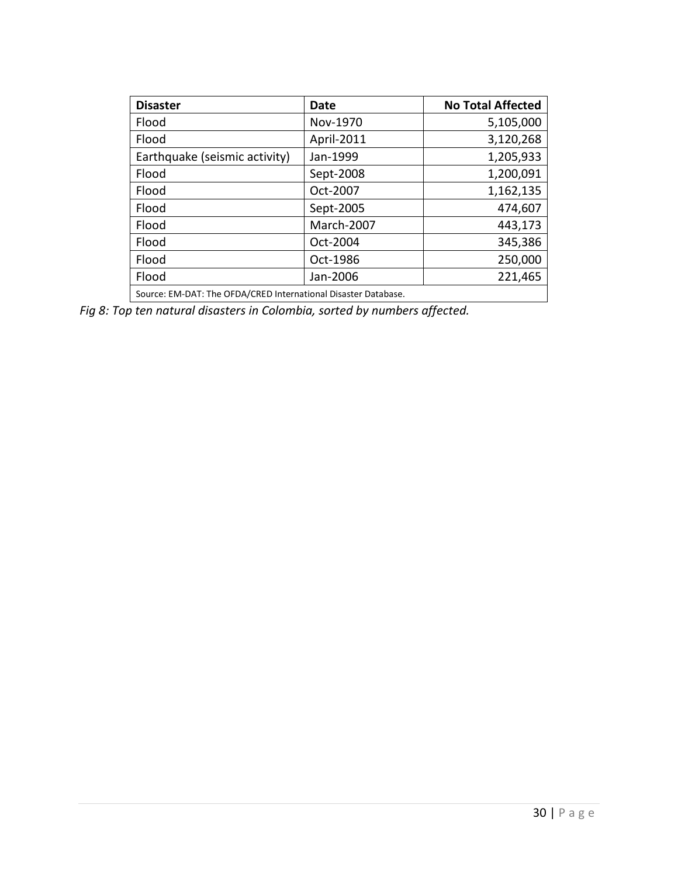| Disaster | Date | No Total Affected |
|---|---|---|
| Flood | Nov-1970 | 5,105,000 |
| Flood | April-2011 | 3,120,268 |
| Earthquake (seismic activity) | Jan-1999 | 1,205,933 |
| Flood | Sept-2008 | 1,200,091 |
| Flood | Oct-2007 | 1,162,135 |
| Flood | Sept-2005 | 474,607 |
| Flood | March-2007 | 443,173 |
| Flood | Oct-2004 | 345,386 |
| Flood | Oct-1986 | 250,000 |
| Flood | Jan-2006 | 221,465 |
| Source: EM-DAT: The OFDA/CRED International Disaster Database. | | |

*Fig 8: Top ten natural disasters in Colombia, sorted by numbers affected.*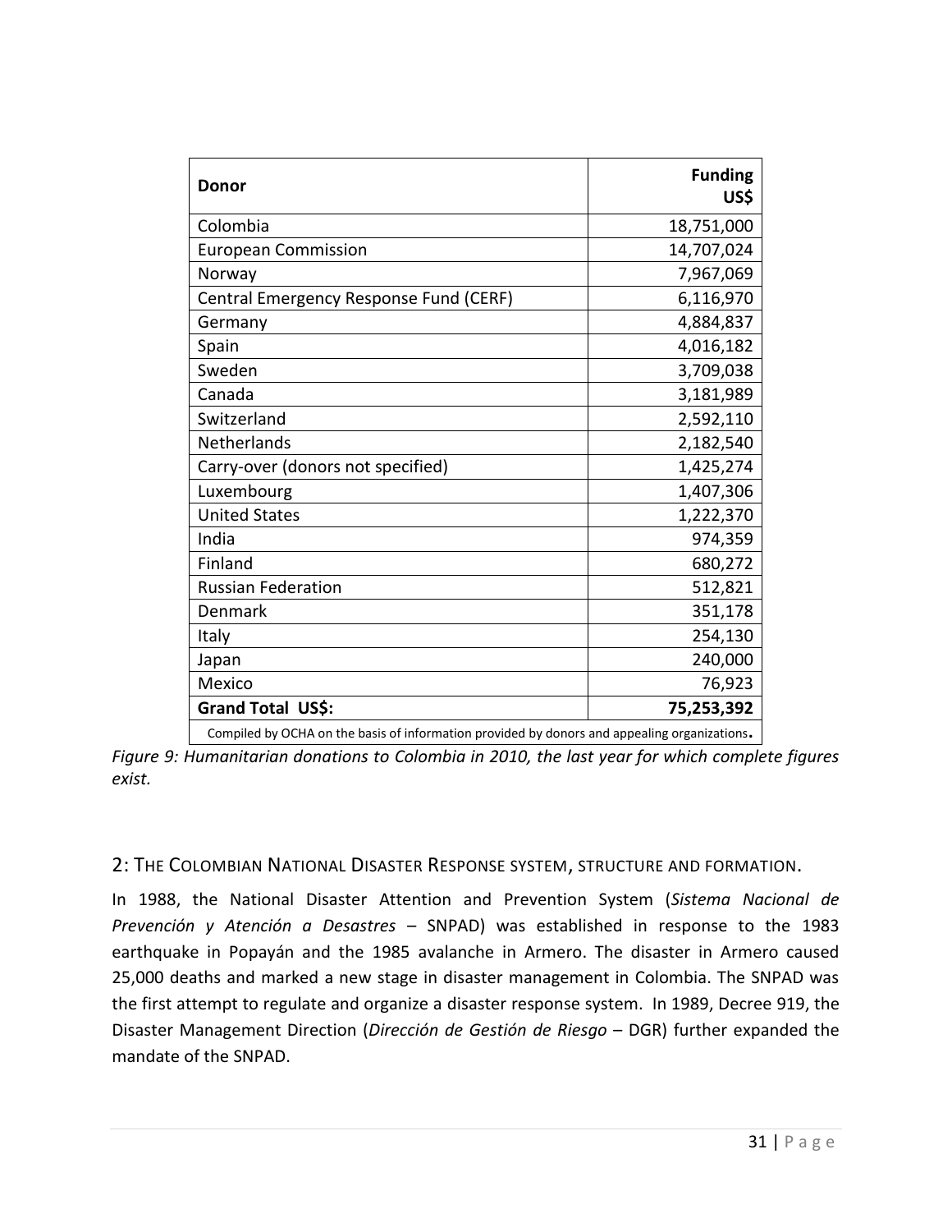| Donor | Funding US$ |
| --- | --- |
| Colombia | 18,751,000 |
| European Commission | 14,707,024 |
| Norway | 7,967,069 |
| Central Emergency Response Fund (CERF) | 6,116,970 |
| Germany | 4,884,837 |
| Spain | 4,016,182 |
| Sweden | 3,709,038 |
| Canada | 3,181,989 |
| Switzerland | 2,592,110 |
| Netherlands | 2,182,540 |
| Carry-over (donors not specified) | 1,425,274 |
| Luxembourg | 1,407,306 |
| United States | 1,222,370 |
| India | 974,359 |
| Finland | 680,272 |
| Russian Federation | 512,821 |
| Denmark | 351,178 |
| Italy | 254,130 |
| Japan | 240,000 |
| Mexico | 76,923 |
| **Grand Total US$:** | **75,253,392** |
| Compiled by OCHA on the basis of information provided by donors and appealing organizations. | |

*Figure 9: Humanitarian donations to Colombia in 2010, the last year for which complete figures exist.*

## 2: The Colombian National Disaster Response system, structure and formation.

In 1988, the National Disaster Attention and Prevention System (*Sistema Nacional de Prevención y Atención a Desastres* – SNPAD) was established in response to the 1983 earthquake in Popayán and the 1985 avalanche in Armero. The disaster in Armero caused 25,000 deaths and marked a new stage in disaster management in Colombia. The SNPAD was the first attempt to regulate and organize a disaster response system. In 1989, Decree 919, the Disaster Management Direction (*Dirección de Gestión de Riesgo* – DGR) further expanded the mandate of the SNPAD.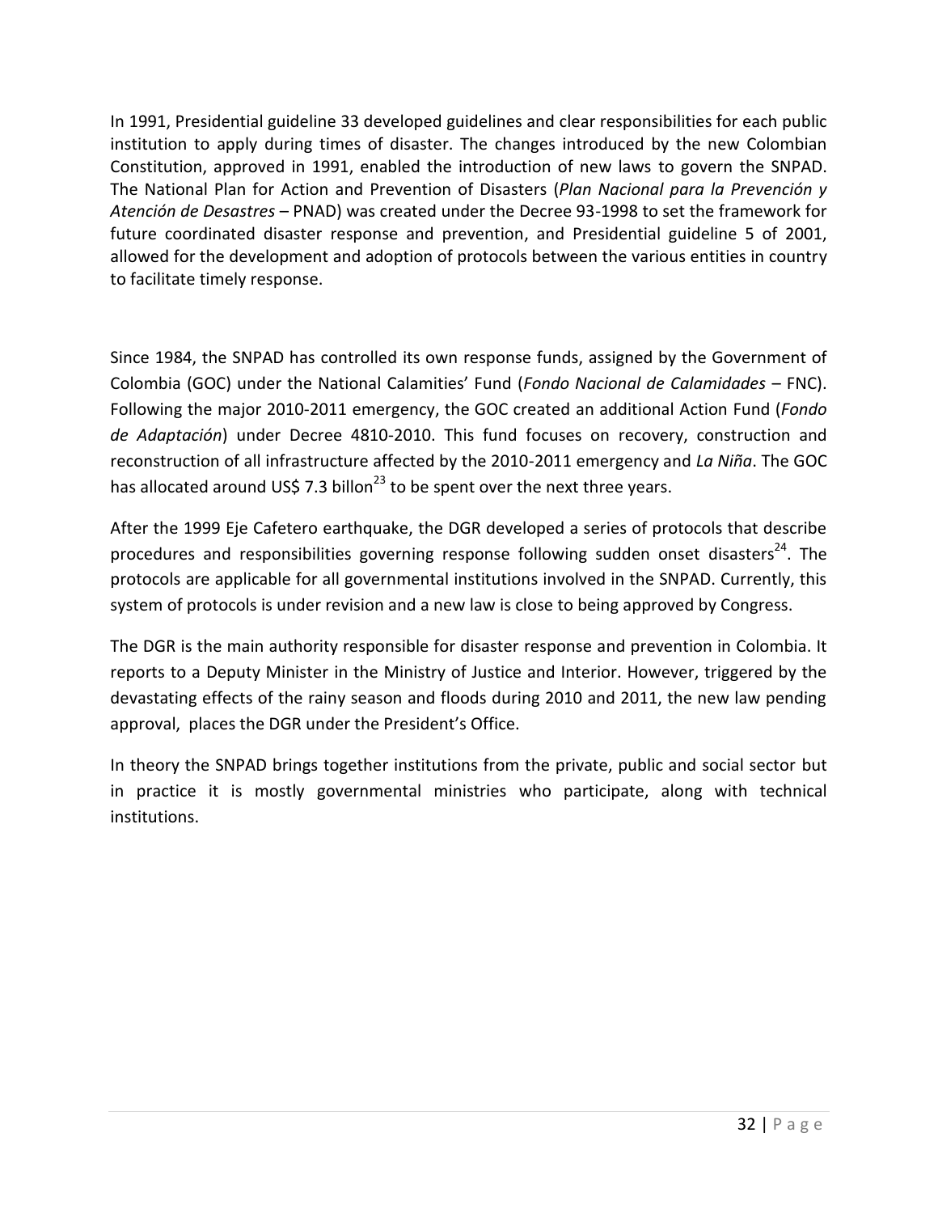In 1991, Presidential guideline 33 developed guidelines and clear responsibilities for each public institution to apply during times of disaster. The changes introduced by the new Colombian Constitution, approved in 1991, enabled the introduction of new laws to govern the SNPAD. The National Plan for Action and Prevention of Disasters (*Plan Nacional para la Prevención y Atención de Desastres* – PNAD) was created under the Decree 93-1998 to set the framework for future coordinated disaster response and prevention, and Presidential guideline 5 of 2001, allowed for the development and adoption of protocols between the various entities in country to facilitate timely response.

Since 1984, the SNPAD has controlled its own response funds, assigned by the Government of Colombia (GOC) under the National Calamities' Fund (*Fondo Nacional de Calamidades* – FNC). Following the major 2010-2011 emergency, the GOC created an additional Action Fund (*Fondo de Adaptación*) under Decree 4810-2010. This fund focuses on recovery, construction and reconstruction of all infrastructure affected by the 2010-2011 emergency and *La Niña*. The GOC has allocated around US$ 7.3 billon[23] to be spent over the next three years.

After the 1999 Eje Cafetero earthquake, the DGR developed a series of protocols that describe procedures and responsibilities governing response following sudden onset disasters[24]. The protocols are applicable for all governmental institutions involved in the SNPAD. Currently, this system of protocols is under revision and a new law is close to being approved by Congress.

The DGR is the main authority responsible for disaster response and prevention in Colombia. It reports to a Deputy Minister in the Ministry of Justice and Interior. However, triggered by the devastating effects of the rainy season and floods during 2010 and 2011, the new law pending approval, places the DGR under the President's Office.

In theory the SNPAD brings together institutions from the private, public and social sector but in practice it is mostly governmental ministries who participate, along with technical institutions.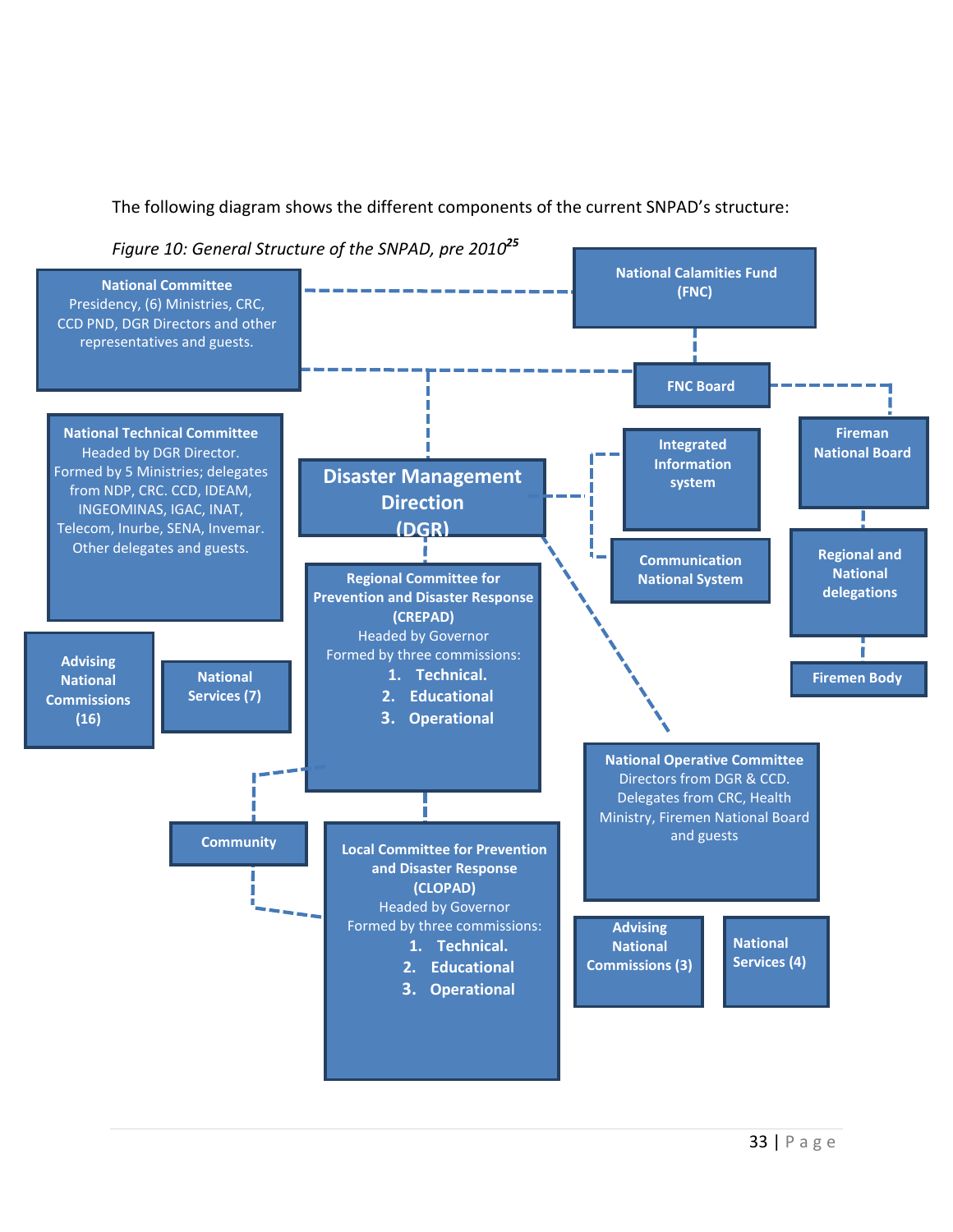The following diagram shows the different components of the current SNPAD's structure:

*Figure 10: General Structure of the SNPAD, pre 2010*[25]

**National Committee**
Presidency, (6) Ministries, CRC, CCD PND, DGR Directors and other representatives and guests.

**National Calamities Fund (FNC)**

**FNC Board**

**Fireman National Board**

**Regional and National delegations**

**Firemen Body**

**National Technical Committee**
Headed by DGR Director. Formed by 5 Ministries; delegates from NDP, CRC. CCD, IDEAM, INGEOMINAS, IGAC, INAT, Telecom, Inurbe, SENA, Invemar. Other delegates and guests.

**Disaster Management Direction (DGR)**

**Integrated Information system**

**Communication National System**

**Advising National Commissions (16)**

**National Services (7)**

**Regional Committee for Prevention and Disaster Response (CREPAD)**
Headed by Governor
Formed by three commissions:

1. **Technical.**
2. **Educational**
3. **Operational**

**National Operative Committee**
Directors from DGR & CCD. Delegates from CRC, Health Ministry, Firemen National Board and guests

**Community**

**Local Committee for Prevention and Disaster Response (CLOPAD)**
Headed by Governor
Formed by three commissions:

1. **Technical.**
2. **Educational**
3. **Operational**

**Advising National Commissions (3)**

**National Services (4)**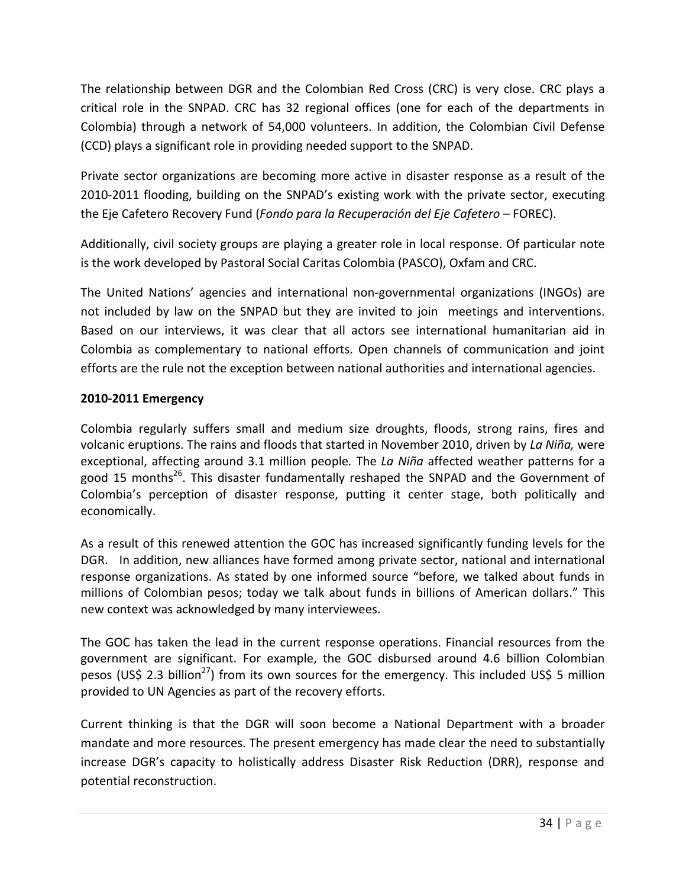The relationship between DGR and the Colombian Red Cross (CRC) is very close. CRC plays a critical role in the SNPAD. CRC has 32 regional offices (one for each of the departments in Colombia) through a network of 54,000 volunteers. In addition, the Colombian Civil Defense (CCD) plays a significant role in providing needed support to the SNPAD.

Private sector organizations are becoming more active in disaster response as a result of the 2010-2011 flooding, building on the SNPAD's existing work with the private sector, executing the Eje Cafetero Recovery Fund (*Fondo para la Recuperación del Eje Cafetero* – FOREC).

Additionally, civil society groups are playing a greater role in local response. Of particular note is the work developed by Pastoral Social Caritas Colombia (PASCO), Oxfam and CRC.

The United Nations' agencies and international non-governmental organizations (INGOs) are not included by law on the SNPAD but they are invited to join meetings and interventions. Based on our interviews, it was clear that all actors see international humanitarian aid in Colombia as complementary to national efforts. Open channels of communication and joint efforts are the rule not the exception between national authorities and international agencies.

**2010-2011 Emergency**

Colombia regularly suffers small and medium size droughts, floods, strong rains, fires and volcanic eruptions. The rains and floods that started in November 2010, driven by *La Niña,* were exceptional, affecting around 3.1 million people. The *La Niña* affected weather patterns for a good 15 months[26]. This disaster fundamentally reshaped the SNPAD and the Government of Colombia's perception of disaster response, putting it center stage, both politically and economically.

As a result of this renewed attention the GOC has increased significantly funding levels for the DGR. In addition, new alliances have formed among private sector, national and international response organizations. As stated by one informed source "before, we talked about funds in millions of Colombian pesos; today we talk about funds in billions of American dollars." This new context was acknowledged by many interviewees.

The GOC has taken the lead in the current response operations. Financial resources from the government are significant. For example, the GOC disbursed around 4.6 billion Colombian pesos (US$ 2.3 billion[27]) from its own sources for the emergency. This included US$ 5 million provided to UN Agencies as part of the recovery efforts.

Current thinking is that the DGR will soon become a National Department with a broader mandate and more resources. The present emergency has made clear the need to substantially increase DGR's capacity to holistically address Disaster Risk Reduction (DRR), response and potential reconstruction.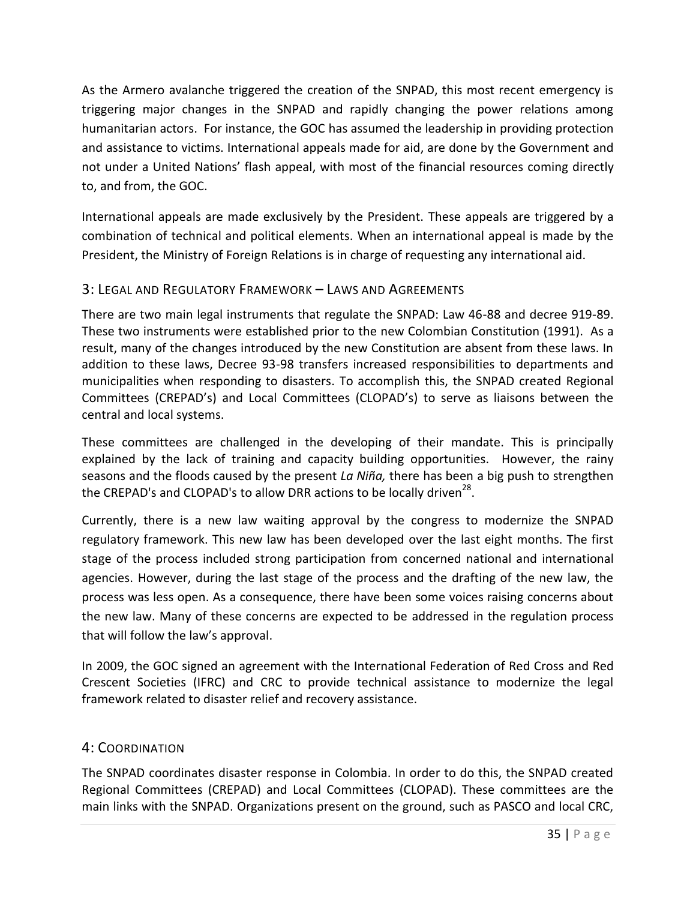As the Armero avalanche triggered the creation of the SNPAD, this most recent emergency is triggering major changes in the SNPAD and rapidly changing the power relations among humanitarian actors. For instance, the GOC has assumed the leadership in providing protection and assistance to victims. International appeals made for aid, are done by the Government and not under a United Nations' flash appeal, with most of the financial resources coming directly to, and from, the GOC.

International appeals are made exclusively by the President. These appeals are triggered by a combination of technical and political elements. When an international appeal is made by the President, the Ministry of Foreign Relations is in charge of requesting any international aid.

## 3: Legal and Regulatory Framework – Laws and Agreements

There are two main legal instruments that regulate the SNPAD: Law 46-88 and decree 919-89. These two instruments were established prior to the new Colombian Constitution (1991). As a result, many of the changes introduced by the new Constitution are absent from these laws. In addition to these laws, Decree 93-98 transfers increased responsibilities to departments and municipalities when responding to disasters. To accomplish this, the SNPAD created Regional Committees (CREPAD's) and Local Committees (CLOPAD's) to serve as liaisons between the central and local systems.

These committees are challenged in the developing of their mandate. This is principally explained by the lack of training and capacity building opportunities. However, the rainy seasons and the floods caused by the present *La Niña,* there has been a big push to strengthen the CREPAD's and CLOPAD's to allow DRR actions to be locally driven[28].

Currently, there is a new law waiting approval by the congress to modernize the SNPAD regulatory framework. This new law has been developed over the last eight months. The first stage of the process included strong participation from concerned national and international agencies. However, during the last stage of the process and the drafting of the new law, the process was less open. As a consequence, there have been some voices raising concerns about the new law. Many of these concerns are expected to be addressed in the regulation process that will follow the law's approval.

In 2009, the GOC signed an agreement with the International Federation of Red Cross and Red Crescent Societies (IFRC) and CRC to provide technical assistance to modernize the legal framework related to disaster relief and recovery assistance.

## 4: Coordination

The SNPAD coordinates disaster response in Colombia. In order to do this, the SNPAD created Regional Committees (CREPAD) and Local Committees (CLOPAD). These committees are the main links with the SNPAD. Organizations present on the ground, such as PASCO and local CRC,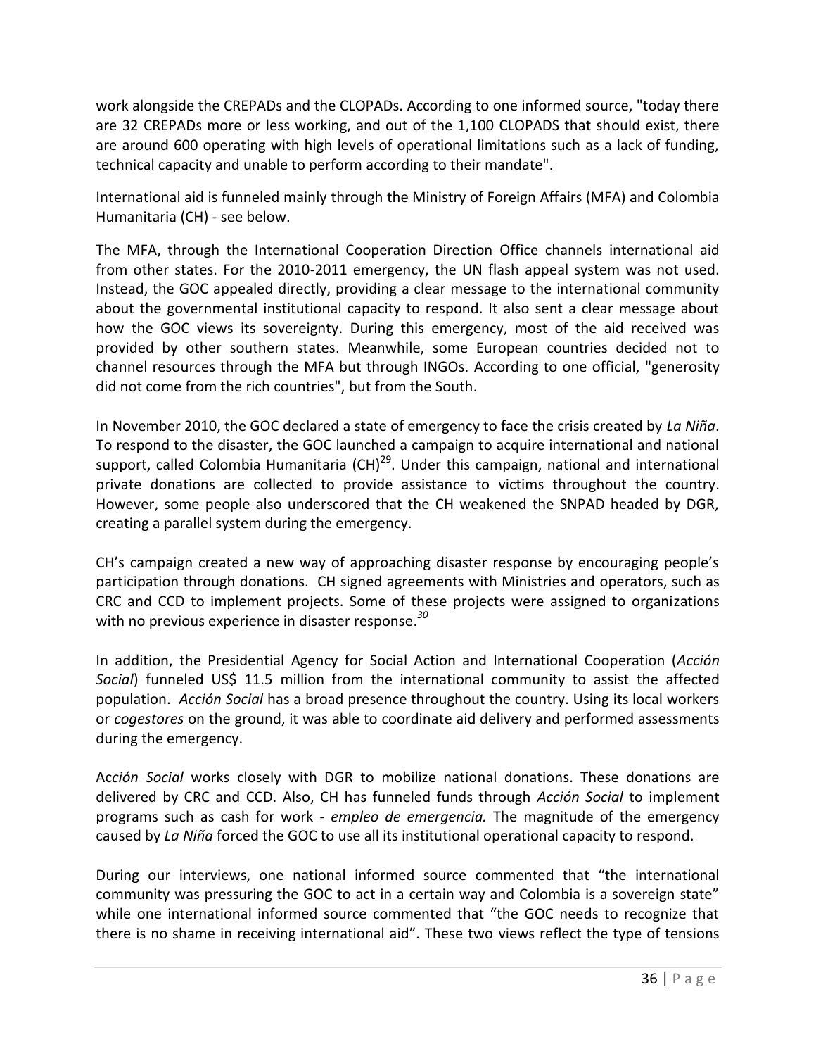work alongside the CREPADs and the CLOPADs. According to one informed source, "today there are 32 CREPADs more or less working, and out of the 1,100 CLOPADS that should exist, there are around 600 operating with high levels of operational limitations such as a lack of funding, technical capacity and unable to perform according to their mandate".

International aid is funneled mainly through the Ministry of Foreign Affairs (MFA) and Colombia Humanitaria (CH) - see below.

The MFA, through the International Cooperation Direction Office channels international aid from other states. For the 2010-2011 emergency, the UN flash appeal system was not used. Instead, the GOC appealed directly, providing a clear message to the international community about the governmental institutional capacity to respond. It also sent a clear message about how the GOC views its sovereignty. During this emergency, most of the aid received was provided by other southern states. Meanwhile, some European countries decided not to channel resources through the MFA but through INGOs. According to one official, "generosity did not come from the rich countries", but from the South.

In November 2010, the GOC declared a state of emergency to face the crisis created by *La Niña*. To respond to the disaster, the GOC launched a campaign to acquire international and national support, called Colombia Humanitaria (CH)[29]. Under this campaign, national and international private donations are collected to provide assistance to victims throughout the country. However, some people also underscored that the CH weakened the SNPAD headed by DGR, creating a parallel system during the emergency.

CH's campaign created a new way of approaching disaster response by encouraging people's participation through donations. CH signed agreements with Ministries and operators, such as CRC and CCD to implement projects. Some of these projects were assigned to organizations with no previous experience in disaster response.[30]

In addition, the Presidential Agency for Social Action and International Cooperation (*Acción Social*) funneled US$ 11.5 million from the international community to assist the affected population. *Acción Social* has a broad presence throughout the country. Using its local workers or *cogestores* on the ground, it was able to coordinate aid delivery and performed assessments during the emergency.

*Acción Social* works closely with DGR to mobilize national donations. These donations are delivered by CRC and CCD. Also, CH has funneled funds through *Acción Social* to implement programs such as cash for work - *empleo de emergencia.* The magnitude of the emergency caused by *La Niña* forced the GOC to use all its institutional operational capacity to respond.

During our interviews, one national informed source commented that "the international community was pressuring the GOC to act in a certain way and Colombia is a sovereign state" while one international informed source commented that "the GOC needs to recognize that there is no shame in receiving international aid". These two views reflect the type of tensions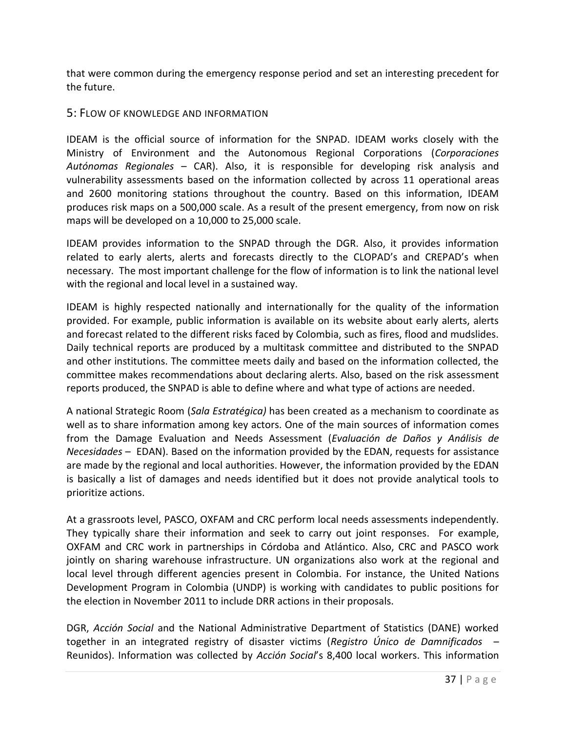that were common during the emergency response period and set an interesting precedent for the future.

## 5: Flow of knowledge and information

IDEAM is the official source of information for the SNPAD. IDEAM works closely with the Ministry of Environment and the Autonomous Regional Corporations (*Corporaciones Autónomas Regionales* – CAR). Also, it is responsible for developing risk analysis and vulnerability assessments based on the information collected by across 11 operational areas and 2600 monitoring stations throughout the country. Based on this information, IDEAM produces risk maps on a 500,000 scale. As a result of the present emergency, from now on risk maps will be developed on a 10,000 to 25,000 scale.

IDEAM provides information to the SNPAD through the DGR. Also, it provides information related to early alerts, alerts and forecasts directly to the CLOPAD's and CREPAD's when necessary. The most important challenge for the flow of information is to link the national level with the regional and local level in a sustained way.

IDEAM is highly respected nationally and internationally for the quality of the information provided. For example, public information is available on its website about early alerts, alerts and forecast related to the different risks faced by Colombia, such as fires, flood and mudslides. Daily technical reports are produced by a multitask committee and distributed to the SNPAD and other institutions. The committee meets daily and based on the information collected, the committee makes recommendations about declaring alerts. Also, based on the risk assessment reports produced, the SNPAD is able to define where and what type of actions are needed.

A national Strategic Room (*Sala Estratégica)* has been created as a mechanism to coordinate as well as to share information among key actors. One of the main sources of information comes from the Damage Evaluation and Needs Assessment (*Evaluación de Daños y Análisis de Necesidades* – EDAN). Based on the information provided by the EDAN, requests for assistance are made by the regional and local authorities. However, the information provided by the EDAN is basically a list of damages and needs identified but it does not provide analytical tools to prioritize actions.

At a grassroots level, PASCO, OXFAM and CRC perform local needs assessments independently. They typically share their information and seek to carry out joint responses. For example, OXFAM and CRC work in partnerships in Córdoba and Atlántico. Also, CRC and PASCO work jointly on sharing warehouse infrastructure. UN organizations also work at the regional and local level through different agencies present in Colombia. For instance, the United Nations Development Program in Colombia (UNDP) is working with candidates to public positions for the election in November 2011 to include DRR actions in their proposals.

DGR, *Acción Social* and the National Administrative Department of Statistics (DANE) worked together in an integrated registry of disaster victims (*Registro Único de Damnificados* – Reunidos). Information was collected by *Acción Social*'s 8,400 local workers. This information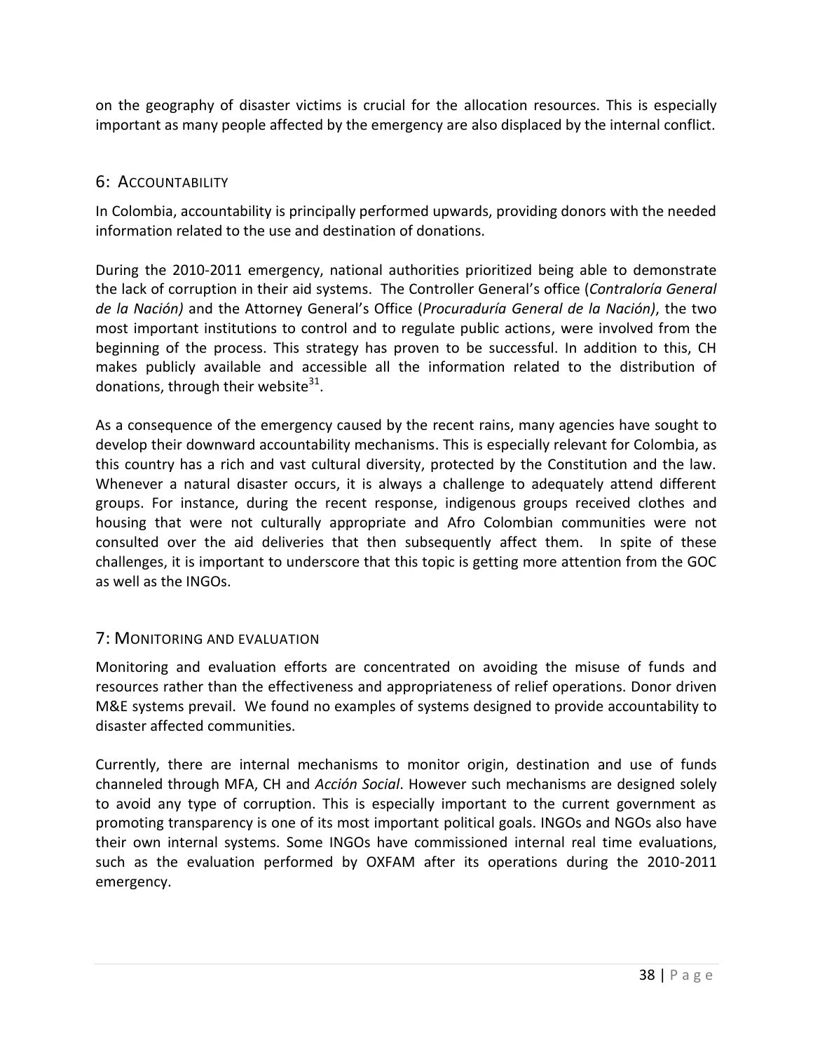on the geography of disaster victims is crucial for the allocation resources. This is especially important as many people affected by the emergency are also displaced by the internal conflict.

## 6: Accountability

In Colombia, accountability is principally performed upwards, providing donors with the needed information related to the use and destination of donations.

During the 2010-2011 emergency, national authorities prioritized being able to demonstrate the lack of corruption in their aid systems. The Controller General's office (*Contraloría General de la Nación)* and the Attorney General's Office (*Procuraduría General de la Nación)*, the two most important institutions to control and to regulate public actions, were involved from the beginning of the process. This strategy has proven to be successful. In addition to this, CH makes publicly available and accessible all the information related to the distribution of donations, through their website[31].

As a consequence of the emergency caused by the recent rains, many agencies have sought to develop their downward accountability mechanisms. This is especially relevant for Colombia, as this country has a rich and vast cultural diversity, protected by the Constitution and the law. Whenever a natural disaster occurs, it is always a challenge to adequately attend different groups. For instance, during the recent response, indigenous groups received clothes and housing that were not culturally appropriate and Afro Colombian communities were not consulted over the aid deliveries that then subsequently affect them. In spite of these challenges, it is important to underscore that this topic is getting more attention from the GOC as well as the INGOs.

## 7: Monitoring and evaluation

Monitoring and evaluation efforts are concentrated on avoiding the misuse of funds and resources rather than the effectiveness and appropriateness of relief operations. Donor driven M&E systems prevail. We found no examples of systems designed to provide accountability to disaster affected communities.

Currently, there are internal mechanisms to monitor origin, destination and use of funds channeled through MFA, CH and *Acción Social*. However such mechanisms are designed solely to avoid any type of corruption. This is especially important to the current government as promoting transparency is one of its most important political goals. INGOs and NGOs also have their own internal systems. Some INGOs have commissioned internal real time evaluations, such as the evaluation performed by OXFAM after its operations during the 2010-2011 emergency.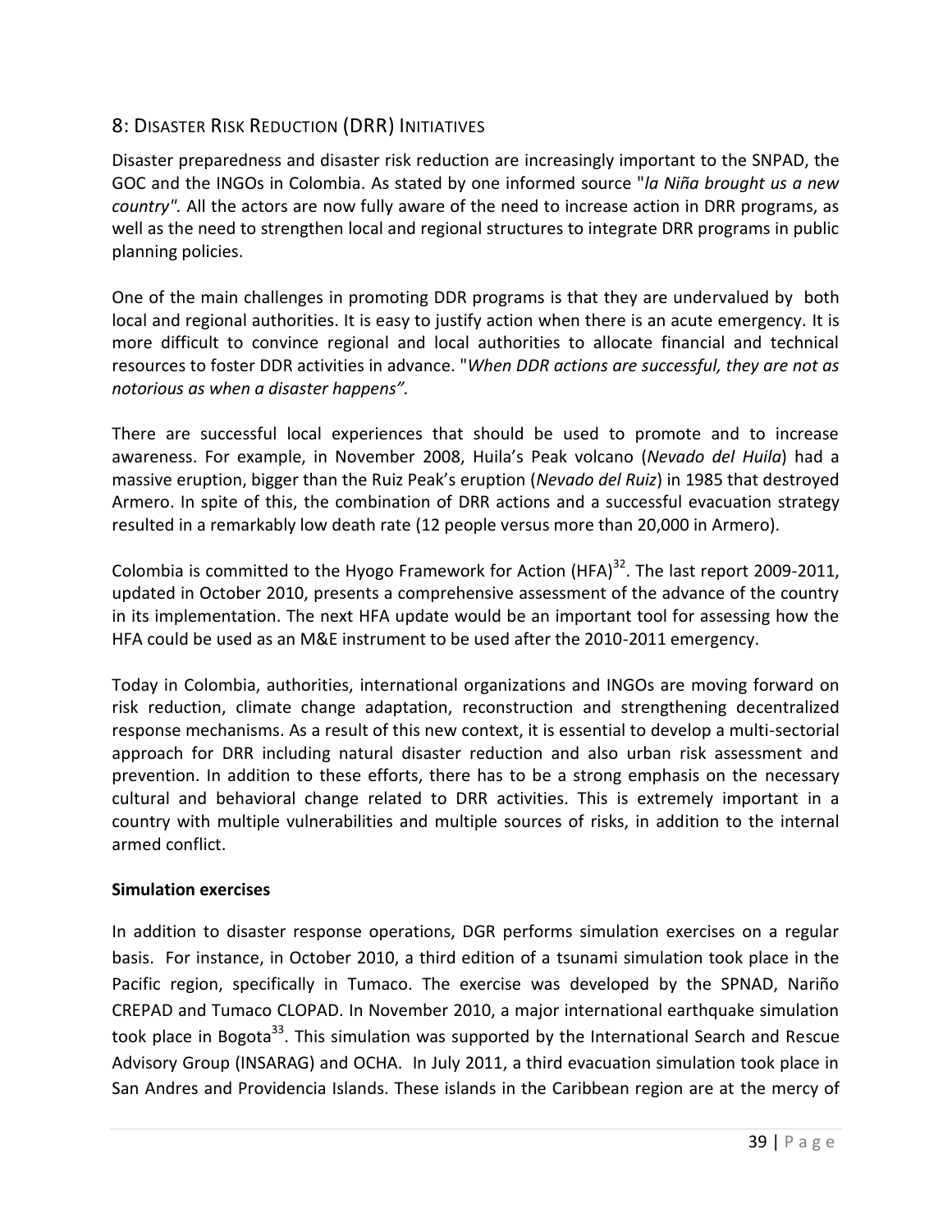## 8: Disaster Risk Reduction (DRR) Initiatives

Disaster preparedness and disaster risk reduction are increasingly important to the SNPAD, the GOC and the INGOs in Colombia. As stated by one informed source "*la Niña brought us a new country".* All the actors are now fully aware of the need to increase action in DRR programs, as well as the need to strengthen local and regional structures to integrate DRR programs in public planning policies.

One of the main challenges in promoting DDR programs is that they are undervalued by both local and regional authorities. It is easy to justify action when there is an acute emergency. It is more difficult to convince regional and local authorities to allocate financial and technical resources to foster DDR activities in advance. "*When DDR actions are successful, they are not as notorious as when a disaster happens".*

There are successful local experiences that should be used to promote and to increase awareness. For example, in November 2008, Huila's Peak volcano (*Nevado del Huila*) had a massive eruption, bigger than the Ruiz Peak's eruption (*Nevado del Ruiz*) in 1985 that destroyed Armero. In spite of this, the combination of DRR actions and a successful evacuation strategy resulted in a remarkably low death rate (12 people versus more than 20,000 in Armero).

Colombia is committed to the Hyogo Framework for Action (HFA)[32]. The last report 2009-2011, updated in October 2010, presents a comprehensive assessment of the advance of the country in its implementation. The next HFA update would be an important tool for assessing how the HFA could be used as an M&E instrument to be used after the 2010-2011 emergency.

Today in Colombia, authorities, international organizations and INGOs are moving forward on risk reduction, climate change adaptation, reconstruction and strengthening decentralized response mechanisms. As a result of this new context, it is essential to develop a multi-sectorial approach for DRR including natural disaster reduction and also urban risk assessment and prevention. In addition to these efforts, there has to be a strong emphasis on the necessary cultural and behavioral change related to DRR activities. This is extremely important in a country with multiple vulnerabilities and multiple sources of risks, in addition to the internal armed conflict.

**Simulation exercises**

In addition to disaster response operations, DGR performs simulation exercises on a regular basis. For instance, in October 2010, a third edition of a tsunami simulation took place in the Pacific region, specifically in Tumaco. The exercise was developed by the SPNAD, Nariño CREPAD and Tumaco CLOPAD. In November 2010, a major international earthquake simulation took place in Bogota[33]. This simulation was supported by the International Search and Rescue Advisory Group (INSARAG) and OCHA. In July 2011, a third evacuation simulation took place in San Andres and Providencia Islands. These islands in the Caribbean region are at the mercy of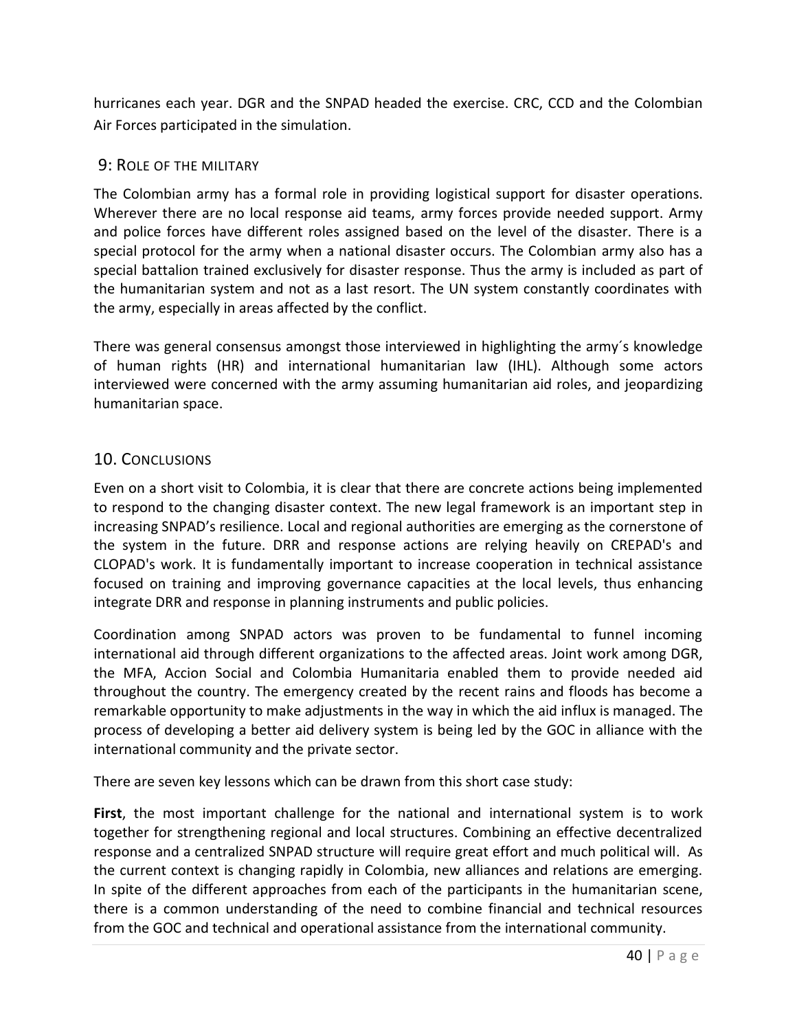hurricanes each year. DGR and the SNPAD headed the exercise. CRC, CCD and the Colombian Air Forces participated in the simulation.

## 9: Role of the military

The Colombian army has a formal role in providing logistical support for disaster operations. Wherever there are no local response aid teams, army forces provide needed support. Army and police forces have different roles assigned based on the level of the disaster. There is a special protocol for the army when a national disaster occurs. The Colombian army also has a special battalion trained exclusively for disaster response. Thus the army is included as part of the humanitarian system and not as a last resort. The UN system constantly coordinates with the army, especially in areas affected by the conflict.

There was general consensus amongst those interviewed in highlighting the army´s knowledge of human rights (HR) and international humanitarian law (IHL). Although some actors interviewed were concerned with the army assuming humanitarian aid roles, and jeopardizing humanitarian space.

## 10. Conclusions

Even on a short visit to Colombia, it is clear that there are concrete actions being implemented to respond to the changing disaster context. The new legal framework is an important step in increasing SNPAD's resilience. Local and regional authorities are emerging as the cornerstone of the system in the future. DRR and response actions are relying heavily on CREPAD's and CLOPAD's work. It is fundamentally important to increase cooperation in technical assistance focused on training and improving governance capacities at the local levels, thus enhancing integrate DRR and response in planning instruments and public policies.

Coordination among SNPAD actors was proven to be fundamental to funnel incoming international aid through different organizations to the affected areas. Joint work among DGR, the MFA, Accion Social and Colombia Humanitaria enabled them to provide needed aid throughout the country. The emergency created by the recent rains and floods has become a remarkable opportunity to make adjustments in the way in which the aid influx is managed. The process of developing a better aid delivery system is being led by the GOC in alliance with the international community and the private sector.

There are seven key lessons which can be drawn from this short case study:

**First**, the most important challenge for the national and international system is to work together for strengthening regional and local structures. Combining an effective decentralized response and a centralized SNPAD structure will require great effort and much political will. As the current context is changing rapidly in Colombia, new alliances and relations are emerging. In spite of the different approaches from each of the participants in the humanitarian scene, there is a common understanding of the need to combine financial and technical resources from the GOC and technical and operational assistance from the international community.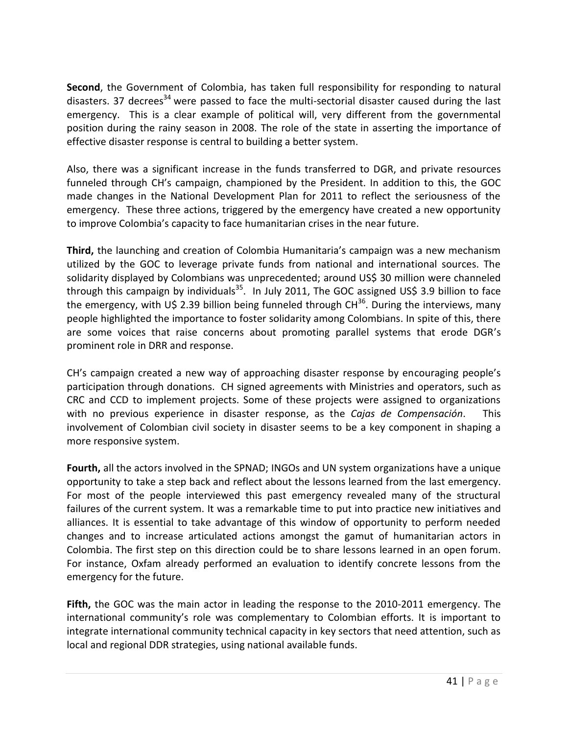**Second**, the Government of Colombia, has taken full responsibility for responding to natural disasters. 37 decrees[34] were passed to face the multi-sectorial disaster caused during the last emergency. This is a clear example of political will, very different from the governmental position during the rainy season in 2008. The role of the state in asserting the importance of effective disaster response is central to building a better system.

Also, there was a significant increase in the funds transferred to DGR, and private resources funneled through CH's campaign, championed by the President. In addition to this, the GOC made changes in the National Development Plan for 2011 to reflect the seriousness of the emergency. These three actions, triggered by the emergency have created a new opportunity to improve Colombia's capacity to face humanitarian crises in the near future.

**Third,** the launching and creation of Colombia Humanitaria's campaign was a new mechanism utilized by the GOC to leverage private funds from national and international sources. The solidarity displayed by Colombians was unprecedented; around US$ 30 million were channeled through this campaign by individuals[35]. In July 2011, The GOC assigned US$ 3.9 billion to face the emergency, with U$ 2.39 billion being funneled through CH[36]. During the interviews, many people highlighted the importance to foster solidarity among Colombians. In spite of this, there are some voices that raise concerns about promoting parallel systems that erode DGR's prominent role in DRR and response.

CH's campaign created a new way of approaching disaster response by encouraging people's participation through donations. CH signed agreements with Ministries and operators, such as CRC and CCD to implement projects. Some of these projects were assigned to organizations with no previous experience in disaster response, as the *Cajas de Compensación*. This involvement of Colombian civil society in disaster seems to be a key component in shaping a more responsive system.

**Fourth,** all the actors involved in the SPNAD; INGOs and UN system organizations have a unique opportunity to take a step back and reflect about the lessons learned from the last emergency. For most of the people interviewed this past emergency revealed many of the structural failures of the current system. It was a remarkable time to put into practice new initiatives and alliances. It is essential to take advantage of this window of opportunity to perform needed changes and to increase articulated actions amongst the gamut of humanitarian actors in Colombia. The first step on this direction could be to share lessons learned in an open forum. For instance, Oxfam already performed an evaluation to identify concrete lessons from the emergency for the future.

**Fifth,** the GOC was the main actor in leading the response to the 2010-2011 emergency. The international community's role was complementary to Colombian efforts. It is important to integrate international community technical capacity in key sectors that need attention, such as local and regional DDR strategies, using national available funds.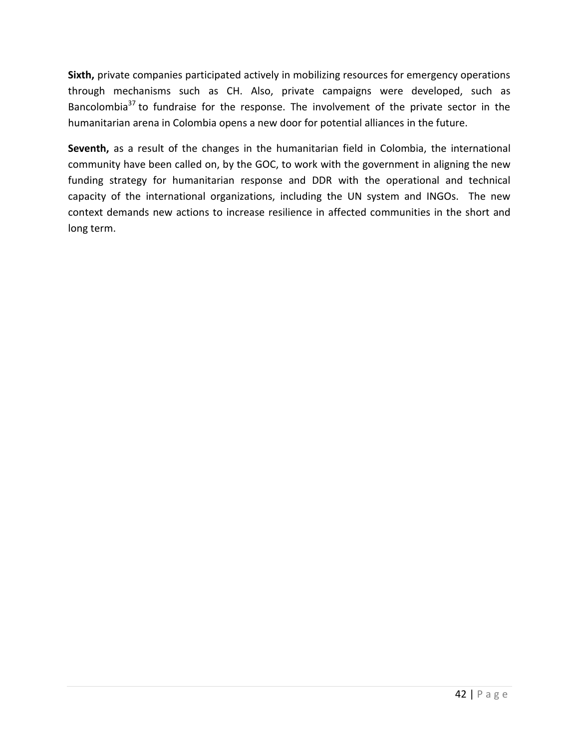**Sixth,** private companies participated actively in mobilizing resources for emergency operations through mechanisms such as CH. Also, private campaigns were developed, such as Bancolombia[37] to fundraise for the response. The involvement of the private sector in the humanitarian arena in Colombia opens a new door for potential alliances in the future.

**Seventh,** as a result of the changes in the humanitarian field in Colombia, the international community have been called on, by the GOC, to work with the government in aligning the new funding strategy for humanitarian response and DDR with the operational and technical capacity of the international organizations, including the UN system and INGOs. The new context demands new actions to increase resilience in affected communities in the short and long term.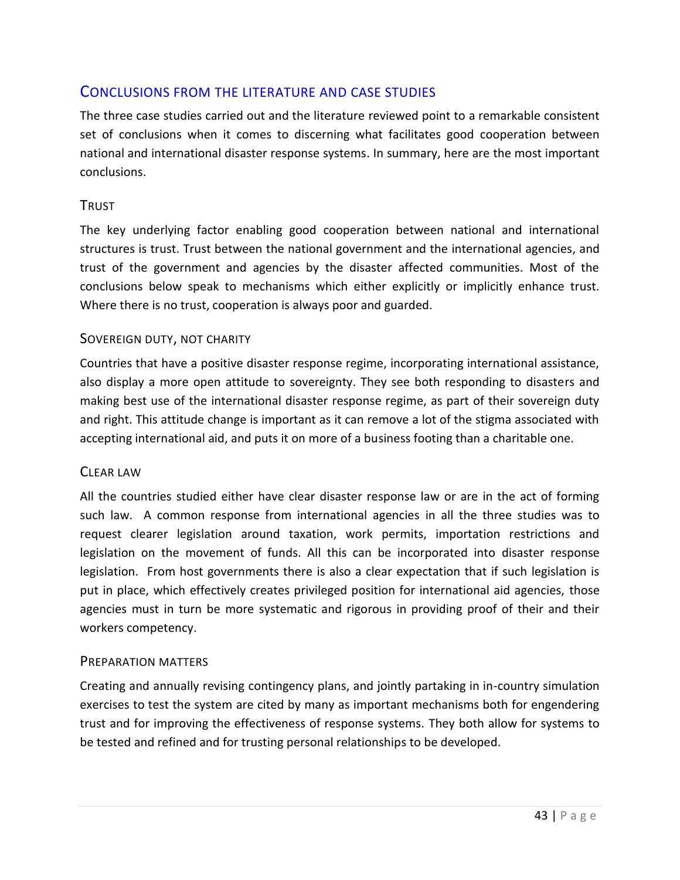## Conclusions from the literature and case studies

The three case studies carried out and the literature reviewed point to a remarkable consistent set of conclusions when it comes to discerning what facilitates good cooperation between national and international disaster response systems. In summary, here are the most important conclusions.

### Trust

The key underlying factor enabling good cooperation between national and international structures is trust. Trust between the national government and the international agencies, and trust of the government and agencies by the disaster affected communities. Most of the conclusions below speak to mechanisms which either explicitly or implicitly enhance trust. Where there is no trust, cooperation is always poor and guarded.

### Sovereign duty, not charity

Countries that have a positive disaster response regime, incorporating international assistance, also display a more open attitude to sovereignty. They see both responding to disasters and making best use of the international disaster response regime, as part of their sovereign duty and right. This attitude change is important as it can remove a lot of the stigma associated with accepting international aid, and puts it on more of a business footing than a charitable one.

### Clear law

All the countries studied either have clear disaster response law or are in the act of forming such law. A common response from international agencies in all the three studies was to request clearer legislation around taxation, work permits, importation restrictions and legislation on the movement of funds. All this can be incorporated into disaster response legislation. From host governments there is also a clear expectation that if such legislation is put in place, which effectively creates privileged position for international aid agencies, those agencies must in turn be more systematic and rigorous in providing proof of their and their workers competency.

### Preparation matters

Creating and annually revising contingency plans, and jointly partaking in in-country simulation exercises to test the system are cited by many as important mechanisms both for engendering trust and for improving the effectiveness of response systems. They both allow for systems to be tested and refined and for trusting personal relationships to be developed.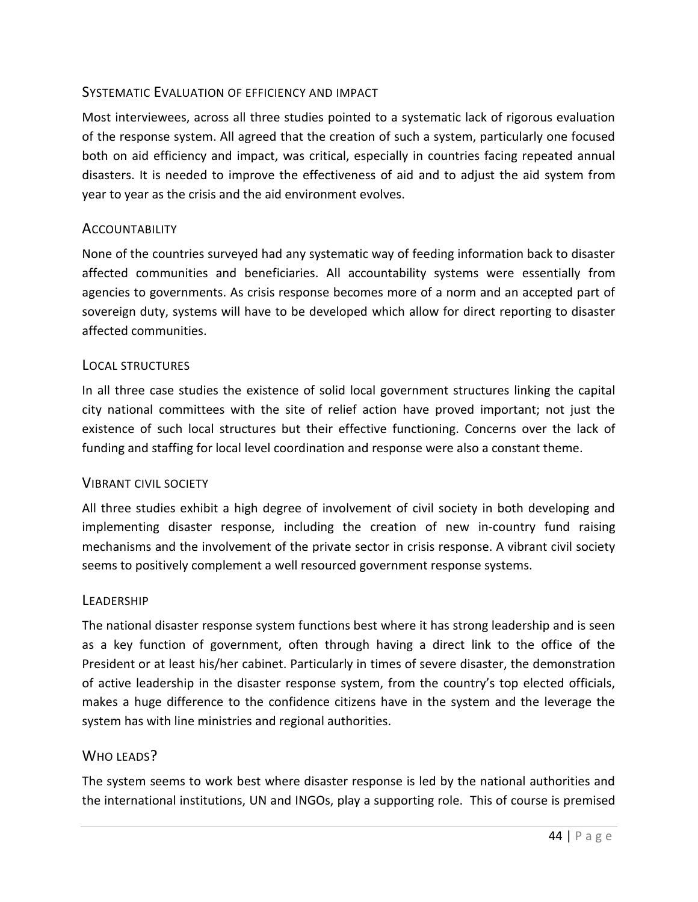### Systematic Evaluation of efficiency and impact

Most interviewees, across all three studies pointed to a systematic lack of rigorous evaluation of the response system. All agreed that the creation of such a system, particularly one focused both on aid efficiency and impact, was critical, especially in countries facing repeated annual disasters. It is needed to improve the effectiveness of aid and to adjust the aid system from year to year as the crisis and the aid environment evolves.

### Accountability

None of the countries surveyed had any systematic way of feeding information back to disaster affected communities and beneficiaries. All accountability systems were essentially from agencies to governments. As crisis response becomes more of a norm and an accepted part of sovereign duty, systems will have to be developed which allow for direct reporting to disaster affected communities.

### Local structures

In all three case studies the existence of solid local government structures linking the capital city national committees with the site of relief action have proved important; not just the existence of such local structures but their effective functioning. Concerns over the lack of funding and staffing for local level coordination and response were also a constant theme.

### Vibrant civil society

All three studies exhibit a high degree of involvement of civil society in both developing and implementing disaster response, including the creation of new in-country fund raising mechanisms and the involvement of the private sector in crisis response. A vibrant civil society seems to positively complement a well resourced government response systems.

### Leadership

The national disaster response system functions best where it has strong leadership and is seen as a key function of government, often through having a direct link to the office of the President or at least his/her cabinet. Particularly in times of severe disaster, the demonstration of active leadership in the disaster response system, from the country's top elected officials, makes a huge difference to the confidence citizens have in the system and the leverage the system has with line ministries and regional authorities.

### Who leads?

The system seems to work best where disaster response is led by the national authorities and the international institutions, UN and INGOs, play a supporting role. This of course is premised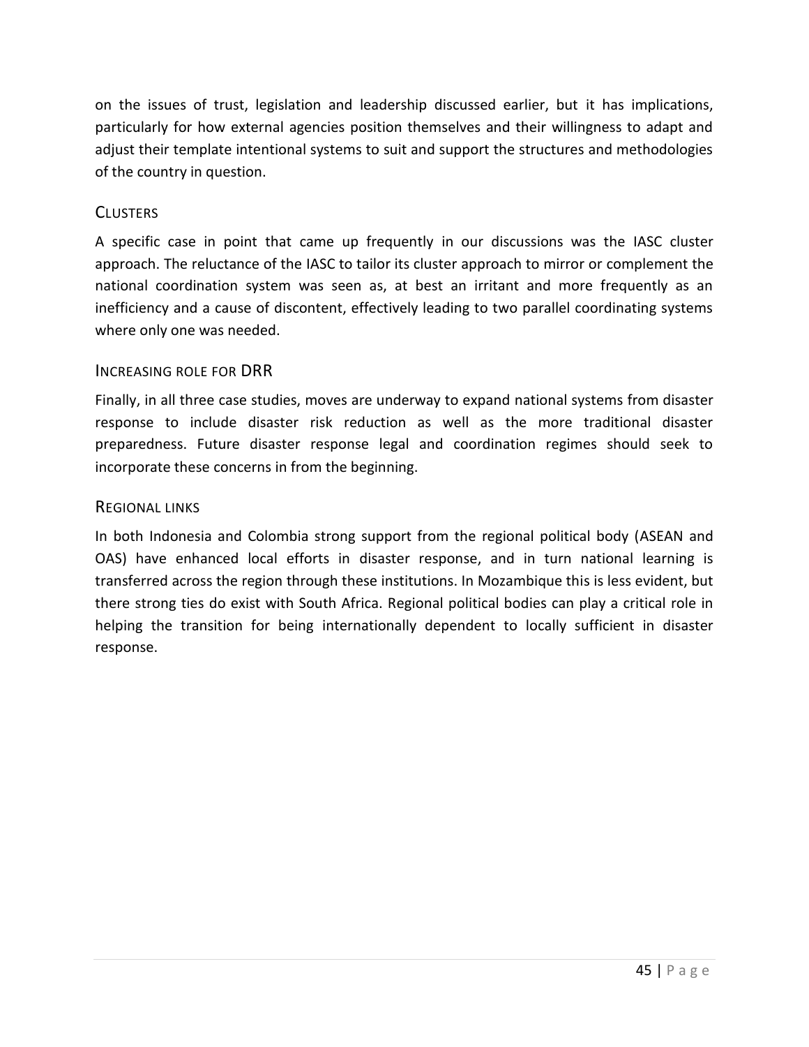on the issues of trust, legislation and leadership discussed earlier, but it has implications, particularly for how external agencies position themselves and their willingness to adapt and adjust their template intentional systems to suit and support the structures and methodologies of the country in question.

### Clusters

A specific case in point that came up frequently in our discussions was the IASC cluster approach. The reluctance of the IASC to tailor its cluster approach to mirror or complement the national coordination system was seen as, at best an irritant and more frequently as an inefficiency and a cause of discontent, effectively leading to two parallel coordinating systems where only one was needed.

### Increasing role for DRR

Finally, in all three case studies, moves are underway to expand national systems from disaster response to include disaster risk reduction as well as the more traditional disaster preparedness. Future disaster response legal and coordination regimes should seek to incorporate these concerns in from the beginning.

### Regional links

In both Indonesia and Colombia strong support from the regional political body (ASEAN and OAS) have enhanced local efforts in disaster response, and in turn national learning is transferred across the region through these institutions. In Mozambique this is less evident, but there strong ties do exist with South Africa. Regional political bodies can play a critical role in helping the transition for being internationally dependent to locally sufficient in disaster response.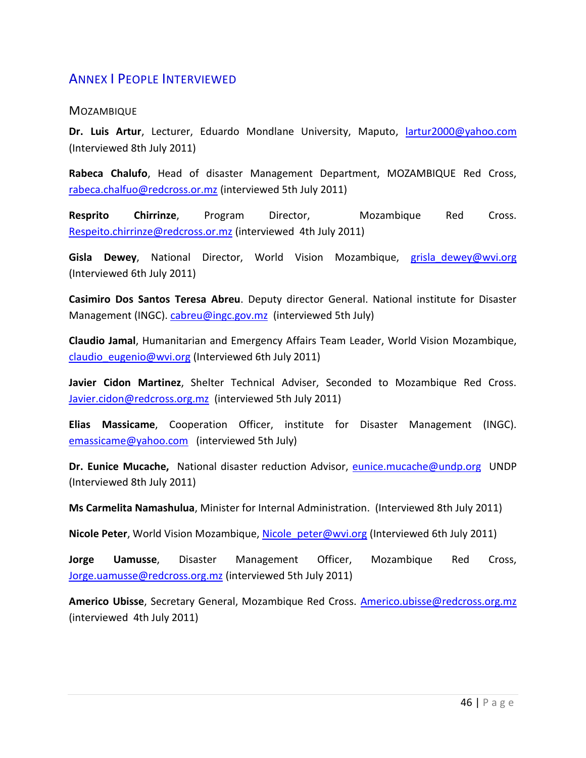## ANNEX I PEOPLE INTERVIEWED

### MOZAMBIQUE

**Dr. Luis Artur**, Lecturer, Eduardo Mondlane University, Maputo, lartur2000@yahoo.com (Interviewed 8th July 2011)

**Rabeca Chalufo**, Head of disaster Management Department, MOZAMBIQUE Red Cross, rabeca.chalfuo@redcross.or.mz (interviewed 5th July 2011)

**Resprito Chirrinze**, Program Director, Mozambique Red Cross. Respeito.chirrinze@redcross.or.mz (interviewed 4th July 2011)

**Gisla Dewey**, National Director, World Vision Mozambique, grisla_dewey@wvi.org (Interviewed 6th July 2011)

**Casimiro Dos Santos Teresa Abreu**. Deputy director General. National institute for Disaster Management (INGC). cabreu@ingc.gov.mz (interviewed 5th July)

**Claudio Jamal**, Humanitarian and Emergency Affairs Team Leader, World Vision Mozambique, claudio_eugenio@wvi.org (Interviewed 6th July 2011)

**Javier Cidon Martinez**, Shelter Technical Adviser, Seconded to Mozambique Red Cross. Javier.cidon@redcross.org.mz (interviewed 5th July 2011)

**Elias Massicame**, Cooperation Officer, institute for Disaster Management (INGC). emassicame@yahoo.com (interviewed 5th July)

**Dr. Eunice Mucache,** National disaster reduction Advisor, eunice.mucache@undp.org UNDP (Interviewed 8th July 2011)

**Ms Carmelita Namashulua**, Minister for Internal Administration. (Interviewed 8th July 2011)

**Nicole Peter**, World Vision Mozambique, Nicole_peter@wvi.org (Interviewed 6th July 2011)

**Jorge Uamusse**, Disaster Management Officer, Mozambique Red Cross, Jorge.uamusse@redcross.org.mz (interviewed 5th July 2011)

**Americo Ubisse**, Secretary General, Mozambique Red Cross. Americo.ubisse@redcross.org.mz (interviewed 4th July 2011)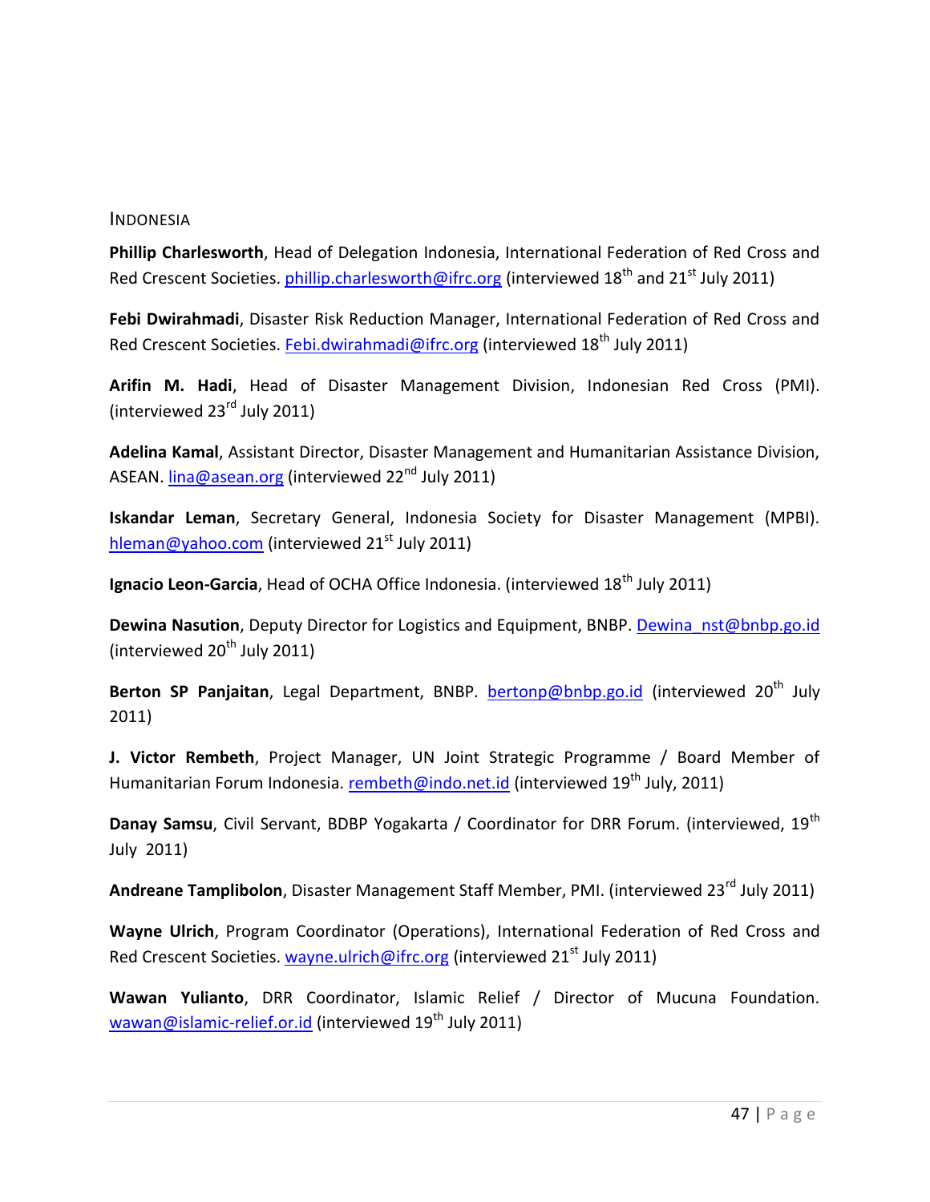### INDONESIA

**Phillip Charlesworth**, Head of Delegation Indonesia, International Federation of Red Cross and Red Crescent Societies. phillip.charlesworth@ifrc.org (interviewed 18th and 21st July 2011)

**Febi Dwirahmadi**, Disaster Risk Reduction Manager, International Federation of Red Cross and Red Crescent Societies. Febi.dwirahmadi@ifrc.org (interviewed 18th July 2011)

**Arifin M. Hadi**, Head of Disaster Management Division, Indonesian Red Cross (PMI). (interviewed 23rd July 2011)

**Adelina Kamal**, Assistant Director, Disaster Management and Humanitarian Assistance Division, ASEAN. lina@asean.org (interviewed 22nd July 2011)

**Iskandar Leman**, Secretary General, Indonesia Society for Disaster Management (MPBI). hleman@yahoo.com (interviewed 21st July 2011)

**Ignacio Leon-Garcia**, Head of OCHA Office Indonesia. (interviewed 18th July 2011)

**Dewina Nasution**, Deputy Director for Logistics and Equipment, BNBP. Dewina_nst@bnbp.go.id (interviewed 20th July 2011)

**Berton SP Panjaitan**, Legal Department, BNBP. bertonp@bnbp.go.id (interviewed 20th July 2011)

**J. Victor Rembeth**, Project Manager, UN Joint Strategic Programme / Board Member of Humanitarian Forum Indonesia. rembeth@indo.net.id (interviewed 19th July, 2011)

**Danay Samsu**, Civil Servant, BDBP Yogakarta / Coordinator for DRR Forum. (interviewed, 19th July 2011)

**Andreane Tamplibolon**, Disaster Management Staff Member, PMI. (interviewed 23rd July 2011)

**Wayne Ulrich**, Program Coordinator (Operations), International Federation of Red Cross and Red Crescent Societies. wayne.ulrich@ifrc.org (interviewed 21st July 2011)

**Wawan Yulianto**, DRR Coordinator, Islamic Relief / Director of Mucuna Foundation. wawan@islamic-relief.or.id (interviewed 19th July 2011)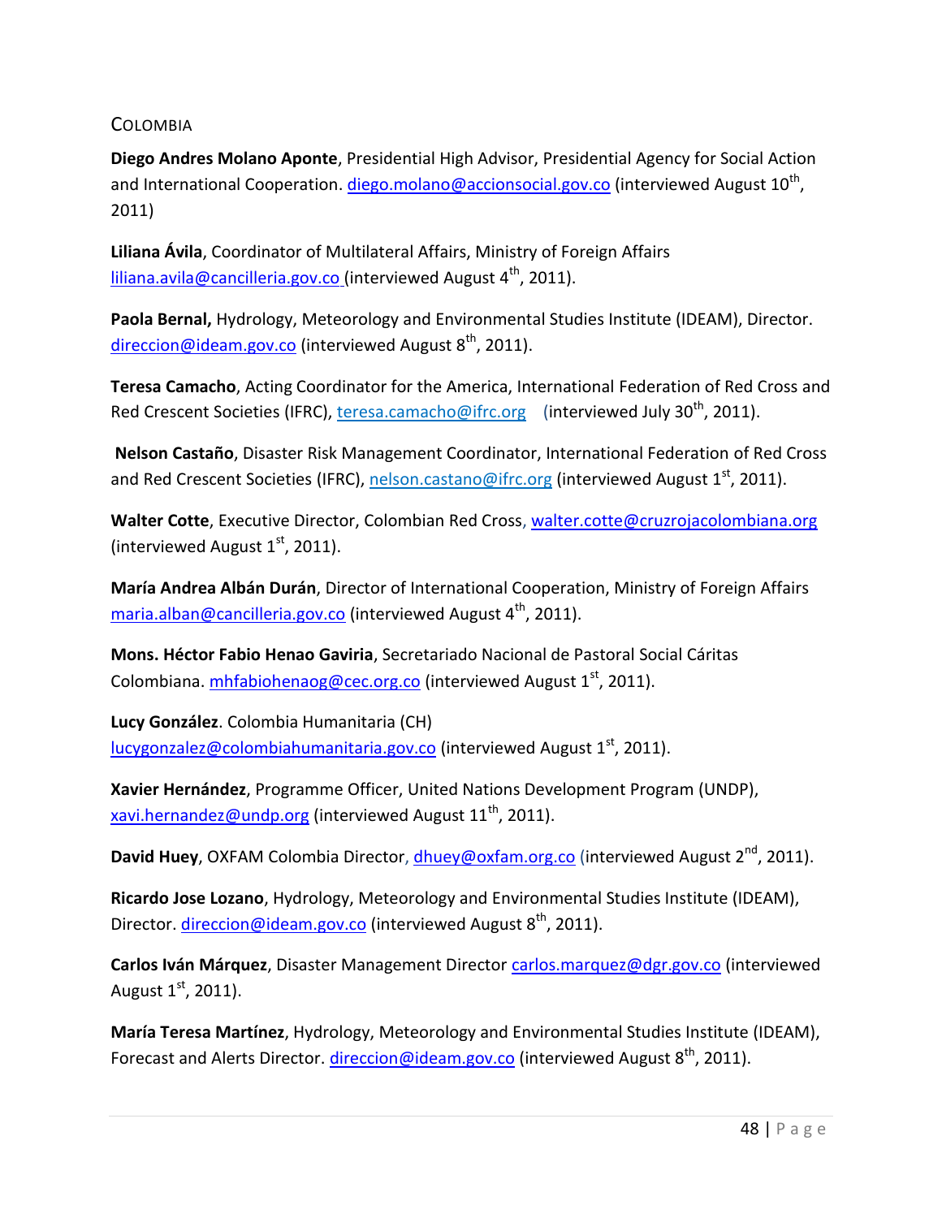## Colombia

**Diego Andres Molano Aponte**, Presidential High Advisor, Presidential Agency for Social Action and International Cooperation. diego.molano@accionsocial.gov.co (interviewed August 10th, 2011)

**Liliana Ávila**, Coordinator of Multilateral Affairs, Ministry of Foreign Affairs liliana.avila@cancilleria.gov.co (interviewed August 4th, 2011).

**Paola Bernal,** Hydrology, Meteorology and Environmental Studies Institute (IDEAM), Director. direccion@ideam.gov.co (interviewed August 8th, 2011).

**Teresa Camacho**, Acting Coordinator for the America, International Federation of Red Cross and Red Crescent Societies (IFRC), teresa.camacho@ifrc.org (interviewed July 30th, 2011).

**Nelson Castaño**, Disaster Risk Management Coordinator, International Federation of Red Cross and Red Crescent Societies (IFRC), nelson.castano@ifrc.org (interviewed August 1st, 2011).

**Walter Cotte**, Executive Director, Colombian Red Cross, walter.cotte@cruzrojacolombiana.org (interviewed August 1st, 2011).

**María Andrea Albán Durán**, Director of International Cooperation, Ministry of Foreign Affairs maria.alban@cancilleria.gov.co (interviewed August 4th, 2011).

**Mons. Héctor Fabio Henao Gaviria**, Secretariado Nacional de Pastoral Social Cáritas Colombiana. mhfabiohenaog@cec.org.co (interviewed August 1st, 2011).

**Lucy González**. Colombia Humanitaria (CH) lucygonzalez@colombiahumanitaria.gov.co (interviewed August 1st, 2011).

**Xavier Hernández**, Programme Officer, United Nations Development Program (UNDP), xavi.hernandez@undp.org (interviewed August 11th, 2011).

**David Huey**, OXFAM Colombia Director, dhuey@oxfam.org.co (interviewed August 2nd, 2011).

**Ricardo Jose Lozano**, Hydrology, Meteorology and Environmental Studies Institute (IDEAM), Director. direccion@ideam.gov.co (interviewed August 8th, 2011).

**Carlos Iván Márquez**, Disaster Management Director carlos.marquez@dgr.gov.co (interviewed August 1st, 2011).

**María Teresa Martínez**, Hydrology, Meteorology and Environmental Studies Institute (IDEAM), Forecast and Alerts Director. direccion@ideam.gov.co (interviewed August 8th, 2011).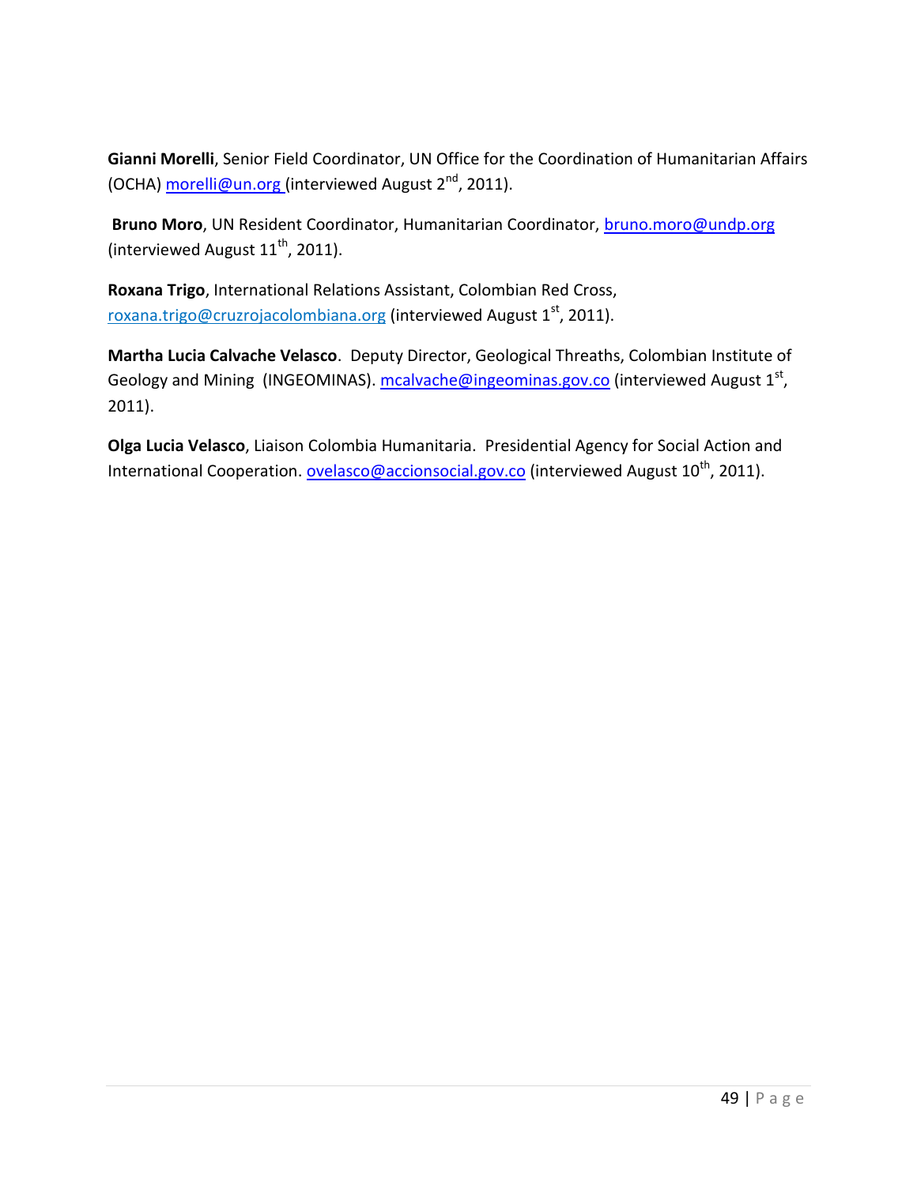**Gianni Morelli**, Senior Field Coordinator, UN Office for the Coordination of Humanitarian Affairs (OCHA) morelli@un.org (interviewed August 2nd, 2011).

**Bruno Moro**, UN Resident Coordinator, Humanitarian Coordinator, bruno.moro@undp.org (interviewed August 11th, 2011).

**Roxana Trigo**, International Relations Assistant, Colombian Red Cross, roxana.trigo@cruzrojacolombiana.org (interviewed August 1st, 2011).

**Martha Lucia Calvache Velasco**. Deputy Director, Geological Threaths, Colombian Institute of Geology and Mining (INGEOMINAS). mcalvache@ingeominas.gov.co (interviewed August 1st, 2011).

**Olga Lucia Velasco**, Liaison Colombia Humanitaria. Presidential Agency for Social Action and International Cooperation. ovelasco@accionsocial.gov.co (interviewed August 10th, 2011).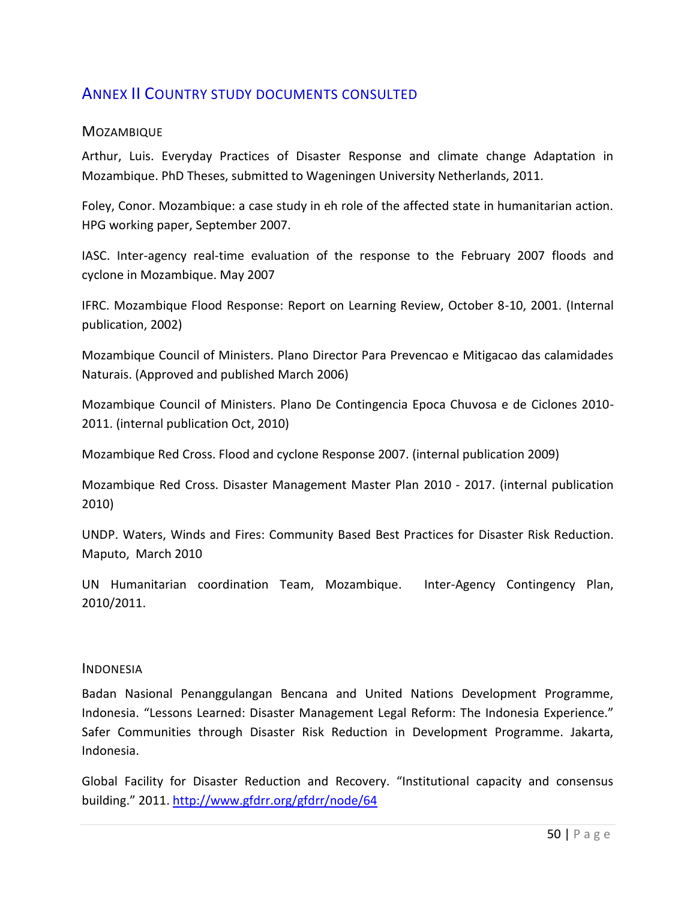## Annex II Country study documents consulted

### Mozambique

Arthur, Luis. Everyday Practices of Disaster Response and climate change Adaptation in Mozambique. PhD Theses, submitted to Wageningen University Netherlands, 2011.

Foley, Conor. Mozambique: a case study in eh role of the affected state in humanitarian action. HPG working paper, September 2007.

IASC. Inter-agency real-time evaluation of the response to the February 2007 floods and cyclone in Mozambique. May 2007

IFRC. Mozambique Flood Response: Report on Learning Review, October 8-10, 2001. (Internal publication, 2002)

Mozambique Council of Ministers. Plano Director Para Prevencao e Mitigacao das calamidades Naturais. (Approved and published March 2006)

Mozambique Council of Ministers. Plano De Contingencia Epoca Chuvosa e de Ciclones 2010-2011. (internal publication Oct, 2010)

Mozambique Red Cross. Flood and cyclone Response 2007. (internal publication 2009)

Mozambique Red Cross. Disaster Management Master Plan 2010 - 2017. (internal publication 2010)

UNDP. Waters, Winds and Fires: Community Based Best Practices for Disaster Risk Reduction. Maputo, March 2010

UN Humanitarian coordination Team, Mozambique. Inter-Agency Contingency Plan, 2010/2011.

### Indonesia

Badan Nasional Penanggulangan Bencana and United Nations Development Programme, Indonesia. "Lessons Learned: Disaster Management Legal Reform: The Indonesia Experience." Safer Communities through Disaster Risk Reduction in Development Programme. Jakarta, Indonesia.

Global Facility for Disaster Reduction and Recovery. "Institutional capacity and consensus building." 2011. http://www.gfdrr.org/gfdrr/node/64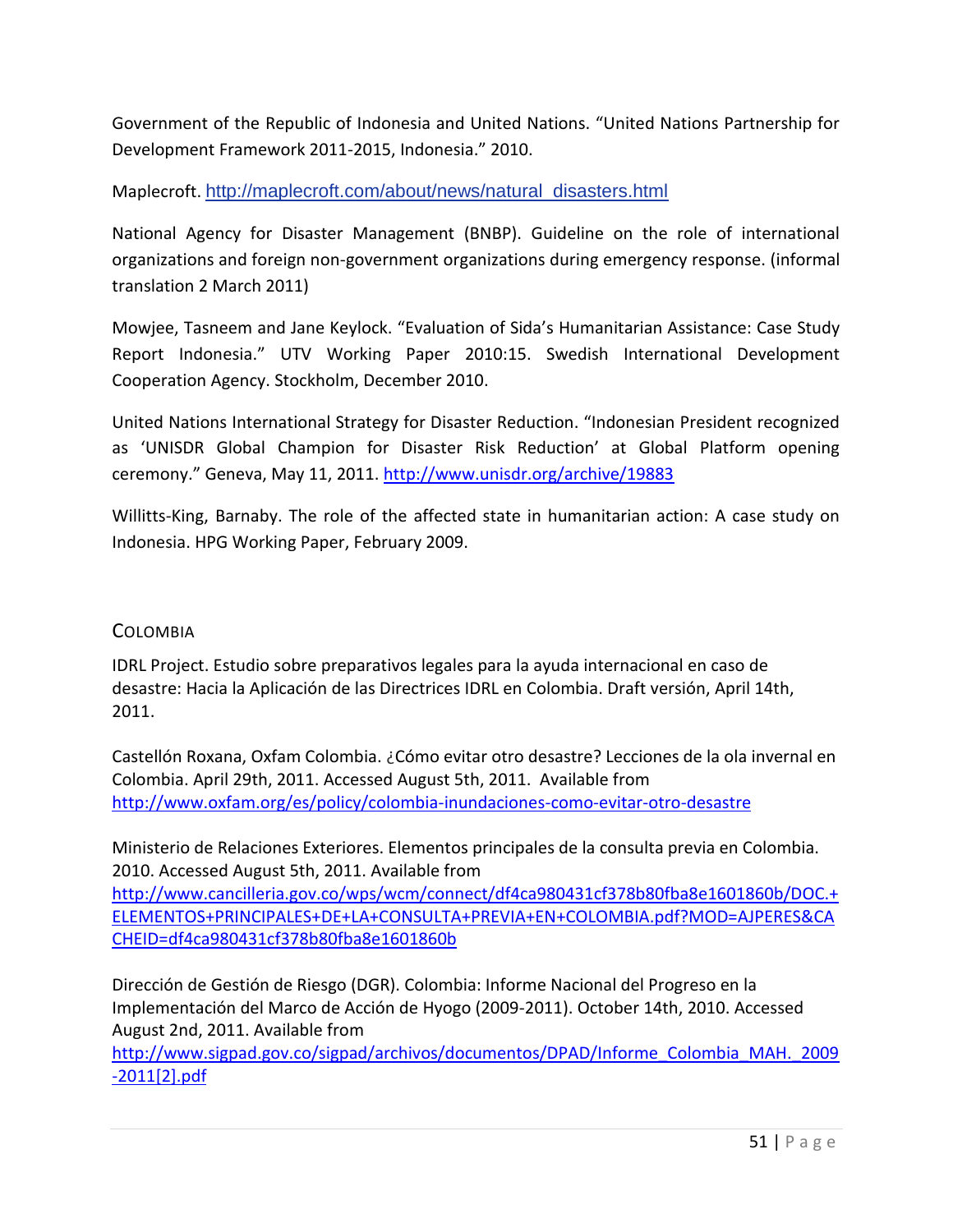Government of the Republic of Indonesia and United Nations. "United Nations Partnership for Development Framework 2011-2015, Indonesia." 2010.

Maplecroft. http://maplecroft.com/about/news/natural_disasters.html

National Agency for Disaster Management (BNBP). Guideline on the role of international organizations and foreign non-government organizations during emergency response. (informal translation 2 March 2011)

Mowjee, Tasneem and Jane Keylock. "Evaluation of Sida's Humanitarian Assistance: Case Study Report Indonesia." UTV Working Paper 2010:15. Swedish International Development Cooperation Agency. Stockholm, December 2010.

United Nations International Strategy for Disaster Reduction. "Indonesian President recognized as 'UNISDR Global Champion for Disaster Risk Reduction' at Global Platform opening ceremony." Geneva, May 11, 2011. http://www.unisdr.org/archive/19883

Willitts-King, Barnaby. The role of the affected state in humanitarian action: A case study on Indonesia. HPG Working Paper, February 2009.

## Colombia

IDRL Project. Estudio sobre preparativos legales para la ayuda internacional en caso de desastre: Hacia la Aplicación de las Directrices IDRL en Colombia. Draft versión, April 14th, 2011.

Castellón Roxana, Oxfam Colombia. ¿Cómo evitar otro desastre? Lecciones de la ola invernal en Colombia. April 29th, 2011. Accessed August 5th, 2011. Available from http://www.oxfam.org/es/policy/colombia-inundaciones-como-evitar-otro-desastre

Ministerio de Relaciones Exteriores. Elementos principales de la consulta previa en Colombia. 2010. Accessed August 5th, 2011. Available from http://www.cancilleria.gov.co/wps/wcm/connect/df4ca980431cf378b80fba8e1601860b/DOC.+ELEMENTOS+PRINCIPALES+DE+LA+CONSULTA+PREVIA+EN+COLOMBIA.pdf?MOD=AJPERES&CACHEID=df4ca980431cf378b80fba8e1601860b

Dirección de Gestión de Riesgo (DGR). Colombia: Informe Nacional del Progreso en la Implementación del Marco de Acción de Hyogo (2009-2011). October 14th, 2010. Accessed August 2nd, 2011. Available from http://www.sigpad.gov.co/sigpad/archivos/documentos/DPAD/Informe_Colombia_MAH._2009-2011[2].pdf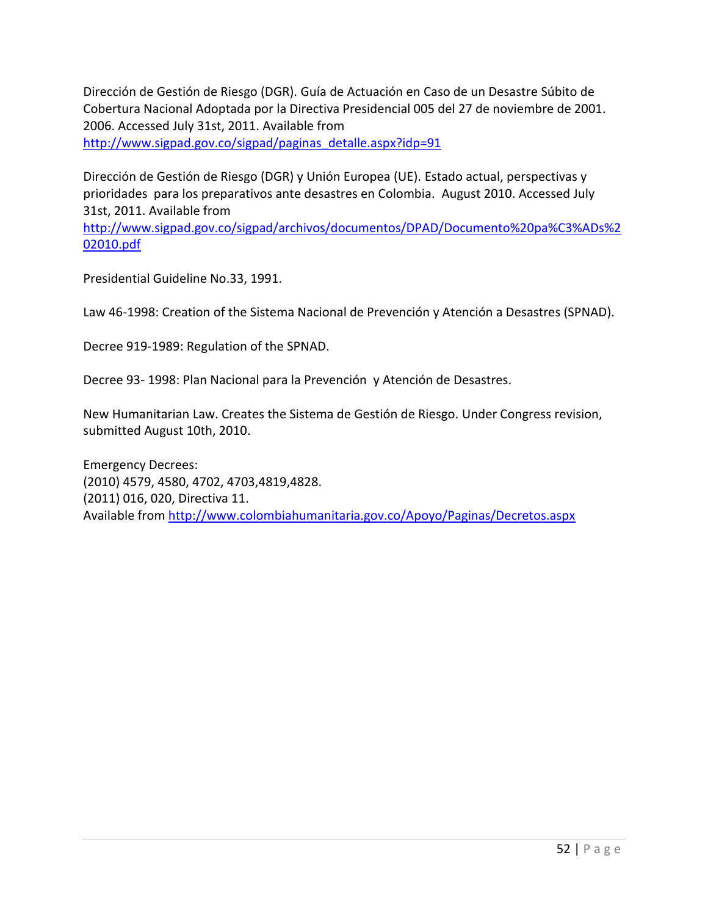Dirección de Gestión de Riesgo (DGR). Guía de Actuación en Caso de un Desastre Súbito de Cobertura Nacional Adoptada por la Directiva Presidencial 005 del 27 de noviembre de 2001. 2006. Accessed July 31st, 2011. Available from http://www.sigpad.gov.co/sigpad/paginas_detalle.aspx?idp=91

Dirección de Gestión de Riesgo (DGR) y Unión Europea (UE). Estado actual, perspectivas y prioridades para los preparativos ante desastres en Colombia. August 2010. Accessed July 31st, 2011. Available from http://www.sigpad.gov.co/sigpad/archivos/documentos/DPAD/Documento%20pa%C3%ADs%202010.pdf

Presidential Guideline No.33, 1991.

Law 46-1998: Creation of the Sistema Nacional de Prevención y Atención a Desastres (SPNAD).

Decree 919-1989: Regulation of the SPNAD.

Decree 93- 1998: Plan Nacional para la Prevención y Atención de Desastres.

New Humanitarian Law. Creates the Sistema de Gestión de Riesgo. Under Congress revision, submitted August 10th, 2010.

Emergency Decrees:
(2010) 4579, 4580, 4702, 4703,4819,4828.
(2011) 016, 020, Directiva 11.
Available from http://www.colombiahumanitaria.gov.co/Apoyo/Paginas/Decretos.aspx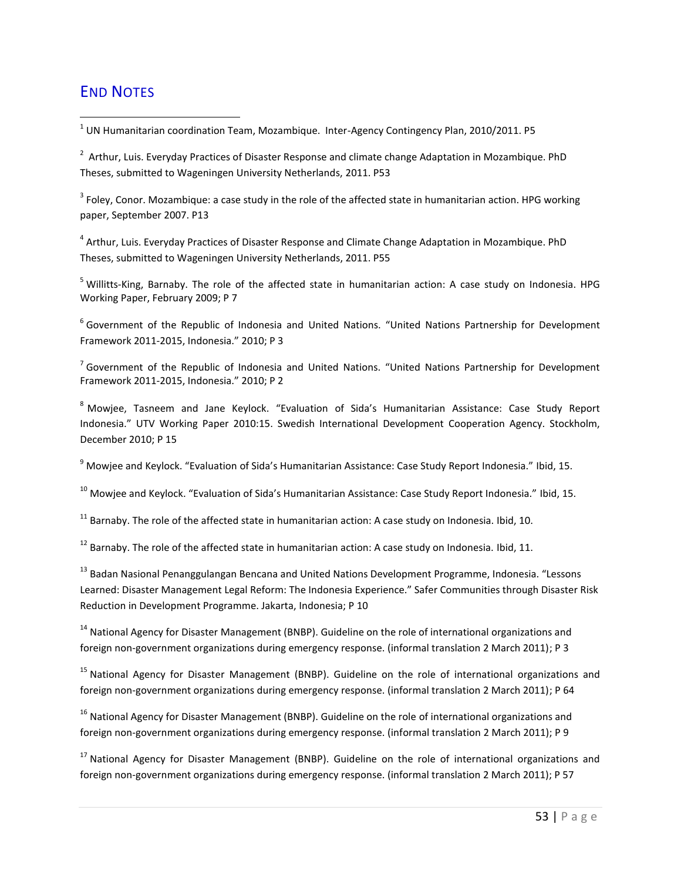## END NOTES

[1] UN Humanitarian coordination Team, Mozambique. Inter-Agency Contingency Plan, 2010/2011. P5

[2] Arthur, Luis. Everyday Practices of Disaster Response and climate change Adaptation in Mozambique. PhD Theses, submitted to Wageningen University Netherlands, 2011. P53

[3] Foley, Conor. Mozambique: a case study in the role of the affected state in humanitarian action. HPG working paper, September 2007. P13

[4] Arthur, Luis. Everyday Practices of Disaster Response and Climate Change Adaptation in Mozambique. PhD Theses, submitted to Wageningen University Netherlands, 2011. P55

[5] Willitts-King, Barnaby. The role of the affected state in humanitarian action: A case study on Indonesia. HPG Working Paper, February 2009; P 7

[6] Government of the Republic of Indonesia and United Nations. "United Nations Partnership for Development Framework 2011-2015, Indonesia." 2010; P 3

[7] Government of the Republic of Indonesia and United Nations. "United Nations Partnership for Development Framework 2011-2015, Indonesia." 2010; P 2

[8] Mowjee, Tasneem and Jane Keylock. "Evaluation of Sida's Humanitarian Assistance: Case Study Report Indonesia." UTV Working Paper 2010:15. Swedish International Development Cooperation Agency. Stockholm, December 2010; P 15

[9] Mowjee and Keylock. "Evaluation of Sida's Humanitarian Assistance: Case Study Report Indonesia." Ibid, 15.

[10] Mowjee and Keylock. "Evaluation of Sida's Humanitarian Assistance: Case Study Report Indonesia." Ibid, 15.

[11] Barnaby. The role of the affected state in humanitarian action: A case study on Indonesia. Ibid, 10.

[12] Barnaby. The role of the affected state in humanitarian action: A case study on Indonesia. Ibid, 11.

[13] Badan Nasional Penanggulangan Bencana and United Nations Development Programme, Indonesia. "Lessons Learned: Disaster Management Legal Reform: The Indonesia Experience." Safer Communities through Disaster Risk Reduction in Development Programme. Jakarta, Indonesia; P 10

[14] National Agency for Disaster Management (BNBP). Guideline on the role of international organizations and foreign non-government organizations during emergency response. (informal translation 2 March 2011); P 3

[15] National Agency for Disaster Management (BNBP). Guideline on the role of international organizations and foreign non-government organizations during emergency response. (informal translation 2 March 2011); P 64

[16] National Agency for Disaster Management (BNBP). Guideline on the role of international organizations and foreign non-government organizations during emergency response. (informal translation 2 March 2011); P 9

[17] National Agency for Disaster Management (BNBP). Guideline on the role of international organizations and foreign non-government organizations during emergency response. (informal translation 2 March 2011); P 57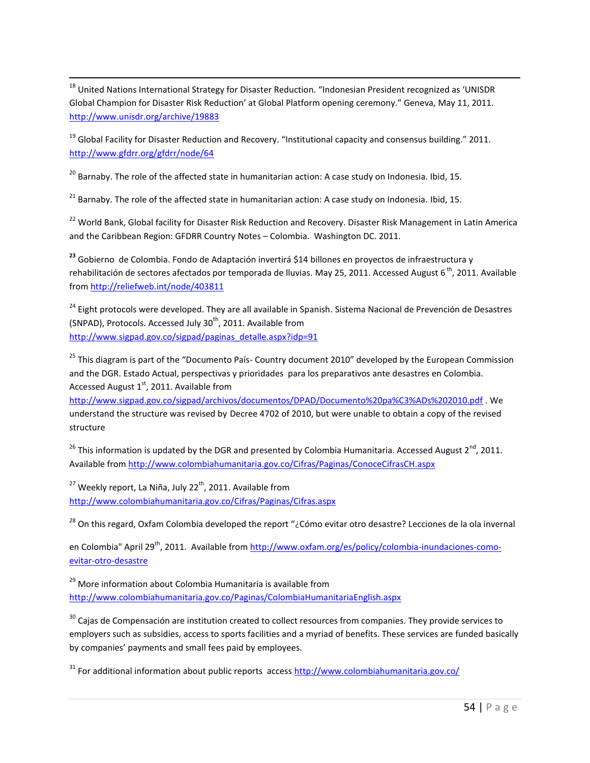[18] United Nations International Strategy for Disaster Reduction. "Indonesian President recognized as 'UNISDR Global Champion for Disaster Risk Reduction' at Global Platform opening ceremony." Geneva, May 11, 2011. http://www.unisdr.org/archive/19883

[19] Global Facility for Disaster Reduction and Recovery. "Institutional capacity and consensus building." 2011. http://www.gfdrr.org/gfdrr/node/64

[20] Barnaby. The role of the affected state in humanitarian action: A case study on Indonesia. Ibid, 15.

[21] Barnaby. The role of the affected state in humanitarian action: A case study on Indonesia. Ibid, 15.

[22] World Bank, Global facility for Disaster Risk Reduction and Recovery. Disaster Risk Management in Latin America and the Caribbean Region: GFDRR Country Notes – Colombia. Washington DC. 2011.

[23] Gobierno de Colombia. Fondo de Adaptación invertirá $14 billones en proyectos de infraestructura y rehabilitación de sectores afectados por temporada de lluvias. May 25, 2011. Accessed August 6th, 2011. Available from http://reliefweb.int/node/403811

[24] Eight protocols were developed. They are all available in Spanish. Sistema Nacional de Prevención de Desastres (SNPAD), Protocols. Accessed July 30th, 2011. Available from http://www.sigpad.gov.co/sigpad/paginas_detalle.aspx?idp=91

[25] This diagram is part of the "Documento País- Country document 2010" developed by the European Commission and the DGR. Estado Actual, perspectivas y prioridades para los preparativos ante desastres en Colombia. Accessed August 1st, 2011. Available from http://www.sigpad.gov.co/sigpad/archivos/documentos/DPAD/Documento%20pa%C3%ADs%202010.pdf . We understand the structure was revised by Decree 4702 of 2010, but were unable to obtain a copy of the revised structure

[26] This information is updated by the DGR and presented by Colombia Humanitaria. Accessed August 2nd, 2011. Available from http://www.colombiahumanitaria.gov.co/Cifras/Paginas/ConoceCifrasCH.aspx

[27] Weekly report, La Niña, July 22th, 2011. Available from http://www.colombiahumanitaria.gov.co/Cifras/Paginas/Cifras.aspx

[28] On this regard, Oxfam Colombia developed the report "¿Cómo evitar otro desastre? Lecciones de la ola invernal en Colombia" April 29th, 2011. Available from http://www.oxfam.org/es/policy/colombia-inundaciones-como-evitar-otro-desastre

[29] More information about Colombia Humanitaria is available from http://www.colombiahumanitaria.gov.co/Paginas/ColombiaHumanitariaEnglish.aspx

[30] Cajas de Compensación are institution created to collect resources from companies. They provide services to employers such as subsidies, access to sports facilities and a myriad of benefits. These services are funded basically by companies' payments and small fees paid by employees.

[31] For additional information about public reports access http://www.colombiahumanitaria.gov.co/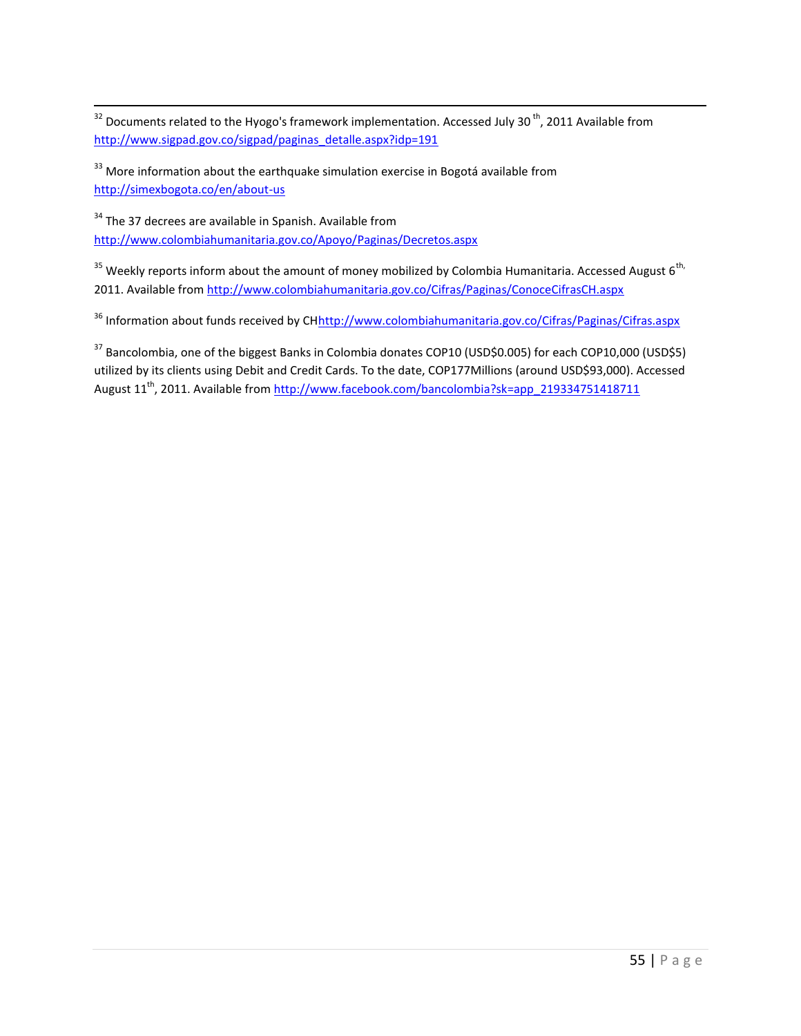[32] Documents related to the Hyogo's framework implementation. Accessed July 30 [th], 2011 Available from http://www.sigpad.gov.co/sigpad/paginas_detalle.aspx?idp=191

[33] More information about the earthquake simulation exercise in Bogotá available from http://simexbogota.co/en/about-us

[34] The 37 decrees are available in Spanish. Available from http://www.colombiahumanitaria.gov.co/Apoyo/Paginas/Decretos.aspx

[35] Weekly reports inform about the amount of money mobilized by Colombia Humanitaria. Accessed August 6[th,] 2011. Available from http://www.colombiahumanitaria.gov.co/Cifras/Paginas/ConoceCifrasCH.aspx

[36] Information about funds received by CHhttp://www.colombiahumanitaria.gov.co/Cifras/Paginas/Cifras.aspx

[37] Bancolombia, one of the biggest Banks in Colombia donates COP10 (USD$0.005) for each COP10,000 (USD$5) utilized by its clients using Debit and Credit Cards. To the date, COP177Millions (around USD$93,000). Accessed August 11[th], 2011. Available from http://www.facebook.com/bancolombia?sk=app_219334751418711